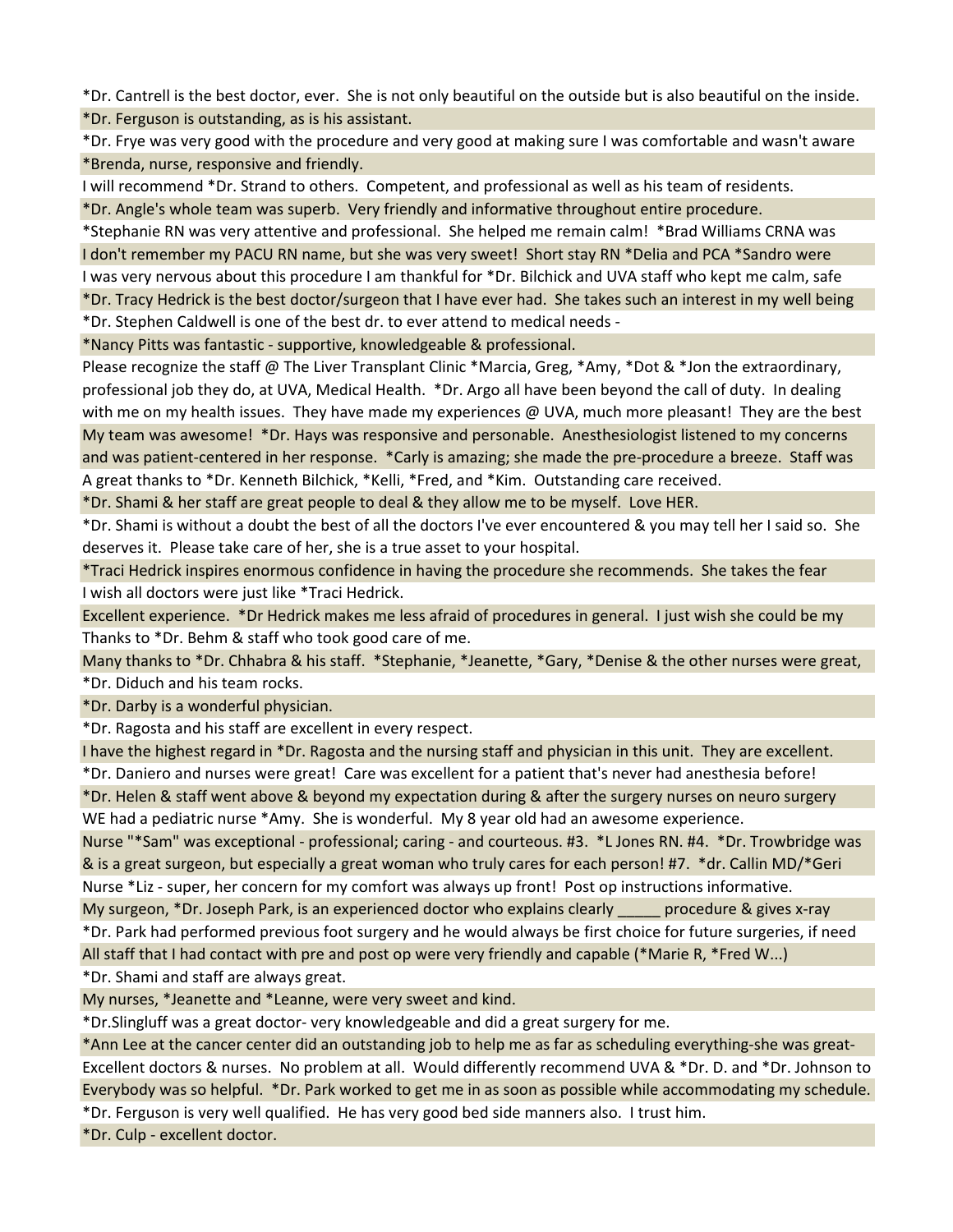*Dr. Cantrell is the best doctor, ever. She is not only beautiful on the outside but is also beautiful on the inside.

*Dr. Ferguson is outstanding, as is his assistant.

*Dr. Frye was very good with the procedure and very good at making sure I was comfortable and wasn't aware

*Brenda, nurse, responsive and friendly.

I will recommend *Dr. Strand to others. Competent, and professional as well as his team of residents.

*Dr. Angle's whole team was superb. Very friendly and informative throughout entire procedure.

*Stephanie RN was very attentive and professional. She helped me remain calm! *Brad Williams CRNA was

I don't remember my PACU RN name, but she was very sweet! Short stay RN *Delia and PCA *Sandro were

I was very nervous about this procedure I am thankful for *Dr. Bilchick and UVA staff who kept me calm, safe

*Dr. Tracy Hedrick is the best doctor/surgeon that I have ever had. She takes such an interest in my well being

*Dr. Stephen Caldwell is one of the best dr. to ever attend to medical needs -

*Nancy Pitts was fantastic - supportive, knowledgeable & professional.

Please recognize the staff @ The Liver Transplant Clinic *Marcia, Greg, *Amy, *Dot & *Jon the extraordinary, professional job they do, at UVA, Medical Health. *Dr. Argo all have been beyond the call of duty. In dealing with me on my health issues. They have made my experiences @ UVA, much more pleasant! They are the best

My team was awesome! *Dr. Hays was responsive and personable. Anesthesiologist listened to my concerns and was patient-centered in her response. *Carly is amazing; she made the pre-procedure a breeze. Staff was

A great thanks to *Dr. Kenneth Bilchick, *Kelli, *Fred, and *Kim. Outstanding care received.

*Dr. Shami & her staff are great people to deal & they allow me to be myself. Love HER.

*Dr. Shami is without a doubt the best of all the doctors I've ever encountered & you may tell her I said so. She deserves it. Please take care of her, she is a true asset to your hospital.

*Traci Hedrick inspires enormous confidence in having the procedure she recommends. She takes the fear

I wish all doctors were just like *Traci Hedrick.

Excellent experience. *Dr Hedrick makes me less afraid of procedures in general. I just wish she could be my

Thanks to *Dr. Behm & staff who took good care of me.

Many thanks to *Dr. Chhabra & his staff. *Stephanie, *Jeanette, *Gary, *Denise & the other nurses were great,

*Dr. Diduch and his team rocks.

*Dr. Darby is a wonderful physician.

*Dr. Ragosta and his staff are excellent in every respect.

I have the highest regard in *Dr. Ragosta and the nursing staff and physician in this unit. They are excellent.

*Dr. Daniero and nurses were great! Care was excellent for a patient that's never had anesthesia before!

*Dr. Helen & staff went above & beyond my expectation during & after the surgery nurses on neuro surgery

WE had a pediatric nurse *Amy. She is wonderful. My 8 year old had an awesome experience.

Nurse "*Sam" was exceptional - professional; caring - and courteous. #3. *L Jones RN. #4. *Dr. Trowbridge was & is a great surgeon, but especially a great woman who truly cares for each person! #7. *dr. Callin MD/*Geri

Nurse *Liz - super, her concern for my comfort was always up front! Post op instructions informative.

My surgeon, *Dr. Joseph Park, is an experienced doctor who explains clearly _____ procedure & gives x-ray

*Dr. Park had performed previous foot surgery and he would always be first choice for future surgeries, if need

All staff that I had contact with pre and post op were very friendly and capable (*Marie R, *Fred W...)

*Dr. Shami and staff are always great.

My nurses, *Jeanette and *Leanne, were very sweet and kind.

*Dr.Slingluff was a great doctor- very knowledgeable and did a great surgery for me.

*Ann Lee at the cancer center did an outstanding job to help me as far as scheduling everything-she was great-

Excellent doctors & nurses. No problem at all. Would differently recommend UVA & *Dr. D. and *Dr. Johnson to

Everybody was so helpful. *Dr. Park worked to get me in as soon as possible while accommodating my schedule.

*Dr. Ferguson is very well qualified. He has very good bed side manners also. I trust him.

*Dr. Culp - excellent doctor.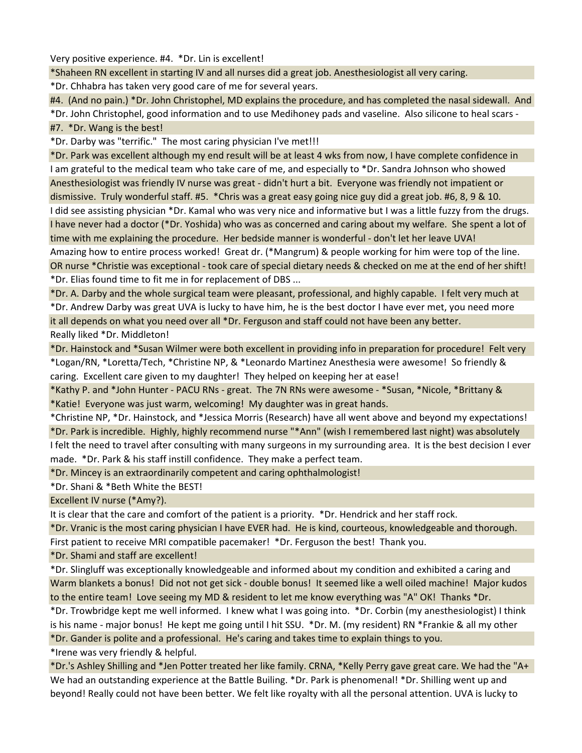Very positive experience. #4. *Dr. Lin is excellent!

*Shaheen RN excellent in starting IV and all nurses did a great job. Anesthesiologist all very caring.

*Dr. Chhabra has taken very good care of me for several years.

#4. (And no pain.) *Dr. John Christophel, MD explains the procedure, and has completed the nasal sidewall. And

*Dr. John Christophel, good information and to use Medihoney pads and vaseline. Also silicone to heal scars -

#7. *Dr. Wang is the best!

*Dr. Darby was "terrific." The most caring physician I've met!!!

*Dr. Park was excellent although my end result will be at least 4 wks from now, I have complete confidence in

I am grateful to the medical team who take care of me, and especially to *Dr. Sandra Johnson who showed

Anesthesiologist was friendly IV nurse was great - didn't hurt a bit. Everyone was friendly not impatient or dismissive. Truly wonderful staff. #5. *Chris was a great easy going nice guy did a great job. #6, 8, 9 & 10.

I did see assisting physician *Dr. Kamal who was very nice and informative but I was a little fuzzy from the drugs.

I have never had a doctor (*Dr. Yoshida) who was as concerned and caring about my welfare. She spent a lot of time with me explaining the procedure. Her bedside manner is wonderful - don't let her leave UVA!

Amazing how to entire process worked! Great dr. (*Mangrum) & people working for him were top of the line.

OR nurse *Christie was exceptional - took care of special dietary needs & checked on me at the end of her shift!

*Dr. Elias found time to fit me in for replacement of DBS ...

*Dr. A. Darby and the whole surgical team were pleasant, professional, and highly capable. I felt very much at

*Dr. Andrew Darby was great UVA is lucky to have him, he is the best doctor I have ever met, you need more

it all depends on what you need over all *Dr. Ferguson and staff could not have been any better.

Really liked *Dr. Middleton!

*Dr. Hainstock and *Susan Wilmer were both excellent in providing info in preparation for procedure! Felt very

*Logan/RN, *Loretta/Tech, *Christine NP, & *Leonardo Martinez Anesthesia were awesome! So friendly & caring. Excellent care given to my daughter! They helped on keeping her at ease!

*Kathy P. and *John Hunter - PACU RNs - great. The 7N RNs were awesome - *Susan, *Nicole, *Brittany & *Katie! Everyone was just warm, welcoming! My daughter was in great hands.

*Christine NP, *Dr. Hainstock, and *Jessica Morris (Research) have all went above and beyond my expectations!

*Dr. Park is incredible. Highly, highly recommend nurse "*Ann" (wish I remembered last night) was absolutely

I felt the need to travel after consulting with many surgeons in my surrounding area. It is the best decision I ever made. *Dr. Park & his staff instill confidence. They make a perfect team.

*Dr. Mincey is an extraordinarily competent and caring ophthalmologist!

*Dr. Shani & *Beth White the BEST!

Excellent IV nurse (*Amy?).

It is clear that the care and comfort of the patient is a priority. *Dr. Hendrick and her staff rock.

*Dr. Vranic is the most caring physician I have EVER had. He is kind, courteous, knowledgeable and thorough.

First patient to receive MRI compatible pacemaker! *Dr. Ferguson the best! Thank you.

*Dr. Shami and staff are excellent!

*Dr. Slingluff was exceptionally knowledgeable and informed about my condition and exhibited a caring and

Warm blankets a bonus! Did not not get sick - double bonus! It seemed like a well oiled machine! Major kudos to the entire team! Love seeing my MD & resident to let me know everything was "A" OK! Thanks *Dr.

*Dr. Trowbridge kept me well informed. I knew what I was going into. *Dr. Corbin (my anesthesiologist) I think is his name - major bonus! He kept me going until I hit SSU. *Dr. M. (my resident) RN *Frankie & all my other

*Dr. Gander is polite and a professional. He's caring and takes time to explain things to you.

*Irene was very friendly & helpful.

*Dr.'s Ashley Shilling and *Jen Potter treated her like family. CRNA, *Kelly Perry gave great care. We had the "A+

We had an outstanding experience at the Battle Builing. *Dr. Park is phenomenal! *Dr. Shilling went up and beyond! Really could not have been better. We felt like royalty with all the personal attention. UVA is lucky to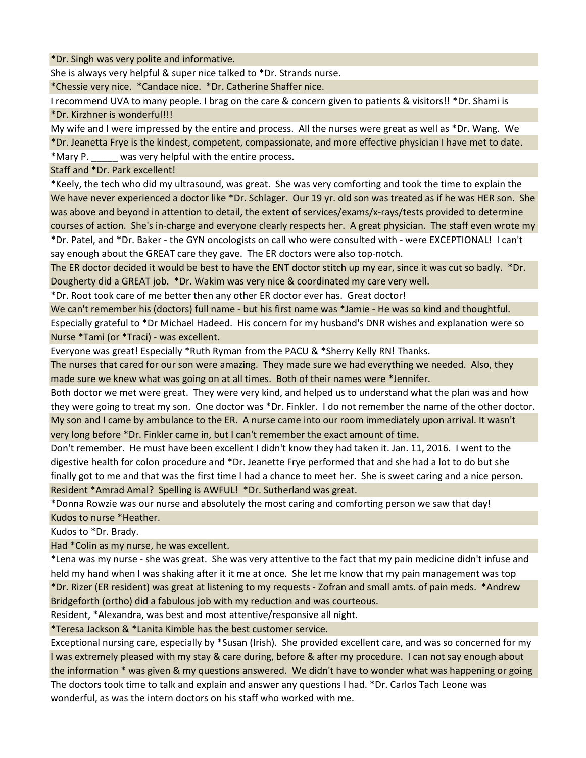*Dr. Singh was very polite and informative.

She is always very helpful & super nice talked to *Dr. Strands nurse.

*Chessie very nice. *Candace nice. *Dr. Catherine Shaffer nice.

I recommend UVA to many people. I brag on the care & concern given to patients & visitors!! *Dr. Shami is

*Dr. Kirzhner is wonderful!!!

My wife and I were impressed by the entire and process. All the nurses were great as well as *Dr. Wang. We

*Dr. Jeanetta Frye is the kindest, competent, compassionate, and more effective physician I have met to date.

*Mary P. _____ was very helpful with the entire process.

Staff and *Dr. Park excellent!

*Keely, the tech who did my ultrasound, was great. She was very comforting and took the time to explain the

We have never experienced a doctor like *Dr. Schlager. Our 19 yr. old son was treated as if he was HER son. She was above and beyond in attention to detail, the extent of services/exams/x-rays/tests provided to determine courses of action. She's in-charge and everyone clearly respects her. A great physician. The staff even wrote my

*Dr. Patel, and *Dr. Baker - the GYN oncologists on call who were consulted with - were EXCEPTIONAL! I can't say enough about the GREAT care they gave. The ER doctors were also top-notch.

The ER doctor decided it would be best to have the ENT doctor stitch up my ear, since it was cut so badly. *Dr. Dougherty did a GREAT job. *Dr. Wakim was very nice & coordinated my care very well.

*Dr. Root took care of me better then any other ER doctor ever has. Great doctor!

We can't remember his (doctors) full name - but his first name was *Jamie - He was so kind and thoughtful.

Especially grateful to *Dr Michael Hadeed. His concern for my husband's DNR wishes and explanation were so

Nurse *Tami (or *Traci) - was excellent.

Everyone was great! Especially *Ruth Ryman from the PACU & *Sherry Kelly RN! Thanks.

The nurses that cared for our son were amazing. They made sure we had everything we needed. Also, they made sure we knew what was going on at all times. Both of their names were *Jennifer.

Both doctor we met were great. They were very kind, and helped us to understand what the plan was and how they were going to treat my son. One doctor was *Dr. Finkler. I do not remember the name of the other doctor.

My son and I came by ambulance to the ER. A nurse came into our room immediately upon arrival. It wasn't very long before *Dr. Finkler came in, but I can't remember the exact amount of time.

Don't remember. He must have been excellent I didn't know they had taken it. Jan. 11, 2016. I went to the digestive health for colon procedure and *Dr. Jeanette Frye performed that and she had a lot to do but she finally got to me and that was the first time I had a chance to meet her. She is sweet caring and a nice person.

Resident *Amrad Amal? Spelling is AWFUL! *Dr. Sutherland was great.

*Donna Rowzie was our nurse and absolutely the most caring and comforting person we saw that day!

Kudos to nurse *Heather.

Kudos to *Dr. Brady.

Had *Colin as my nurse, he was excellent.

*Lena was my nurse - she was great. She was very attentive to the fact that my pain medicine didn't infuse and held my hand when I was shaking after it it me at once. She let me know that my pain management was top

*Dr. Rizer (ER resident) was great at listening to my requests - Zofran and small amts. of pain meds. *Andrew Bridgeforth (ortho) did a fabulous job with my reduction and was courteous.

Resident, *Alexandra, was best and most attentive/responsive all night.

*Teresa Jackson & *Lanita Kimble has the best customer service.

Exceptional nursing care, especially by *Susan (Irish). She provided excellent care, and was so concerned for my

I was extremely pleased with my stay & care during, before & after my procedure. I can not say enough about the information * was given & my questions answered. We didn't have to wonder what was happening or going

The doctors took time to talk and explain and answer any questions I had. *Dr. Carlos Tach Leone was wonderful, as was the intern doctors on his staff who worked with me.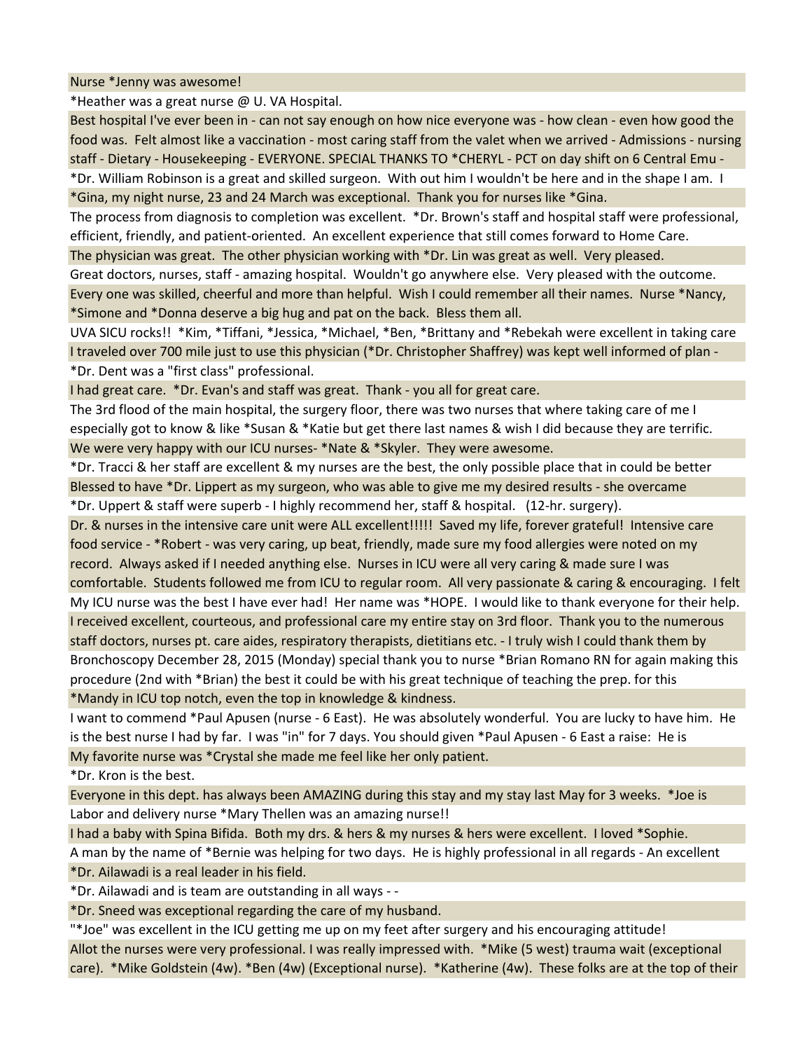Nurse *Jenny was awesome!

*Heather was a great nurse @ U. VA Hospital.

Best hospital I've ever been in - can not say enough on how nice everyone was - how clean - even how good the food was. Felt almost like a vaccination - most caring staff from the valet when we arrived - Admissions - nursing staff - Dietary - Housekeeping - EVERYONE. SPECIAL THANKS TO *CHERYL - PCT on day shift on 6 Central Emu -

*Dr. William Robinson is a great and skilled surgeon. With out him I wouldn't be here and in the shape I am. I

*Gina, my night nurse, 23 and 24 March was exceptional. Thank you for nurses like *Gina.

The process from diagnosis to completion was excellent. *Dr. Brown's staff and hospital staff were professional, efficient, friendly, and patient-oriented. An excellent experience that still comes forward to Home Care.

The physician was great. The other physician working with *Dr. Lin was great as well. Very pleased.

Great doctors, nurses, staff - amazing hospital. Wouldn't go anywhere else. Very pleased with the outcome.

Every one was skilled, cheerful and more than helpful. Wish I could remember all their names. Nurse *Nancy, *Simone and *Donna deserve a big hug and pat on the back. Bless them all.

UVA SICU rocks!! *Kim, *Tiffani, *Jessica, *Michael, *Ben, *Brittany and *Rebekah were excellent in taking care

I traveled over 700 mile just to use this physician (*Dr. Christopher Shaffrey) was kept well informed of plan -

*Dr. Dent was a "first class" professional.

I had great care. *Dr. Evan's and staff was great. Thank - you all for great care.

The 3rd flood of the main hospital, the surgery floor, there was two nurses that where taking care of me I especially got to know & like *Susan & *Katie but get there last names & wish I did because they are terrific.

We were very happy with our ICU nurses- *Nate & *Skyler. They were awesome.

*Dr. Tracci & her staff are excellent & my nurses are the best, the only possible place that in could be better

Blessed to have *Dr. Lippert as my surgeon, who was able to give me my desired results - she overcame

*Dr. Uppert & staff were superb - I highly recommend her, staff & hospital. (12-hr. surgery).

Dr. & nurses in the intensive care unit were ALL excellent!!!!! Saved my life, forever grateful! Intensive care food service - *Robert - was very caring, up beat, friendly, made sure my food allergies were noted on my record. Always asked if I needed anything else. Nurses in ICU were all very caring & made sure I was comfortable. Students followed me from ICU to regular room. All very passionate & caring & encouraging. I felt

My ICU nurse was the best I have ever had! Her name was *HOPE. I would like to thank everyone for their help.

I received excellent, courteous, and professional care my entire stay on 3rd floor. Thank you to the numerous staff doctors, nurses pt. care aides, respiratory therapists, dietitians etc. - I truly wish I could thank them by

Bronchoscopy December 28, 2015 (Monday) special thank you to nurse *Brian Romano RN for again making this procedure (2nd with *Brian) the best it could be with his great technique of teaching the prep. for this

*Mandy in ICU top notch, even the top in knowledge & kindness.

I want to commend *Paul Apusen (nurse - 6 East). He was absolutely wonderful. You are lucky to have him. He is the best nurse I had by far. I was "in" for 7 days. You should given *Paul Apusen - 6 East a raise: He is

My favorite nurse was *Crystal she made me feel like her only patient.

*Dr. Kron is the best.

Everyone in this dept. has always been AMAZING during this stay and my stay last May for 3 weeks. *Joe is

Labor and delivery nurse *Mary Thellen was an amazing nurse!!

I had a baby with Spina Bifida. Both my drs. & hers & my nurses & hers were excellent. I loved *Sophie.

A man by the name of *Bernie was helping for two days. He is highly professional in all regards - An excellent

*Dr. Ailawadi is a real leader in his field.

*Dr. Ailawadi and is team are outstanding in all ways - -

*Dr. Sneed was exceptional regarding the care of my husband.

"*Joe" was excellent in the ICU getting me up on my feet after surgery and his encouraging attitude!

Allot the nurses were very professional. I was really impressed with. *Mike (5 west) trauma wait (exceptional care). *Mike Goldstein (4w). *Ben (4w) (Exceptional nurse). *Katherine (4w). These folks are at the top of their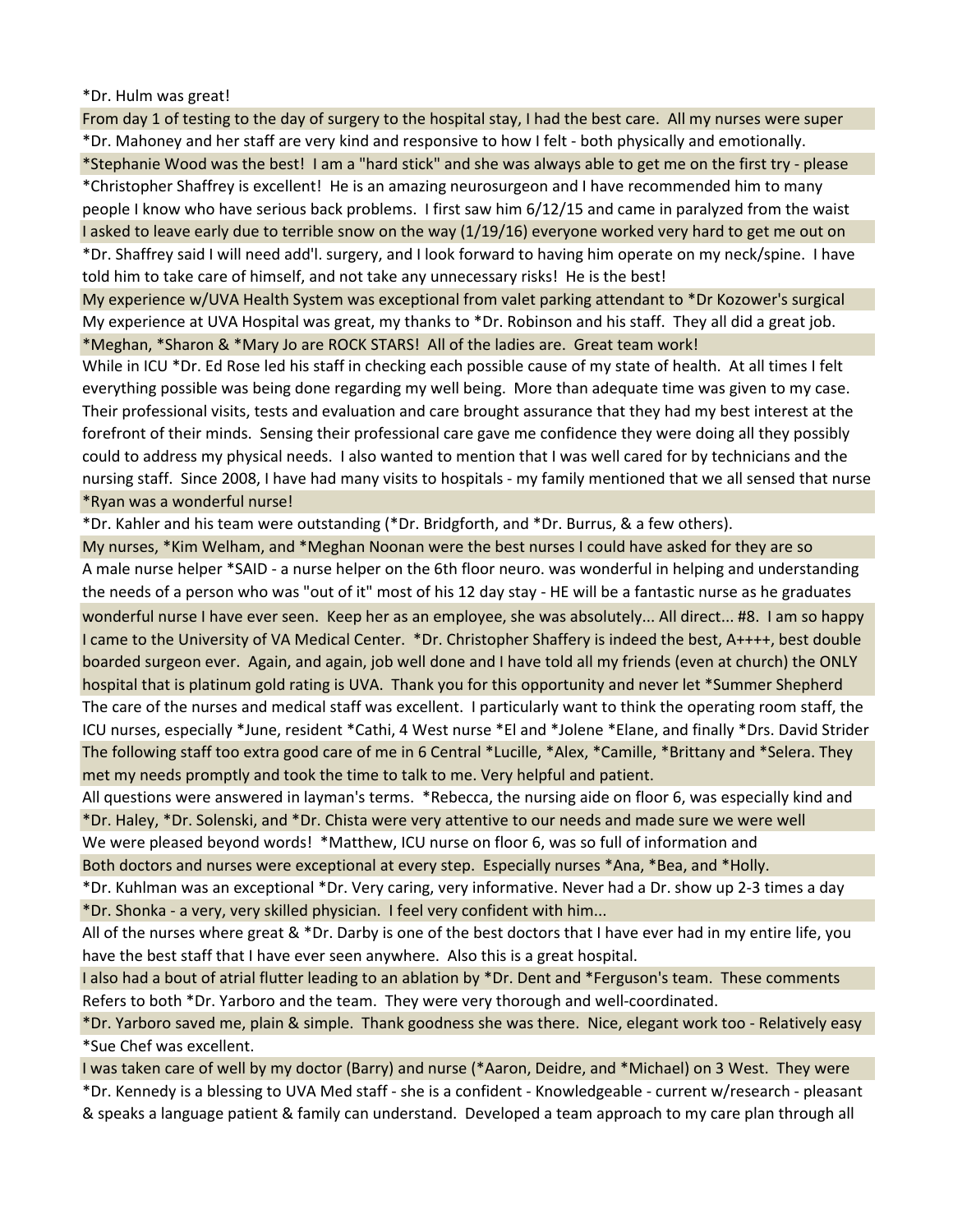*Dr. Hulm was great!

From day 1 of testing to the day of surgery to the hospital stay, I had the best care. All my nurses were super

*Dr. Mahoney and her staff are very kind and responsive to how I felt - both physically and emotionally.

*Stephanie Wood was the best! I am a "hard stick" and she was always able to get me on the first try - please

*Christopher Shaffrey is excellent! He is an amazing neurosurgeon and I have recommended him to many people I know who have serious back problems. I first saw him 6/12/15 and came in paralyzed from the waist

I asked to leave early due to terrible snow on the way (1/19/16) everyone worked very hard to get me out on

*Dr. Shaffrey said I will need add'l. surgery, and I look forward to having him operate on my neck/spine. I have told him to take care of himself, and not take any unnecessary risks! He is the best!

My experience w/UVA Health System was exceptional from valet parking attendant to *Dr Kozower's surgical

My experience at UVA Hospital was great, my thanks to *Dr. Robinson and his staff. They all did a great job.

*Meghan, *Sharon & *Mary Jo are ROCK STARS! All of the ladies are. Great team work!

While in ICU *Dr. Ed Rose led his staff in checking each possible cause of my state of health. At all times I felt everything possible was being done regarding my well being. More than adequate time was given to my case. Their professional visits, tests and evaluation and care brought assurance that they had my best interest at the forefront of their minds. Sensing their professional care gave me confidence they were doing all they possibly could to address my physical needs. I also wanted to mention that I was well cared for by technicians and the nursing staff. Since 2008, I have had many visits to hospitals - my family mentioned that we all sensed that nurse

*Ryan was a wonderful nurse!

*Dr. Kahler and his team were outstanding (*Dr. Bridgforth, and *Dr. Burrus, & a few others).

My nurses, *Kim Welham, and *Meghan Noonan were the best nurses I could have asked for they are so

A male nurse helper *SAID - a nurse helper on the 6th floor neuro. was wonderful in helping and understanding the needs of a person who was "out of it" most of his 12 day stay - HE will be a fantastic nurse as he graduates

wonderful nurse I have ever seen. Keep her as an employee, she was absolutely... All direct... #8. I am so happy I came to the University of VA Medical Center. *Dr. Christopher Shaffery is indeed the best, A++++, best double boarded surgeon ever. Again, and again, job well done and I have told all my friends (even at church) the ONLY hospital that is platinum gold rating is UVA. Thank you for this opportunity and never let *Summer Shepherd

The care of the nurses and medical staff was excellent. I particularly want to think the operating room staff, the ICU nurses, especially *June, resident *Cathi, 4 West nurse *El and *Jolene *Elane, and finally *Drs. David Strider

The following staff too extra good care of me in 6 Central *Lucille, *Alex, *Camille, *Brittany and *Selera. They met my needs promptly and took the time to talk to me. Very helpful and patient.

All questions were answered in layman's terms. *Rebecca, the nursing aide on floor 6, was especially kind and

*Dr. Haley, *Dr. Solenski, and *Dr. Chista were very attentive to our needs and made sure we were well

We were pleased beyond words! *Matthew, ICU nurse on floor 6, was so full of information and

Both doctors and nurses were exceptional at every step. Especially nurses *Ana, *Bea, and *Holly.

*Dr. Kuhlman was an exceptional *Dr. Very caring, very informative. Never had a Dr. show up 2-3 times a day

*Dr. Shonka - a very, very skilled physician. I feel very confident with him...

All of the nurses where great & *Dr. Darby is one of the best doctors that I have ever had in my entire life, you have the best staff that I have ever seen anywhere. Also this is a great hospital.

I also had a bout of atrial flutter leading to an ablation by *Dr. Dent and *Ferguson's team. These comments

Refers to both *Dr. Yarboro and the team. They were very thorough and well-coordinated.

*Dr. Yarboro saved me, plain & simple. Thank goodness she was there. Nice, elegant work too - Relatively easy

*Sue Chef was excellent.

I was taken care of well by my doctor (Barry) and nurse (*Aaron, Deidre, and *Michael) on 3 West. They were

*Dr. Kennedy is a blessing to UVA Med staff - she is a confident - Knowledgeable - current w/research - pleasant & speaks a language patient & family can understand. Developed a team approach to my care plan through all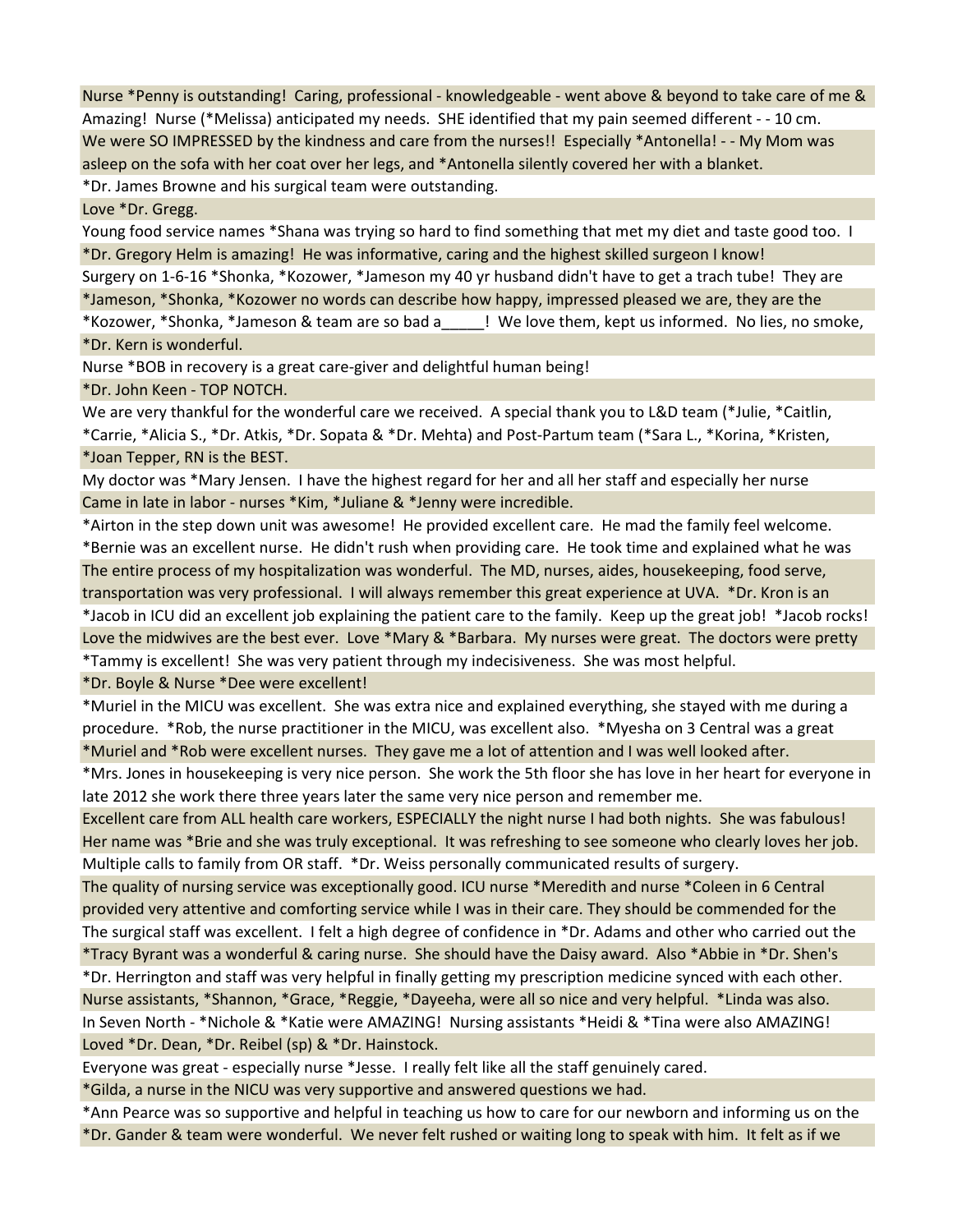Nurse *Penny is outstanding! Caring, professional - knowledgeable - went above & beyond to take care of me &

Amazing! Nurse (*Melissa) anticipated my needs. SHE identified that my pain seemed different - - 10 cm.

We were SO IMPRESSED by the kindness and care from the nurses!! Especially *Antonella! - - My Mom was asleep on the sofa with her coat over her legs, and *Antonella silently covered her with a blanket.

*Dr. James Browne and his surgical team were outstanding.

Love *Dr. Gregg.

Young food service names *Shana was trying so hard to find something that met my diet and taste good too. I

*Dr. Gregory Helm is amazing! He was informative, caring and the highest skilled surgeon I know!

Surgery on 1-6-16 *Shonka, *Kozower, *Jameson my 40 yr husband didn't have to get a trach tube! They are

*Jameson, *Shonka, *Kozower no words can describe how happy, impressed pleased we are, they are the

*Kozower, *Shonka, *Jameson & team are so bad a_____! We love them, kept us informed. No lies, no smoke,

*Dr. Kern is wonderful.

Nurse *BOB in recovery is a great care-giver and delightful human being!

*Dr. John Keen - TOP NOTCH.

We are very thankful for the wonderful care we received. A special thank you to L&D team (*Julie, *Caitlin, *Carrie, *Alicia S., *Dr. Atkis, *Dr. Sopata & *Dr. Mehta) and Post-Partum team (*Sara L., *Korina, *Kristen,

*Joan Tepper, RN is the BEST.

My doctor was *Mary Jensen. I have the highest regard for her and all her staff and especially her nurse

Came in late in labor - nurses *Kim, *Juliane & *Jenny were incredible.

*Airton in the step down unit was awesome! He provided excellent care. He mad the family feel welcome.

*Bernie was an excellent nurse. He didn't rush when providing care. He took time and explained what he was

The entire process of my hospitalization was wonderful. The MD, nurses, aides, housekeeping, food serve, transportation was very professional. I will always remember this great experience at UVA. *Dr. Kron is an

*Jacob in ICU did an excellent job explaining the patient care to the family. Keep up the great job! *Jacob rocks!

Love the midwives are the best ever. Love *Mary & *Barbara. My nurses were great. The doctors were pretty

*Tammy is excellent! She was very patient through my indecisiveness. She was most helpful.

*Dr. Boyle & Nurse *Dee were excellent!

*Muriel in the MICU was excellent. She was extra nice and explained everything, she stayed with me during a procedure. *Rob, the nurse practitioner in the MICU, was excellent also. *Myesha on 3 Central was a great

*Muriel and *Rob were excellent nurses. They gave me a lot of attention and I was well looked after.

*Mrs. Jones in housekeeping is very nice person. She work the 5th floor she has love in her heart for everyone in late 2012 she work there three years later the same very nice person and remember me.

Excellent care from ALL health care workers, ESPECIALLY the night nurse I had both nights. She was fabulous! Her name was *Brie and she was truly exceptional. It was refreshing to see someone who clearly loves her job.

Multiple calls to family from OR staff. *Dr. Weiss personally communicated results of surgery.

The quality of nursing service was exceptionally good. ICU nurse *Meredith and nurse *Coleen in 6 Central provided very attentive and comforting service while I was in their care. They should be commended for the

The surgical staff was excellent. I felt a high degree of confidence in *Dr. Adams and other who carried out the

*Tracy Byrant was a wonderful & caring nurse. She should have the Daisy award. Also *Abbie in *Dr. Shen's

*Dr. Herrington and staff was very helpful in finally getting my prescription medicine synced with each other.

Nurse assistants, *Shannon, *Grace, *Reggie, *Dayeeha, were all so nice and very helpful. *Linda was also.

In Seven North - *Nichole & *Katie were AMAZING! Nursing assistants *Heidi & *Tina were also AMAZING!

Loved *Dr. Dean, *Dr. Reibel (sp) & *Dr. Hainstock.

Everyone was great - especially nurse *Jesse. I really felt like all the staff genuinely cared.

*Gilda, a nurse in the NICU was very supportive and answered questions we had.

*Ann Pearce was so supportive and helpful in teaching us how to care for our newborn and informing us on the

*Dr. Gander & team were wonderful. We never felt rushed or waiting long to speak with him. It felt as if we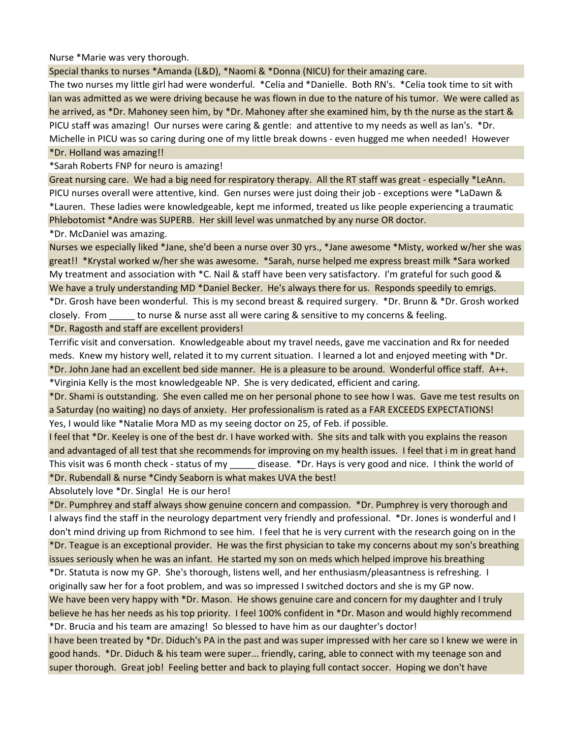Nurse *Marie was very thorough.

Special thanks to nurses *Amanda (L&D), *Naomi & *Donna (NICU) for their amazing care.

The two nurses my little girl had were wonderful. *Celia and *Danielle. Both RN's. *Celia took time to sit with

Ian was admitted as we were driving because he was flown in due to the nature of his tumor. We were called as he arrived, as *Dr. Mahoney seen him, by *Dr. Mahoney after she examined him, by th the nurse as the start &

PICU staff was amazing! Our nurses were caring & gentle: and attentive to my needs as well as Ian's. *Dr. Michelle in PICU was so caring during one of my little break downs - even hugged me when needed! However

*Dr. Holland was amazing!!

*Sarah Roberts FNP for neuro is amazing!

Great nursing care. We had a big need for respiratory therapy. All the RT staff was great - especially *LeAnn.

PICU nurses overall were attentive, kind. Gen nurses were just doing their job - exceptions were *LaDawn & *Lauren. These ladies were knowledgeable, kept me informed, treated us like people experiencing a traumatic

Phlebotomist *Andre was SUPERB. Her skill level was unmatched by any nurse OR doctor.

*Dr. McDaniel was amazing.

Nurses we especially liked *Jane, she'd been a nurse over 30 yrs., *Jane awesome *Misty, worked w/her she was great!! *Krystal worked w/her she was awesome. *Sarah, nurse helped me express breast milk *Sara worked

My treatment and association with *C. Nail & staff have been very satisfactory. I'm grateful for such good &

We have a truly understanding MD *Daniel Becker. He's always there for us. Responds speedily to emrigs.

*Dr. Grosh have been wonderful. This is my second breast & required surgery. *Dr. Brunn & *Dr. Grosh worked closely. From _____ to nurse & nurse asst all were caring & sensitive to my concerns & feeling.

*Dr. Ragosth and staff are excellent providers!

Terrific visit and conversation. Knowledgeable about my travel needs, gave me vaccination and Rx for needed meds. Knew my history well, related it to my current situation. I learned a lot and enjoyed meeting with *Dr.

*Dr. John Jane had an excellent bed side manner. He is a pleasure to be around. Wonderful office staff. A++.

*Virginia Kelly is the most knowledgeable NP. She is very dedicated, efficient and caring.

*Dr. Shami is outstanding. She even called me on her personal phone to see how I was. Gave me test results on a Saturday (no waiting) no days of anxiety. Her professionalism is rated as a FAR EXCEEDS EXPECTATIONS!

Yes, I would like *Natalie Mora MD as my seeing doctor on 25, of Feb. if possible.

I feel that *Dr. Keeley is one of the best dr. I have worked with. She sits and talk with you explains the reason and advantaged of all test that she recommends for improving on my health issues. I feel that i m in great hand

This visit was 6 month check - status of my _____ disease. *Dr. Hays is very good and nice. I think the world of

*Dr. Rubendall & nurse *Cindy Seaborn is what makes UVA the best!

Absolutely love *Dr. Singla! He is our hero!

*Dr. Pumphrey and staff always show genuine concern and compassion. *Dr. Pumphrey is very thorough and

I always find the staff in the neurology department very friendly and professional. *Dr. Jones is wonderful and I don't mind driving up from Richmond to see him. I feel that he is very current with the research going on in the

*Dr. Teague is an exceptional provider. He was the first physician to take my concerns about my son's breathing issues seriously when he was an infant. He started my son on meds which helped improve his breathing

*Dr. Statuta is now my GP. She's thorough, listens well, and her enthusiasm/pleasantness is refreshing. I originally saw her for a foot problem, and was so impressed I switched doctors and she is my GP now.

We have been very happy with *Dr. Mason. He shows genuine care and concern for my daughter and I truly believe he has her needs as his top priority. I feel 100% confident in *Dr. Mason and would highly recommend

*Dr. Brucia and his team are amazing! So blessed to have him as our daughter's doctor!

I have been treated by *Dr. Diduch's PA in the past and was super impressed with her care so I knew we were in good hands. *Dr. Diduch & his team were super... friendly, caring, able to connect with my teenage son and super thorough. Great job! Feeling better and back to playing full contact soccer. Hoping we don't have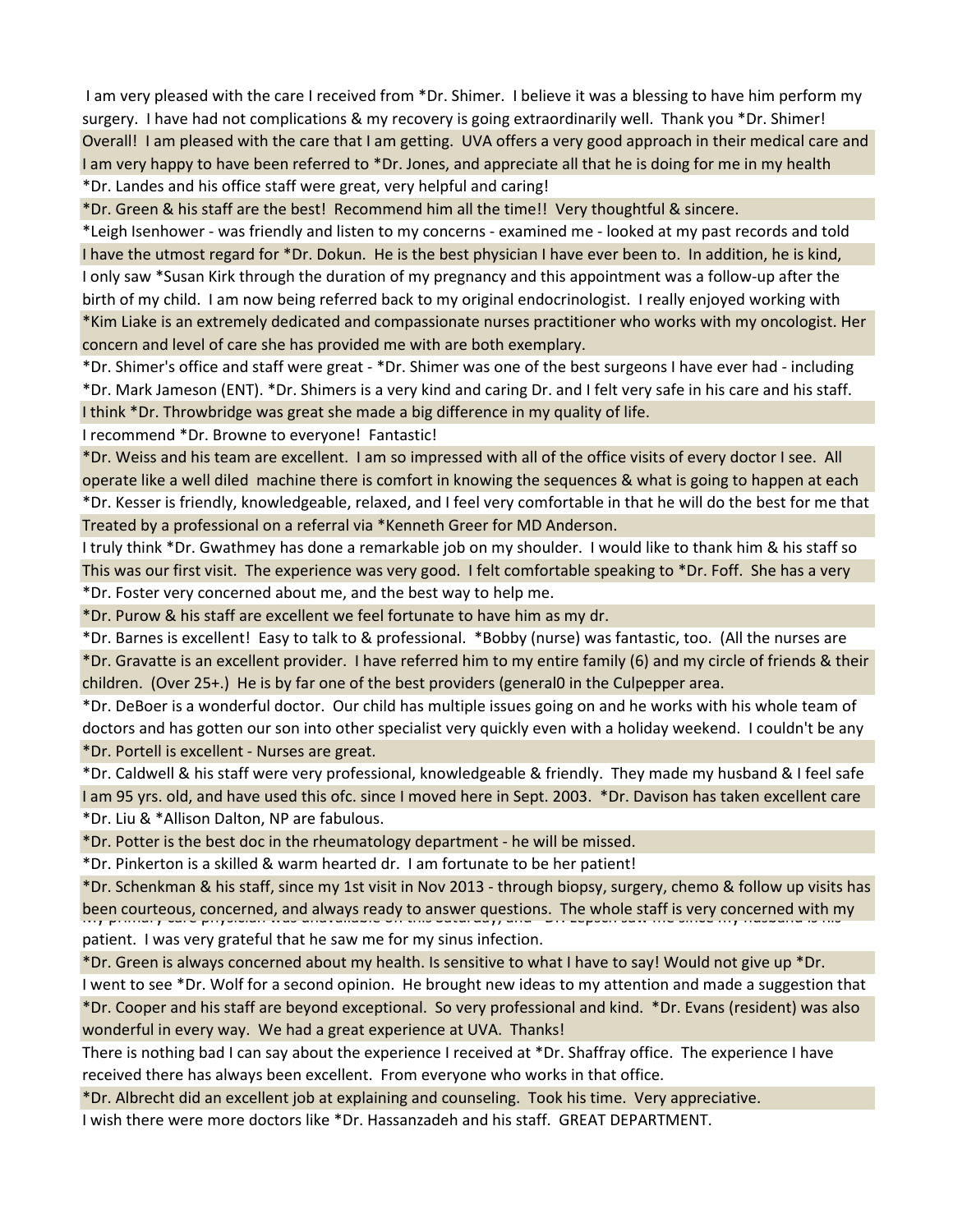I am very pleased with the care I received from *Dr. Shimer. I believe it was a blessing to have him perform my surgery. I have had not complications & my recovery is going extraordinarily well. Thank you *Dr. Shimer!

Overall! I am pleased with the care that I am getting. UVA offers a very good approach in their medical care and I am very happy to have been referred to *Dr. Jones, and appreciate all that he is doing for me in my health

*Dr. Landes and his office staff were great, very helpful and caring!

*Dr. Green & his staff are the best! Recommend him all the time!! Very thoughtful & sincere.

*Leigh Isenhower - was friendly and listen to my concerns - examined me - looked at my past records and told

I have the utmost regard for *Dr. Dokun. He is the best physician I have ever been to. In addition, he is kind,

I only saw *Susan Kirk through the duration of my pregnancy and this appointment was a follow-up after the birth of my child. I am now being referred back to my original endocrinologist. I really enjoyed working with

*Kim Liake is an extremely dedicated and compassionate nurses practitioner who works with my oncologist. Her concern and level of care she has provided me with are both exemplary.

*Dr. Shimer's office and staff were great - *Dr. Shimer was one of the best surgeons I have ever had - including *Dr. Mark Jameson (ENT). *Dr. Shimers is a very kind and caring Dr. and I felt very safe in his care and his staff.

I think *Dr. Throwbridge was great she made a big difference in my quality of life.

I recommend *Dr. Browne to everyone! Fantastic!

*Dr. Weiss and his team are excellent. I am so impressed with all of the office visits of every doctor I see. All operate like a well diled machine there is comfort in knowing the sequences & what is going to happen at each

*Dr. Kesser is friendly, knowledgeable, relaxed, and I feel very comfortable in that he will do the best for me that

Treated by a professional on a referral via *Kenneth Greer for MD Anderson.

I truly think *Dr. Gwathmey has done a remarkable job on my shoulder. I would like to thank him & his staff so

This was our first visit. The experience was very good. I felt comfortable speaking to *Dr. Foff. She has a very

*Dr. Foster very concerned about me, and the best way to help me.

*Dr. Purow & his staff are excellent we feel fortunate to have him as my dr.

*Dr. Barnes is excellent! Easy to talk to & professional. *Bobby (nurse) was fantastic, too. (All the nurses are

*Dr. Gravatte is an excellent provider. I have referred him to my entire family (6) and my circle of friends & their children. (Over 25+.) He is by far one of the best providers (general0 in the Culpepper area.

*Dr. DeBoer is a wonderful doctor. Our child has multiple issues going on and he works with his whole team of doctors and has gotten our son into other specialist very quickly even with a holiday weekend. I couldn't be any

*Dr. Portell is excellent - Nurses are great.

*Dr. Caldwell & his staff were very professional, knowledgeable & friendly. They made my husband & I feel safe

I am 95 yrs. old, and have used this ofc. since I moved here in Sept. 2003. *Dr. Davison has taken excellent care

*Dr. Liu & *Allison Dalton, NP are fabulous.

*Dr. Potter is the best doc in the rheumatology department - he will be missed.

*Dr. Pinkerton is a skilled & warm hearted dr. I am fortunate to be her patient!

*Dr. Schenkman & his staff, since my 1st visit in Nov 2013 - through biopsy, surgery, chemo & follow up visits has been courteous, concerned, and always ready to answer questions. The whole staff is very concerned with my

My primary care physician was unavailable on this Saturday, and *Dr. Lepsch saw me since my husband is his patient. I was very grateful that he saw me for my sinus infection.

*Dr. Green is always concerned about my health. Is sensitive to what I have to say! Would not give up *Dr.

I went to see *Dr. Wolf for a second opinion. He brought new ideas to my attention and made a suggestion that

*Dr. Cooper and his staff are beyond exceptional. So very professional and kind. *Dr. Evans (resident) was also wonderful in every way. We had a great experience at UVA. Thanks!

There is nothing bad I can say about the experience I received at *Dr. Shaffray office. The experience I have received there has always been excellent. From everyone who works in that office.

*Dr. Albrecht did an excellent job at explaining and counseling. Took his time. Very appreciative.

I wish there were more doctors like *Dr. Hassanzadeh and his staff. GREAT DEPARTMENT.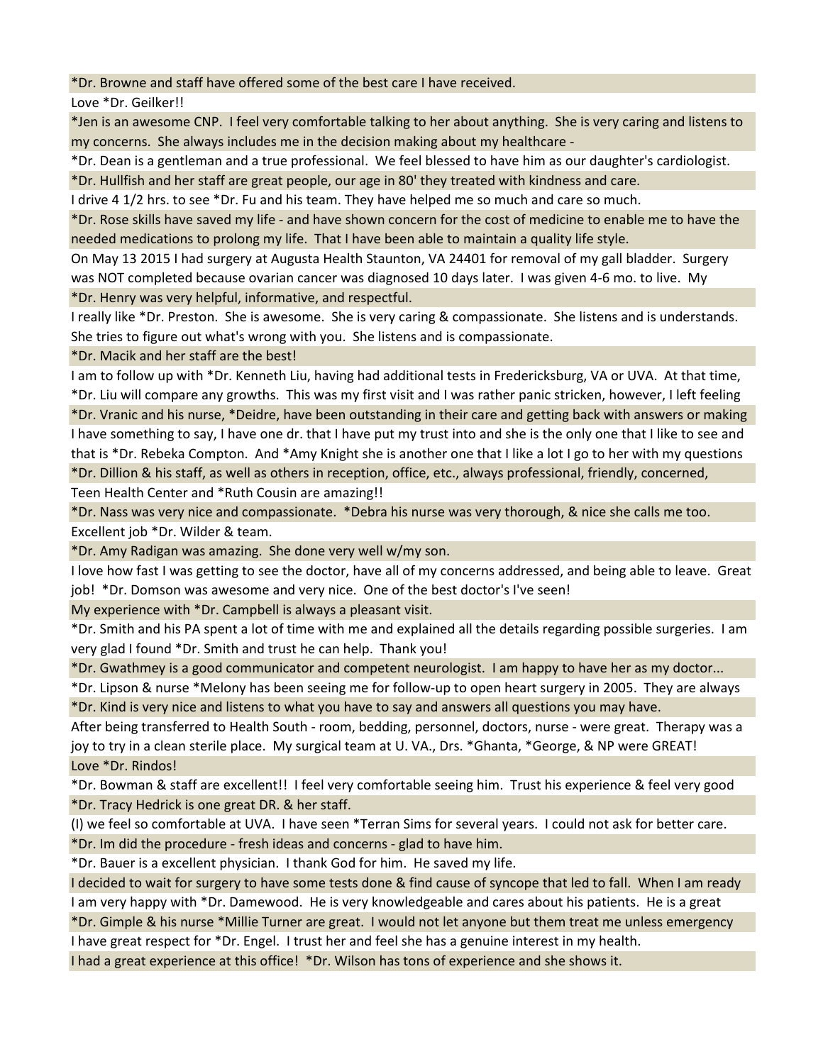*Dr. Browne and staff have offered some of the best care I have received.

Love *Dr. Geilker!!

*Jen is an awesome CNP. I feel very comfortable talking to her about anything. She is very caring and listens to my concerns. She always includes me in the decision making about my healthcare -

*Dr. Dean is a gentleman and a true professional. We feel blessed to have him as our daughter's cardiologist.

*Dr. Hullfish and her staff are great people, our age in 80' they treated with kindness and care.

I drive 4 1/2 hrs. to see *Dr. Fu and his team. They have helped me so much and care so much.

*Dr. Rose skills have saved my life - and have shown concern for the cost of medicine to enable me to have the needed medications to prolong my life. That I have been able to maintain a quality life style.

On May 13 2015 I had surgery at Augusta Health Staunton, VA 24401 for removal of my gall bladder. Surgery was NOT completed because ovarian cancer was diagnosed 10 days later. I was given 4-6 mo. to live. My

*Dr. Henry was very helpful, informative, and respectful.

I really like *Dr. Preston. She is awesome. She is very caring & compassionate. She listens and is understands. She tries to figure out what's wrong with you. She listens and is compassionate.

*Dr. Macik and her staff are the best!

I am to follow up with *Dr. Kenneth Liu, having had additional tests in Fredericksburg, VA or UVA. At that time, *Dr. Liu will compare any growths. This was my first visit and I was rather panic stricken, however, I left feeling

*Dr. Vranic and his nurse, *Deidre, have been outstanding in their care and getting back with answers or making

I have something to say, I have one dr. that I have put my trust into and she is the only one that I like to see and that is *Dr. Rebeka Compton. And *Amy Knight she is another one that I like a lot I go to her with my questions

*Dr. Dillion & his staff, as well as others in reception, office, etc., always professional, friendly, concerned,

Teen Health Center and *Ruth Cousin are amazing!!

*Dr. Nass was very nice and compassionate. *Debra his nurse was very thorough, & nice she calls me too.

Excellent job *Dr. Wilder & team.

*Dr. Amy Radigan was amazing. She done very well w/my son.

I love how fast I was getting to see the doctor, have all of my concerns addressed, and being able to leave. Great job! *Dr. Domson was awesome and very nice. One of the best doctor's I've seen!

My experience with *Dr. Campbell is always a pleasant visit.

*Dr. Smith and his PA spent a lot of time with me and explained all the details regarding possible surgeries. I am very glad I found *Dr. Smith and trust he can help. Thank you!

*Dr. Gwathmey is a good communicator and competent neurologist. I am happy to have her as my doctor...

*Dr. Lipson & nurse *Melony has been seeing me for follow-up to open heart surgery in 2005. They are always

*Dr. Kind is very nice and listens to what you have to say and answers all questions you may have.

After being transferred to Health South - room, bedding, personnel, doctors, nurse - were great. Therapy was a joy to try in a clean sterile place. My surgical team at U. VA., Drs. *Ghanta, *George, & NP were GREAT!

Love *Dr. Rindos!

*Dr. Bowman & staff are excellent!! I feel very comfortable seeing him. Trust his experience & feel very good

*Dr. Tracy Hedrick is one great DR. & her staff.

(I) we feel so comfortable at UVA. I have seen *Terran Sims for several years. I could not ask for better care.

*Dr. Im did the procedure - fresh ideas and concerns - glad to have him.

*Dr. Bauer is a excellent physician. I thank God for him. He saved my life.

I decided to wait for surgery to have some tests done & find cause of syncope that led to fall. When I am ready

I am very happy with *Dr. Damewood. He is very knowledgeable and cares about his patients. He is a great

*Dr. Gimple & his nurse *Millie Turner are great. I would not let anyone but them treat me unless emergency

I have great respect for *Dr. Engel. I trust her and feel she has a genuine interest in my health.

I had a great experience at this office! *Dr. Wilson has tons of experience and she shows it.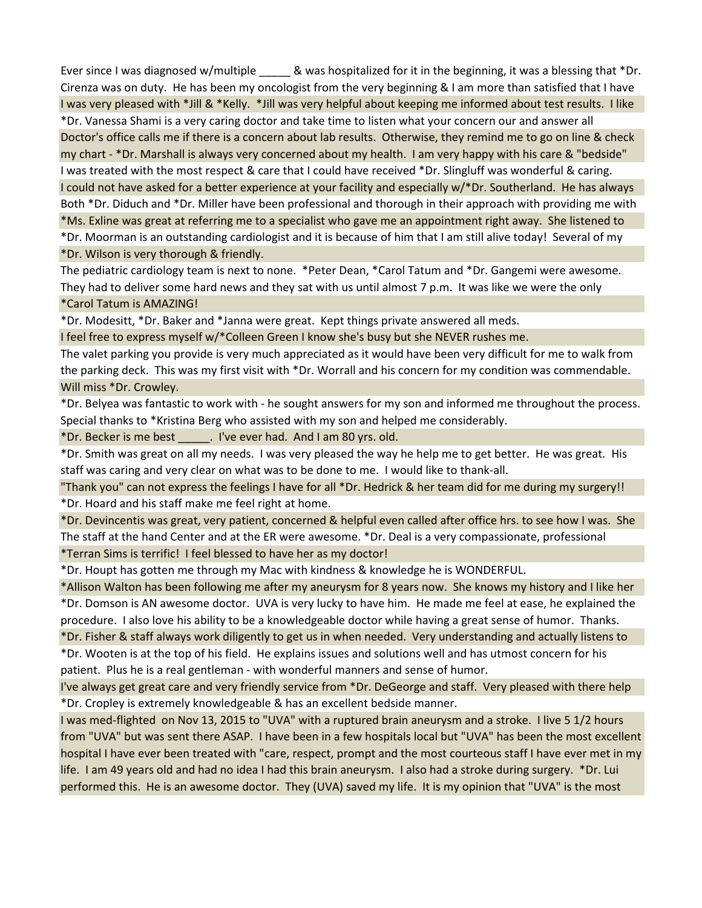Ever since I was diagnosed w/multiple _____ & was hospitalized for it in the beginning, it was a blessing that *Dr. Cirenza was on duty. He has been my oncologist from the very beginning & I am more than satisfied that I have

I was very pleased with *Jill & *Kelly. *Jill was very helpful about keeping me informed about test results. I like

*Dr. Vanessa Shami is a very caring doctor and take time to listen what your concern our and answer all

Doctor's office calls me if there is a concern about lab results. Otherwise, they remind me to go on line & check my chart - *Dr. Marshall is always very concerned about my health. I am very happy with his care & "bedside"

I was treated with the most respect & care that I could have received *Dr. Slingluff was wonderful & caring.

I could not have asked for a better experience at your facility and especially w/*Dr. Southerland. He has always

Both *Dr. Diduch and *Dr. Miller have been professional and thorough in their approach with providing me with

*Ms. Exline was great at referring me to a specialist who gave me an appointment right away. She listened to

*Dr. Moorman is an outstanding cardiologist and it is because of him that I am still alive today! Several of my

*Dr. Wilson is very thorough & friendly.

The pediatric cardiology team is next to none. *Peter Dean, *Carol Tatum and *Dr. Gangemi were awesome. They had to deliver some hard news and they sat with us until almost 7 p.m. It was like we were the only

*Carol Tatum is AMAZING!

*Dr. Modesitt, *Dr. Baker and *Janna were great. Kept things private answered all meds.

I feel free to express myself w/*Colleen Green I know she's busy but she NEVER rushes me.

The valet parking you provide is very much appreciated as it would have been very difficult for me to walk from the parking deck. This was my first visit with *Dr. Worrall and his concern for my condition was commendable.

Will miss *Dr. Crowley.

*Dr. Belyea was fantastic to work with - he sought answers for my son and informed me throughout the process. Special thanks to *Kristina Berg who assisted with my son and helped me considerably.

*Dr. Becker is me best _____. I've ever had. And I am 80 yrs. old.

*Dr. Smith was great on all my needs. I was very pleased the way he help me to get better. He was great. His staff was caring and very clear on what was to be done to me. I would like to thank-all.

"Thank you" can not express the feelings I have for all *Dr. Hedrick & her team did for me during my surgery!!

*Dr. Hoard and his staff make me feel right at home.

*Dr. Devincentis was great, very patient, concerned & helpful even called after office hrs. to see how I was. She

The staff at the hand Center and at the ER were awesome. *Dr. Deal is a very compassionate, professional

*Terran Sims is terrific! I feel blessed to have her as my doctor!

*Dr. Houpt has gotten me through my Mac with kindness & knowledge he is WONDERFUL.

*Allison Walton has been following me after my aneurysm for 8 years now. She knows my history and I like her

*Dr. Domson is AN awesome doctor. UVA is very lucky to have him. He made me feel at ease, he explained the procedure. I also love his ability to be a knowledgeable doctor while having a great sense of humor. Thanks.

*Dr. Fisher & staff always work diligently to get us in when needed. Very understanding and actually listens to

*Dr. Wooten is at the top of his field. He explains issues and solutions well and has utmost concern for his patient. Plus he is a real gentleman - with wonderful manners and sense of humor.

I've always get great care and very friendly service from *Dr. DeGeorge and staff. Very pleased with there help

*Dr. Cropley is extremely knowledgeable & has an excellent bedside manner.

I was med-flighted on Nov 13, 2015 to "UVA" with a ruptured brain aneurysm and a stroke. I live 5 1/2 hours from "UVA" but was sent there ASAP. I have been in a few hospitals local but "UVA" has been the most excellent hospital I have ever been treated with "care, respect, prompt and the most courteous staff I have ever met in my life. I am 49 years old and had no idea I had this brain aneurysm. I also had a stroke during surgery. *Dr. Lui performed this. He is an awesome doctor. They (UVA) saved my life. It is my opinion that "UVA" is the most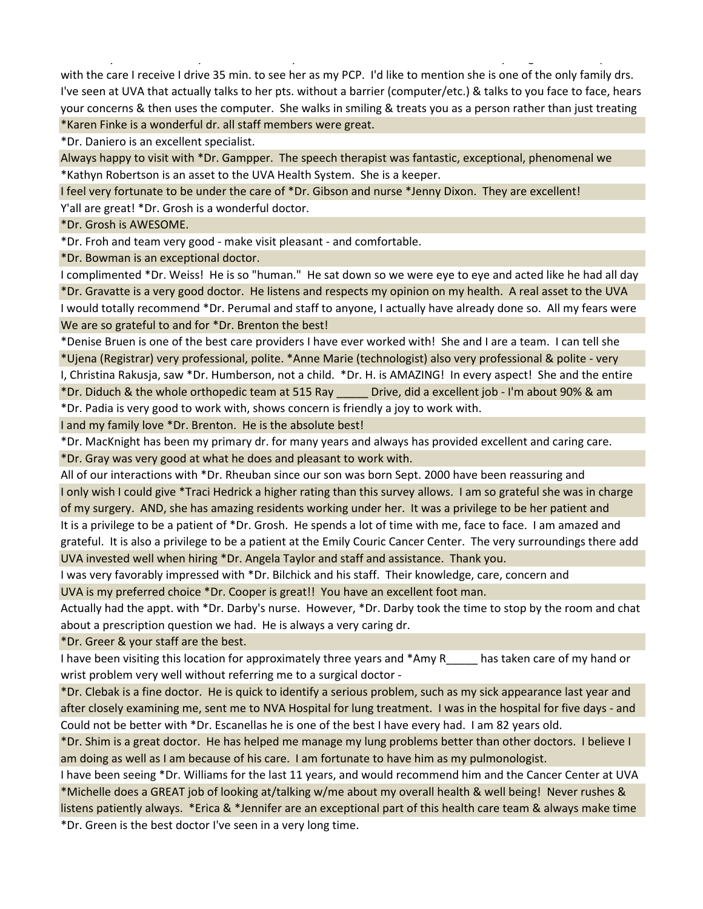with the care I receive I drive 35 min. to see her as my PCP. I'd like to mention she is one of the only family drs. I've seen at UVA that actually talks to her pts. without a barrier (computer/etc.) & talks to you face to face, hears your concerns & then uses the computer. She walks in smiling & treats you as a person rather than just treating

*Karen Finke is a wonderful dr. all staff members were great.

*Dr. Daniero is an excellent specialist.

Always happy to visit with *Dr. Gampper. The speech therapist was fantastic, exceptional, phenomenal we

*Kathyn Robertson is an asset to the UVA Health System. She is a keeper.

I feel very fortunate to be under the care of *Dr. Gibson and nurse *Jenny Dixon. They are excellent!

Y'all are great! *Dr. Grosh is a wonderful doctor.

*Dr. Grosh is AWESOME.

*Dr. Froh and team very good - make visit pleasant - and comfortable.

*Dr. Bowman is an exceptional doctor.

I complimented *Dr. Weiss! He is so "human." He sat down so we were eye to eye and acted like he had all day

*Dr. Gravatte is a very good doctor. He listens and respects my opinion on my health. A real asset to the UVA

I would totally recommend *Dr. Perumal and staff to anyone, I actually have already done so. All my fears were

We are so grateful to and for *Dr. Brenton the best!

*Denise Bruen is one of the best care providers I have ever worked with! She and I are a team. I can tell she

*Ujena (Registrar) very professional, polite. *Anne Marie (technologist) also very professional & polite - very

I, Christina Rakusja, saw *Dr. Humberson, not a child. *Dr. H. is AMAZING! In every aspect! She and the entire

*Dr. Diduch & the whole orthopedic team at 515 Ray _____ Drive, did a excellent job - I'm about 90% & am

*Dr. Padia is very good to work with, shows concern is friendly a joy to work with.

I and my family love *Dr. Brenton. He is the absolute best!

*Dr. MacKnight has been my primary dr. for many years and always has provided excellent and caring care.

*Dr. Gray was very good at what he does and pleasant to work with.

All of our interactions with *Dr. Rheuban since our son was born Sept. 2000 have been reassuring and

I only wish I could give *Traci Hedrick a higher rating than this survey allows. I am so grateful she was in charge of my surgery. AND, she has amazing residents working under her. It was a privilege to be her patient and

It is a privilege to be a patient of *Dr. Grosh. He spends a lot of time with me, face to face. I am amazed and grateful. It is also a privilege to be a patient at the Emily Couric Cancer Center. The very surroundings there add

UVA invested well when hiring *Dr. Angela Taylor and staff and assistance. Thank you.

I was very favorably impressed with *Dr. Bilchick and his staff. Their knowledge, care, concern and

UVA is my preferred choice *Dr. Cooper is great!! You have an excellent foot man.

Actually had the appt. with *Dr. Darby's nurse. However, *Dr. Darby took the time to stop by the room and chat about a prescription question we had. He is always a very caring dr.

*Dr. Greer & your staff are the best.

I have been visiting this location for approximately three years and *Amy R_____ has taken care of my hand or wrist problem very well without referring me to a surgical doctor -

*Dr. Clebak is a fine doctor. He is quick to identify a serious problem, such as my sick appearance last year and after closely examining me, sent me to NVA Hospital for lung treatment. I was in the hospital for five days - and

Could not be better with *Dr. Escanellas he is one of the best I have every had. I am 82 years old.

*Dr. Shim is a great doctor. He has helped me manage my lung problems better than other doctors. I believe I am doing as well as I am because of his care. I am fortunate to have him as my pulmonologist.

I have been seeing *Dr. Williams for the last 11 years, and would recommend him and the Cancer Center at UVA

*Michelle does a GREAT job of looking at/talking w/me about my overall health & well being! Never rushes & listens patiently always. *Erica & *Jennifer are an exceptional part of this health care team & always make time

*Dr. Green is the best doctor I've seen in a very long time.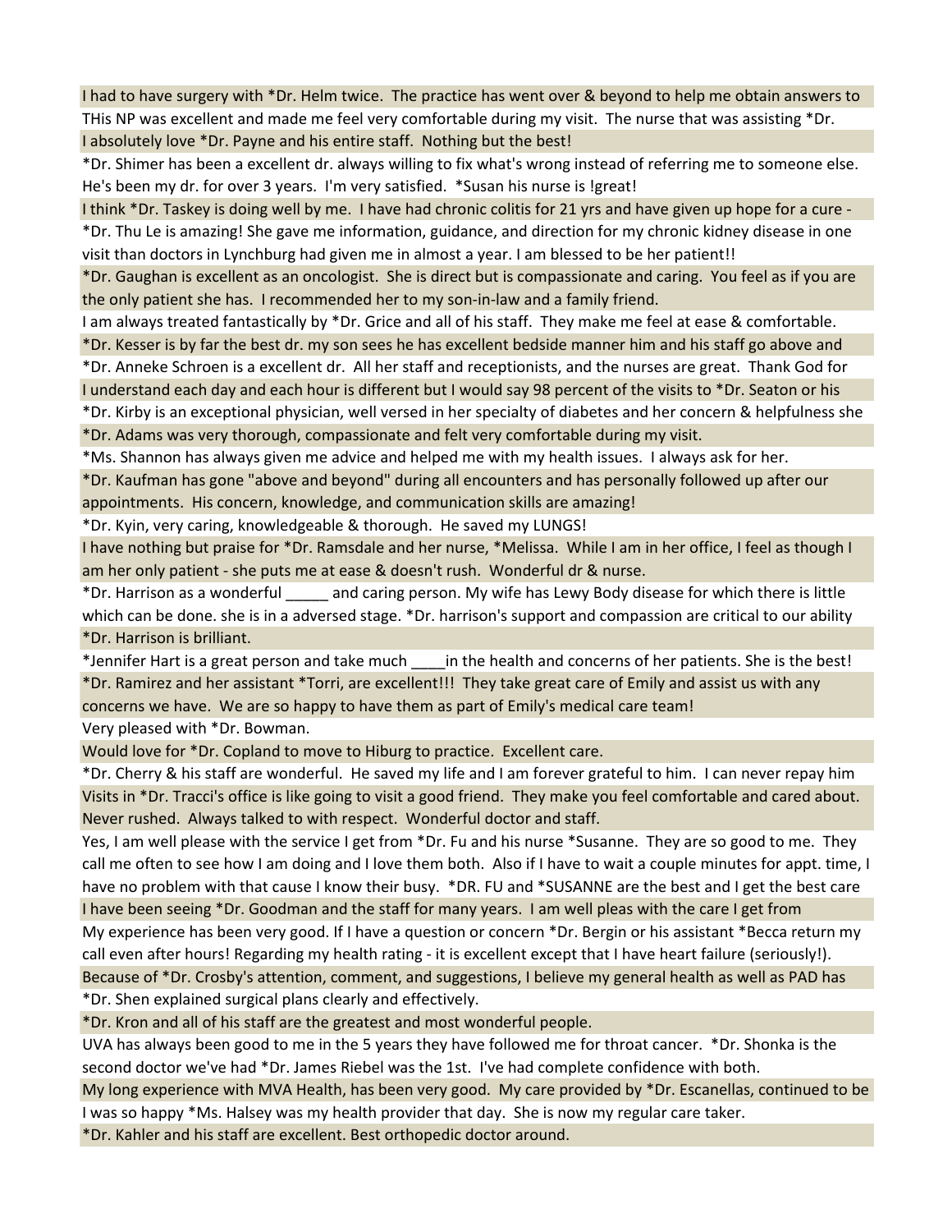I had to have surgery with *Dr. Helm twice. The practice has went over & beyond to help me obtain answers to

THis NP was excellent and made me feel very comfortable during my visit. The nurse that was assisting *Dr.

I absolutely love *Dr. Payne and his entire staff. Nothing but the best!

*Dr. Shimer has been a excellent dr. always willing to fix what's wrong instead of referring me to someone else. He's been my dr. for over 3 years. I'm very satisfied. *Susan his nurse is !great!

I think *Dr. Taskey is doing well by me. I have had chronic colitis for 21 yrs and have given up hope for a cure -

*Dr. Thu Le is amazing! She gave me information, guidance, and direction for my chronic kidney disease in one visit than doctors in Lynchburg had given me in almost a year. I am blessed to be her patient!!

*Dr. Gaughan is excellent as an oncologist. She is direct but is compassionate and caring. You feel as if you are the only patient she has. I recommended her to my son-in-law and a family friend.

I am always treated fantastically by *Dr. Grice and all of his staff. They make me feel at ease & comfortable.

*Dr. Kesser is by far the best dr. my son sees he has excellent bedside manner him and his staff go above and

*Dr. Anneke Schroen is a excellent dr. All her staff and receptionists, and the nurses are great. Thank God for

I understand each day and each hour is different but I would say 98 percent of the visits to *Dr. Seaton or his

*Dr. Kirby is an exceptional physician, well versed in her specialty of diabetes and her concern & helpfulness she

*Dr. Adams was very thorough, compassionate and felt very comfortable during my visit.

*Ms. Shannon has always given me advice and helped me with my health issues. I always ask for her.

*Dr. Kaufman has gone "above and beyond" during all encounters and has personally followed up after our appointments. His concern, knowledge, and communication skills are amazing!

*Dr. Kyin, very caring, knowledgeable & thorough. He saved my LUNGS!

I have nothing but praise for *Dr. Ramsdale and her nurse, *Melissa. While I am in her office, I feel as though I am her only patient - she puts me at ease & doesn't rush. Wonderful dr & nurse.

*Dr. Harrison as a wonderful _____ and caring person. My wife has Lewy Body disease for which there is little which can be done. she is in a adversed stage. *Dr. harrison's support and compassion are critical to our ability

*Dr. Harrison is brilliant.

*Jennifer Hart is a great person and take much ____in the health and concerns of her patients. She is the best!

*Dr. Ramirez and her assistant *Torri, are excellent!!! They take great care of Emily and assist us with any concerns we have. We are so happy to have them as part of Emily's medical care team!

Very pleased with *Dr. Bowman.

Would love for *Dr. Copland to move to Hiburg to practice. Excellent care.

*Dr. Cherry & his staff are wonderful. He saved my life and I am forever grateful to him. I can never repay him

Visits in *Dr. Tracci's office is like going to visit a good friend. They make you feel comfortable and cared about. Never rushed. Always talked to with respect. Wonderful doctor and staff.

Yes, I am well please with the service I get from *Dr. Fu and his nurse *Susanne. They are so good to me. They call me often to see how I am doing and I love them both. Also if I have to wait a couple minutes for appt. time, I have no problem with that cause I know their busy. *DR. FU and *SUSANNE are the best and I get the best care

I have been seeing *Dr. Goodman and the staff for many years. I am well pleas with the care I get from

My experience has been very good. If I have a question or concern *Dr. Bergin or his assistant *Becca return my call even after hours! Regarding my health rating - it is excellent except that I have heart failure (seriously!).

Because of *Dr. Crosby's attention, comment, and suggestions, I believe my general health as well as PAD has

*Dr. Shen explained surgical plans clearly and effectively.

*Dr. Kron and all of his staff are the greatest and most wonderful people.

UVA has always been good to me in the 5 years they have followed me for throat cancer. *Dr. Shonka is the second doctor we've had *Dr. James Riebel was the 1st. I've had complete confidence with both.

My long experience with MVA Health, has been very good. My care provided by *Dr. Escanellas, continued to be

I was so happy *Ms. Halsey was my health provider that day. She is now my regular care taker.

*Dr. Kahler and his staff are excellent. Best orthopedic doctor around.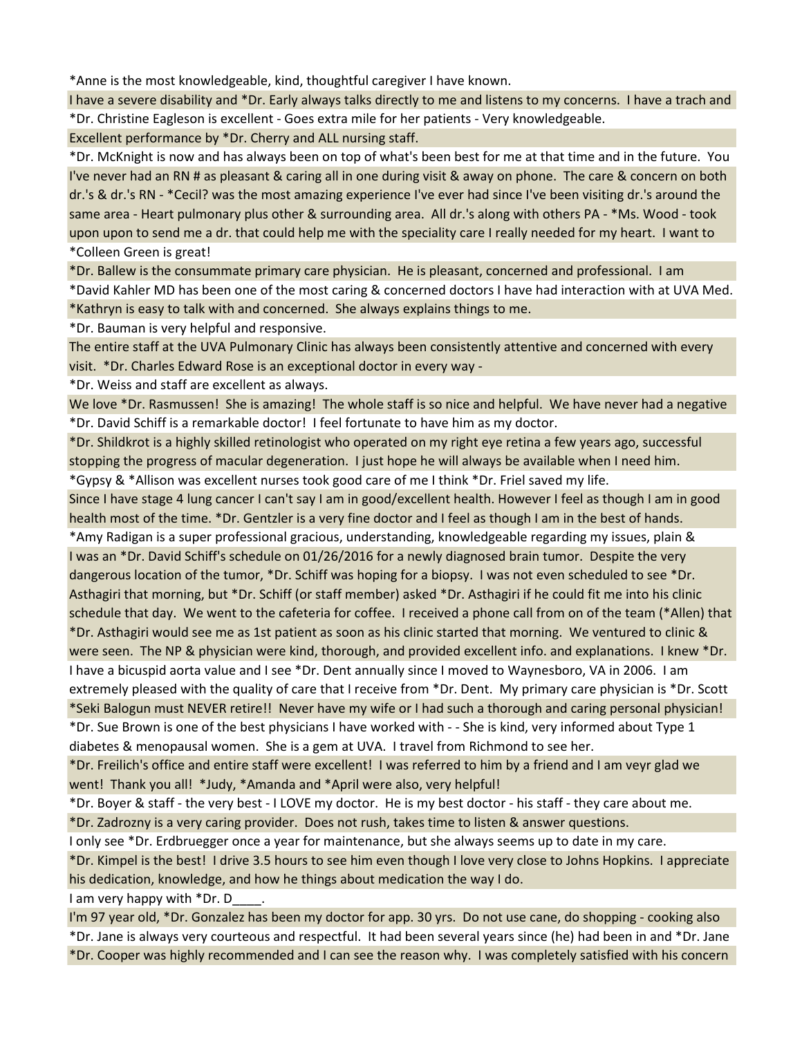*Anne is the most knowledgeable, kind, thoughtful caregiver I have known.

I have a severe disability and *Dr. Early always talks directly to me and listens to my concerns. I have a trach and

*Dr. Christine Eagleson is excellent - Goes extra mile for her patients - Very knowledgeable.

Excellent performance by *Dr. Cherry and ALL nursing staff.

*Dr. McKnight is now and has always been on top of what's been best for me at that time and in the future. You

I've never had an RN # as pleasant & caring all in one during visit & away on phone. The care & concern on both dr.'s & dr.'s RN - *Cecil? was the most amazing experience I've ever had since I've been visiting dr.'s around the same area - Heart pulmonary plus other & surrounding area. All dr.'s along with others PA - *Ms. Wood - took upon upon to send me a dr. that could help me with the speciality care I really needed for my heart. I want to

*Colleen Green is great!

*Dr. Ballew is the consummate primary care physician. He is pleasant, concerned and professional. I am

*David Kahler MD has been one of the most caring & concerned doctors I have had interaction with at UVA Med.

*Kathryn is easy to talk with and concerned. She always explains things to me.

*Dr. Bauman is very helpful and responsive.

The entire staff at the UVA Pulmonary Clinic has always been consistently attentive and concerned with every visit. *Dr. Charles Edward Rose is an exceptional doctor in every way -

*Dr. Weiss and staff are excellent as always.

We love *Dr. Rasmussen! She is amazing! The whole staff is so nice and helpful. We have never had a negative

*Dr. David Schiff is a remarkable doctor! I feel fortunate to have him as my doctor.

*Dr. Shildkrot is a highly skilled retinologist who operated on my right eye retina a few years ago, successful stopping the progress of macular degeneration. I just hope he will always be available when I need him.

*Gypsy & *Allison was excellent nurses took good care of me I think *Dr. Friel saved my life.

Since I have stage 4 lung cancer I can't say I am in good/excellent health. However I feel as though I am in good health most of the time. *Dr. Gentzler is a very fine doctor and I feel as though I am in the best of hands.

*Amy Radigan is a super professional gracious, understanding, knowledgeable regarding my issues, plain &

I was an *Dr. David Schiff's schedule on 01/26/2016 for a newly diagnosed brain tumor. Despite the very dangerous location of the tumor, *Dr. Schiff was hoping for a biopsy. I was not even scheduled to see *Dr. Asthagiri that morning, but *Dr. Schiff (or staff member) asked *Dr. Asthagiri if he could fit me into his clinic schedule that day. We went to the cafeteria for coffee. I received a phone call from on of the team (*Allen) that *Dr. Asthagiri would see me as 1st patient as soon as his clinic started that morning. We ventured to clinic & were seen. The NP & physician were kind, thorough, and provided excellent info. and explanations. I knew *Dr.

I have a bicuspid aorta value and I see *Dr. Dent annually since I moved to Waynesboro, VA in 2006. I am extremely pleased with the quality of care that I receive from *Dr. Dent. My primary care physician is *Dr. Scott

*Seki Balogun must NEVER retire!! Never have my wife or I had such a thorough and caring personal physician!

*Dr. Sue Brown is one of the best physicians I have worked with - - She is kind, very informed about Type 1 diabetes & menopausal women. She is a gem at UVA. I travel from Richmond to see her.

*Dr. Freilich's office and entire staff were excellent! I was referred to him by a friend and I am veyr glad we went! Thank you all! *Judy, *Amanda and *April were also, very helpful!

*Dr. Boyer & staff - the very best - I LOVE my doctor. He is my best doctor - his staff - they care about me.

*Dr. Zadrozny is a very caring provider. Does not rush, takes time to listen & answer questions.

I only see *Dr. Erdbruegger once a year for maintenance, but she always seems up to date in my care.

*Dr. Kimpel is the best! I drive 3.5 hours to see him even though I love very close to Johns Hopkins. I appreciate his dedication, knowledge, and how he things about medication the way I do.

I am very happy with *Dr. D____.

I'm 97 year old, *Dr. Gonzalez has been my doctor for app. 30 yrs. Do not use cane, do shopping - cooking also

*Dr. Jane is always very courteous and respectful. It had been several years since (he) had been in and *Dr. Jane

*Dr. Cooper was highly recommended and I can see the reason why. I was completely satisfied with his concern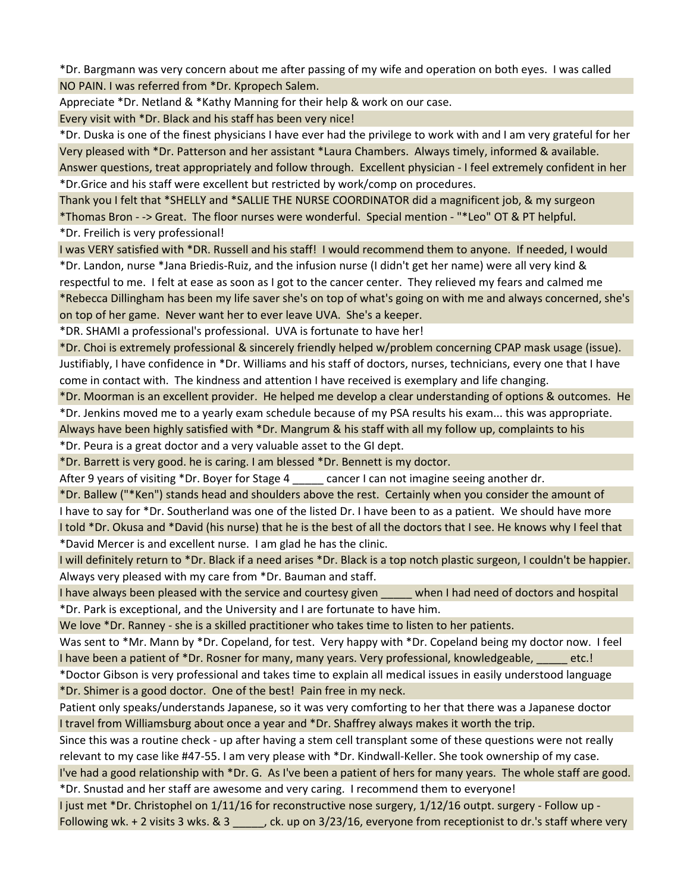*Dr. Bargmann was very concern about me after passing of my wife and operation on both eyes. I was called

NO PAIN. I was referred from *Dr. Kpropech Salem.

Appreciate *Dr. Netland & *Kathy Manning for their help & work on our case.

Every visit with *Dr. Black and his staff has been very nice!

*Dr. Duska is one of the finest physicians I have ever had the privilege to work with and I am very grateful for her

Very pleased with *Dr. Patterson and her assistant *Laura Chambers. Always timely, informed & available.

Answer questions, treat appropriately and follow through. Excellent physician - I feel extremely confident in her

*Dr.Grice and his staff were excellent but restricted by work/comp on procedures.

Thank you I felt that *SHELLY and *SALLIE THE NURSE COORDINATOR did a magnificent job, & my surgeon

*Thomas Bron - -> Great. The floor nurses were wonderful. Special mention - "*Leo" OT & PT helpful.

*Dr. Freilich is very professional!

I was VERY satisfied with *DR. Russell and his staff! I would recommend them to anyone. If needed, I would

*Dr. Landon, nurse *Jana Briedis-Ruiz, and the infusion nurse (I didn't get her name) were all very kind & respectful to me. I felt at ease as soon as I got to the cancer center. They relieved my fears and calmed me

*Rebecca Dillingham has been my life saver she's on top of what's going on with me and always concerned, she's on top of her game. Never want her to ever leave UVA. She's a keeper.

*DR. SHAMI a professional's professional. UVA is fortunate to have her!

*Dr. Choi is extremely professional & sincerely friendly helped w/problem concerning CPAP mask usage (issue).

Justifiably, I have confidence in *Dr. Williams and his staff of doctors, nurses, technicians, every one that I have come in contact with. The kindness and attention I have received is exemplary and life changing.

*Dr. Moorman is an excellent provider. He helped me develop a clear understanding of options & outcomes. He

*Dr. Jenkins moved me to a yearly exam schedule because of my PSA results his exam... this was appropriate.

Always have been highly satisfied with *Dr. Mangrum & his staff with all my follow up, complaints to his

*Dr. Peura is a great doctor and a very valuable asset to the GI dept.

*Dr. Barrett is very good. he is caring. I am blessed *Dr. Bennett is my doctor.

After 9 years of visiting *Dr. Boyer for Stage 4 _____ cancer I can not imagine seeing another dr.

*Dr. Ballew ("*Ken") stands head and shoulders above the rest. Certainly when you consider the amount of

I have to say for *Dr. Southerland was one of the listed Dr. I have been to as a patient. We should have more

I told *Dr. Okusa and *David (his nurse) that he is the best of all the doctors that I see. He knows why I feel that

*David Mercer is and excellent nurse. I am glad he has the clinic.

I will definitely return to *Dr. Black if a need arises *Dr. Black is a top notch plastic surgeon, I couldn't be happier.

Always very pleased with my care from *Dr. Bauman and staff.

I have always been pleased with the service and courtesy given _____ when I had need of doctors and hospital

*Dr. Park is exceptional, and the University and I are fortunate to have him.

We love *Dr. Ranney - she is a skilled practitioner who takes time to listen to her patients.

Was sent to *Mr. Mann by *Dr. Copeland, for test. Very happy with *Dr. Copeland being my doctor now. I feel

I have been a patient of *Dr. Rosner for many, many years. Very professional, knowledgeable, _____ etc.!

*Doctor Gibson is very professional and takes time to explain all medical issues in easily understood language

*Dr. Shimer is a good doctor. One of the best! Pain free in my neck.

Patient only speaks/understands Japanese, so it was very comforting to her that there was a Japanese doctor

I travel from Williamsburg about once a year and *Dr. Shaffrey always makes it worth the trip.

Since this was a routine check - up after having a stem cell transplant some of these questions were not really relevant to my case like #47-55. I am very please with *Dr. Kindwall-Keller. She took ownership of my case.

I've had a good relationship with *Dr. G. As I've been a patient of hers for many years. The whole staff are good.

*Dr. Snustad and her staff are awesome and very caring. I recommend them to everyone!

I just met *Dr. Christophel on 1/11/16 for reconstructive nose surgery, 1/12/16 outpt. surgery - Follow up - Following wk. + 2 visits 3 wks. & 3 _____, ck. up on 3/23/16, everyone from receptionist to dr.'s staff where very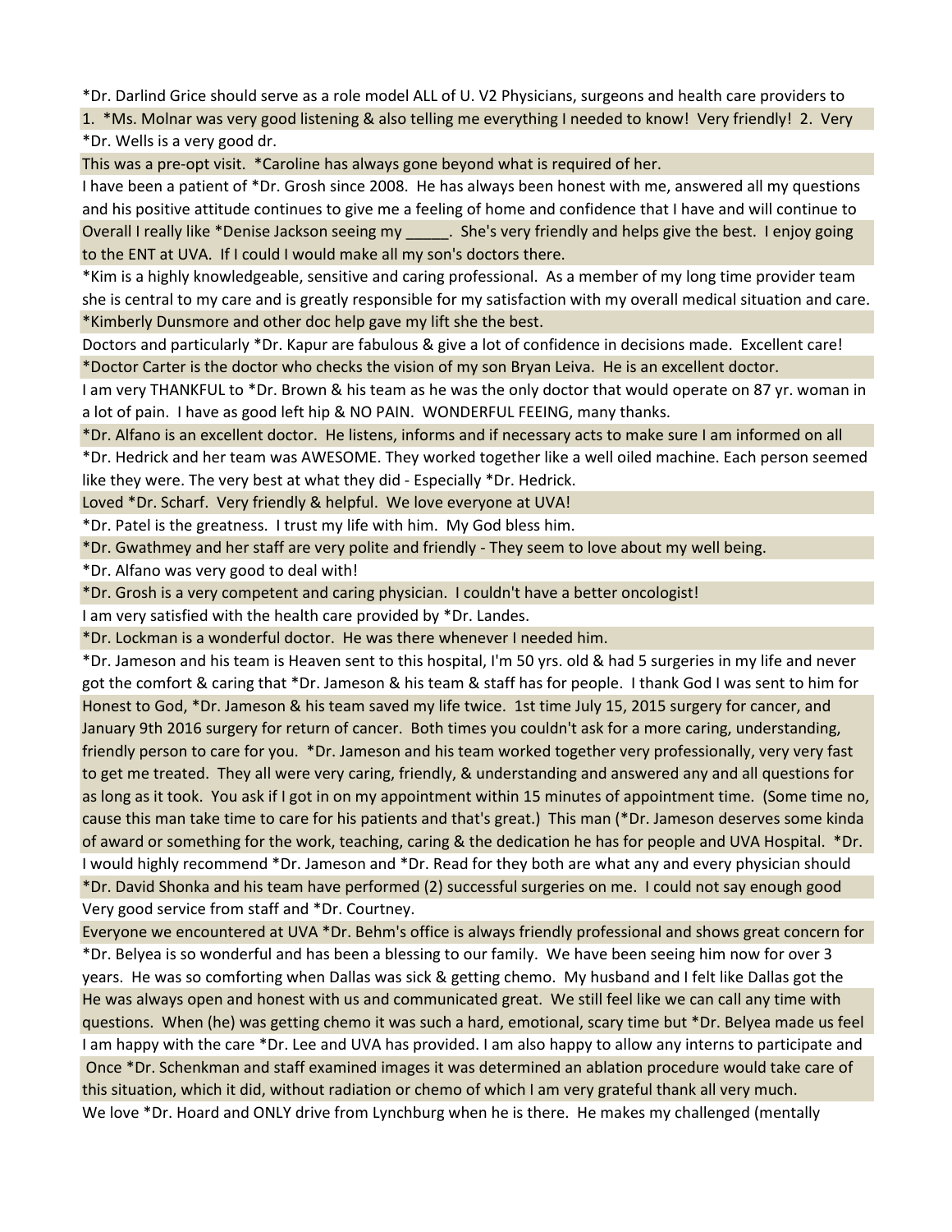*Dr. Darlind Grice should serve as a role model ALL of U. V2 Physicians, surgeons and health care providers to

1. *Ms. Molnar was very good listening & also telling me everything I needed to know! Very friendly! 2. Very

*Dr. Wells is a very good dr.

This was a pre-opt visit. *Caroline has always gone beyond what is required of her.

I have been a patient of *Dr. Grosh since 2008. He has always been honest with me, answered all my questions and his positive attitude continues to give me a feeling of home and confidence that I have and will continue to

Overall I really like *Denise Jackson seeing my _____. She's very friendly and helps give the best. I enjoy going to the ENT at UVA. If I could I would make all my son's doctors there.

*Kim is a highly knowledgeable, sensitive and caring professional. As a member of my long time provider team she is central to my care and is greatly responsible for my satisfaction with my overall medical situation and care.

*Kimberly Dunsmore and other doc help gave my lift she the best.

Doctors and particularly *Dr. Kapur are fabulous & give a lot of confidence in decisions made. Excellent care!

*Doctor Carter is the doctor who checks the vision of my son Bryan Leiva. He is an excellent doctor.

I am very THANKFUL to *Dr. Brown & his team as he was the only doctor that would operate on 87 yr. woman in a lot of pain. I have as good left hip & NO PAIN. WONDERFUL FEEING, many thanks.

*Dr. Alfano is an excellent doctor. He listens, informs and if necessary acts to make sure I am informed on all

*Dr. Hedrick and her team was AWESOME. They worked together like a well oiled machine. Each person seemed like they were. The very best at what they did - Especially *Dr. Hedrick.

Loved *Dr. Scharf. Very friendly & helpful. We love everyone at UVA!

*Dr. Patel is the greatness. I trust my life with him. My God bless him.

*Dr. Gwathmey and her staff are very polite and friendly - They seem to love about my well being.

*Dr. Alfano was very good to deal with!

*Dr. Grosh is a very competent and caring physician. I couldn't have a better oncologist!

I am very satisfied with the health care provided by *Dr. Landes.

*Dr. Lockman is a wonderful doctor. He was there whenever I needed him.

*Dr. Jameson and his team is Heaven sent to this hospital, I'm 50 yrs. old & had 5 surgeries in my life and never got the comfort & caring that *Dr. Jameson & his team & staff has for people. I thank God I was sent to him for

Honest to God, *Dr. Jameson & his team saved my life twice. 1st time July 15, 2015 surgery for cancer, and January 9th 2016 surgery for return of cancer. Both times you couldn't ask for a more caring, understanding, friendly person to care for you. *Dr. Jameson and his team worked together very professionally, very very fast to get me treated. They all were very caring, friendly, & understanding and answered any and all questions for as long as it took. You ask if I got in on my appointment within 15 minutes of appointment time. (Some time no, cause this man take time to care for his patients and that's great.) This man (*Dr. Jameson deserves some kinda of award or something for the work, teaching, caring & the dedication he has for people and UVA Hospital. *Dr.

I would highly recommend *Dr. Jameson and *Dr. Read for they both are what any and every physician should

*Dr. David Shonka and his team have performed (2) successful surgeries on me. I could not say enough good

Very good service from staff and *Dr. Courtney.

Everyone we encountered at UVA *Dr. Behm's office is always friendly professional and shows great concern for

*Dr. Belyea is so wonderful and has been a blessing to our family. We have been seeing him now for over 3 years. He was so comforting when Dallas was sick & getting chemo. My husband and I felt like Dallas got the

He was always open and honest with us and communicated great. We still feel like we can call any time with questions. When (he) was getting chemo it was such a hard, emotional, scary time but *Dr. Belyea made us feel

I am happy with the care *Dr. Lee and UVA has provided. I am also happy to allow any interns to participate and

Once *Dr. Schenkman and staff examined images it was determined an ablation procedure would take care of this situation, which it did, without radiation or chemo of which I am very grateful thank all very much.

We love *Dr. Hoard and ONLY drive from Lynchburg when he is there. He makes my challenged (mentally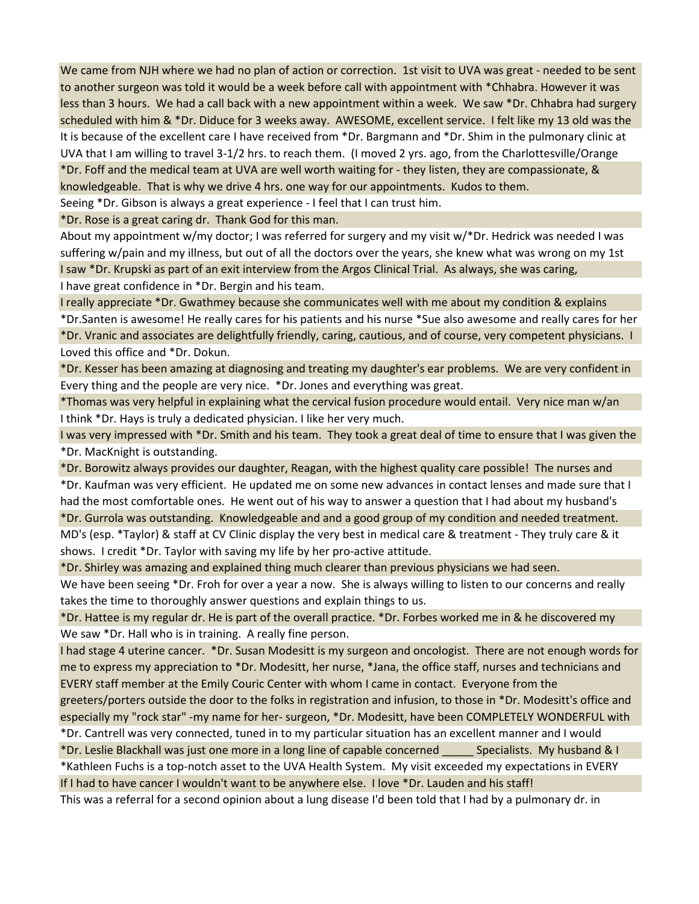We came from NJH where we had no plan of action or correction. 1st visit to UVA was great - needed to be sent to another surgeon was told it would be a week before call with appointment with *Chhabra. However it was less than 3 hours. We had a call back with a new appointment within a week. We saw *Dr. Chhabra had surgery scheduled with him & *Dr. Diduce for 3 weeks away. AWESOME, excellent service. I felt like my 13 old was the

It is because of the excellent care I have received from *Dr. Bargmann and *Dr. Shim in the pulmonary clinic at UVA that I am willing to travel 3-1/2 hrs. to reach them. (I moved 2 yrs. ago, from the Charlottesville/Orange

*Dr. Foff and the medical team at UVA are well worth waiting for - they listen, they are compassionate, & knowledgeable. That is why we drive 4 hrs. one way for our appointments. Kudos to them.

Seeing *Dr. Gibson is always a great experience - I feel that I can trust him.

*Dr. Rose is a great caring dr. Thank God for this man.

About my appointment w/my doctor; I was referred for surgery and my visit w/*Dr. Hedrick was needed I was suffering w/pain and my illness, but out of all the doctors over the years, she knew what was wrong on my 1st

I saw *Dr. Krupski as part of an exit interview from the Argos Clinical Trial. As always, she was caring,

I have great confidence in *Dr. Bergin and his team.

I really appreciate *Dr. Gwathmey because she communicates well with me about my condition & explains

*Dr.Santen is awesome! He really cares for his patients and his nurse *Sue also awesome and really cares for her

*Dr. Vranic and associates are delightfully friendly, caring, cautious, and of course, very competent physicians. I

Loved this office and *Dr. Dokun.

*Dr. Kesser has been amazing at diagnosing and treating my daughter's ear problems. We are very confident in

Every thing and the people are very nice. *Dr. Jones and everything was great.

*Thomas was very helpful in explaining what the cervical fusion procedure would entail. Very nice man w/an

I think *Dr. Hays is truly a dedicated physician. I like her very much.

I was very impressed with *Dr. Smith and his team. They took a great deal of time to ensure that I was given the

*Dr. MacKnight is outstanding.

*Dr. Borowitz always provides our daughter, Reagan, with the highest quality care possible! The nurses and

*Dr. Kaufman was very efficient. He updated me on some new advances in contact lenses and made sure that I had the most comfortable ones. He went out of his way to answer a question that I had about my husband's

*Dr. Gurrola was outstanding. Knowledgeable and and a good group of my condition and needed treatment.

MD's (esp. *Taylor) & staff at CV Clinic display the very best in medical care & treatment - They truly care & it shows. I credit *Dr. Taylor with saving my life by her pro-active attitude.

*Dr. Shirley was amazing and explained thing much clearer than previous physicians we had seen.

We have been seeing *Dr. Froh for over a year a now. She is always willing to listen to our concerns and really takes the time to thoroughly answer questions and explain things to us.

*Dr. Hattee is my regular dr. He is part of the overall practice. *Dr. Forbes worked me in & he discovered my

We saw *Dr. Hall who is in training. A really fine person.

I had stage 4 uterine cancer. *Dr. Susan Modesitt is my surgeon and oncologist. There are not enough words for me to express my appreciation to *Dr. Modesitt, her nurse, *Jana, the office staff, nurses and technicians and EVERY staff member at the Emily Couric Center with whom I came in contact. Everyone from the greeters/porters outside the door to the folks in registration and infusion, to those in *Dr. Modesitt's office and especially my "rock star" -my name for her- surgeon, *Dr. Modesitt, have been COMPLETELY WONDERFUL with

*Dr. Cantrell was very connected, tuned in to my particular situation has an excellent manner and I would

*Dr. Leslie Blackhall was just one more in a long line of capable concerned _____ Specialists. My husband & I

*Kathleen Fuchs is a top-notch asset to the UVA Health System. My visit exceeded my expectations in EVERY

If I had to have cancer I wouldn't want to be anywhere else. I love *Dr. Lauden and his staff!

This was a referral for a second opinion about a lung disease I'd been told that I had by a pulmonary dr. in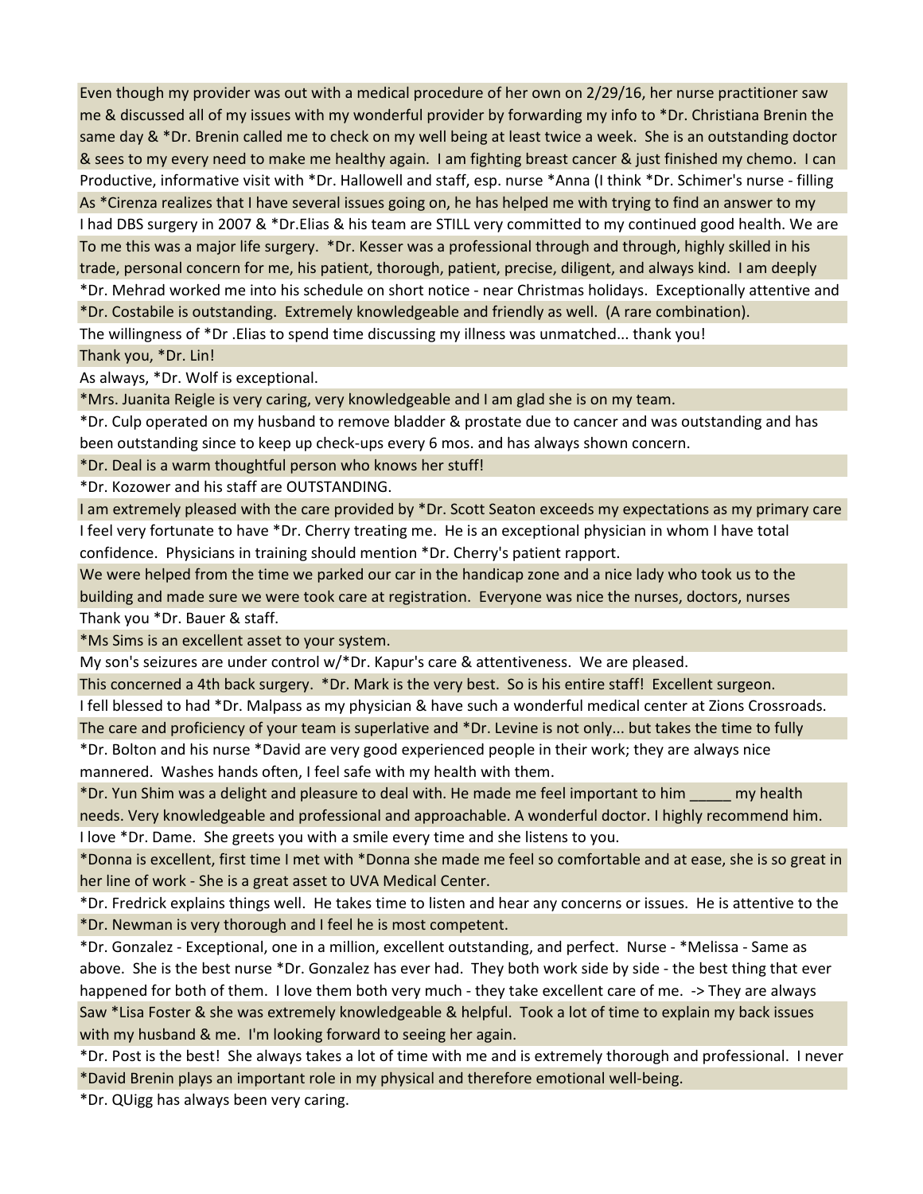Even though my provider was out with a medical procedure of her own on 2/29/16, her nurse practitioner saw me & discussed all of my issues with my wonderful provider by forwarding my info to *Dr. Christiana Brenin the same day & *Dr. Brenin called me to check on my well being at least twice a week. She is an outstanding doctor & sees to my every need to make me healthy again. I am fighting breast cancer & just finished my chemo. I can

Productive, informative visit with *Dr. Hallowell and staff, esp. nurse *Anna (I think *Dr. Schimer's nurse - filling

As *Cirenza realizes that I have several issues going on, he has helped me with trying to find an answer to my

I had DBS surgery in 2007 & *Dr.Elias & his team are STILL very committed to my continued good health. We are

To me this was a major life surgery. *Dr. Kesser was a professional through and through, highly skilled in his trade, personal concern for me, his patient, thorough, patient, precise, diligent, and always kind. I am deeply

*Dr. Mehrad worked me into his schedule on short notice - near Christmas holidays. Exceptionally attentive and

*Dr. Costabile is outstanding. Extremely knowledgeable and friendly as well. (A rare combination).

The willingness of *Dr .Elias to spend time discussing my illness was unmatched... thank you!

Thank you, *Dr. Lin!

As always, *Dr. Wolf is exceptional.

*Mrs. Juanita Reigle is very caring, very knowledgeable and I am glad she is on my team.

*Dr. Culp operated on my husband to remove bladder & prostate due to cancer and was outstanding and has been outstanding since to keep up check-ups every 6 mos. and has always shown concern.

*Dr. Deal is a warm thoughtful person who knows her stuff!

*Dr. Kozower and his staff are OUTSTANDING.

I am extremely pleased with the care provided by *Dr. Scott Seaton exceeds my expectations as my primary care

I feel very fortunate to have *Dr. Cherry treating me. He is an exceptional physician in whom I have total confidence. Physicians in training should mention *Dr. Cherry's patient rapport.

We were helped from the time we parked our car in the handicap zone and a nice lady who took us to the building and made sure we were took care at registration. Everyone was nice the nurses, doctors, nurses

Thank you *Dr. Bauer & staff.

*Ms Sims is an excellent asset to your system.

My son's seizures are under control w/*Dr. Kapur's care & attentiveness. We are pleased.

This concerned a 4th back surgery. *Dr. Mark is the very best. So is his entire staff! Excellent surgeon.

I fell blessed to had *Dr. Malpass as my physician & have such a wonderful medical center at Zions Crossroads.

The care and proficiency of your team is superlative and *Dr. Levine is not only... but takes the time to fully

*Dr. Bolton and his nurse *David are very good experienced people in their work; they are always nice mannered. Washes hands often, I feel safe with my health with them.

*Dr. Yun Shim was a delight and pleasure to deal with. He made me feel important to him _____ my health needs. Very knowledgeable and professional and approachable. A wonderful doctor. I highly recommend him.

I love *Dr. Dame. She greets you with a smile every time and she listens to you.

*Donna is excellent, first time I met with *Donna she made me feel so comfortable and at ease, she is so great in her line of work - She is a great asset to UVA Medical Center.

*Dr. Fredrick explains things well. He takes time to listen and hear any concerns or issues. He is attentive to the

*Dr. Newman is very thorough and I feel he is most competent.

*Dr. Gonzalez - Exceptional, one in a million, excellent outstanding, and perfect. Nurse - *Melissa - Same as above. She is the best nurse *Dr. Gonzalez has ever had. They both work side by side - the best thing that ever happened for both of them. I love them both very much - they take excellent care of me. -> They are always

Saw *Lisa Foster & she was extremely knowledgeable & helpful. Took a lot of time to explain my back issues with my husband & me. I'm looking forward to seeing her again.

*Dr. Post is the best! She always takes a lot of time with me and is extremely thorough and professional. I never

*David Brenin plays an important role in my physical and therefore emotional well-being.

*Dr. QUigg has always been very caring.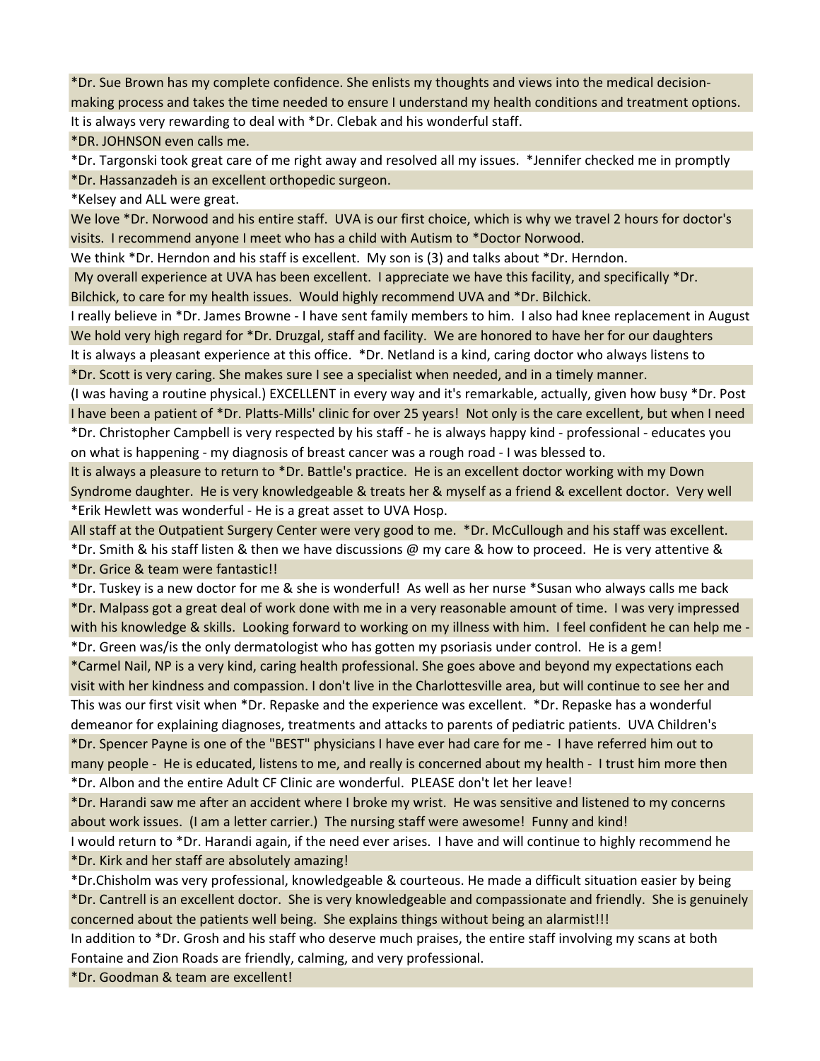*Dr. Sue Brown has my complete confidence. She enlists my thoughts and views into the medical decision-making process and takes the time needed to ensure I understand my health conditions and treatment options.

It is always very rewarding to deal with *Dr. Clebak and his wonderful staff.

*DR. JOHNSON even calls me.

*Dr. Targonski took great care of me right away and resolved all my issues. *Jennifer checked me in promptly

*Dr. Hassanzadeh is an excellent orthopedic surgeon.

*Kelsey and ALL were great.

We love *Dr. Norwood and his entire staff. UVA is our first choice, which is why we travel 2 hours for doctor's visits. I recommend anyone I meet who has a child with Autism to *Doctor Norwood.

We think *Dr. Herndon and his staff is excellent. My son is (3) and talks about *Dr. Herndon.

My overall experience at UVA has been excellent. I appreciate we have this facility, and specifically *Dr. Bilchick, to care for my health issues. Would highly recommend UVA and *Dr. Bilchick.

I really believe in *Dr. James Browne - I have sent family members to him. I also had knee replacement in August

We hold very high regard for *Dr. Druzgal, staff and facility. We are honored to have her for our daughters

It is always a pleasant experience at this office. *Dr. Netland is a kind, caring doctor who always listens to

*Dr. Scott is very caring. She makes sure I see a specialist when needed, and in a timely manner.

(I was having a routine physical.) EXCELLENT in every way and it's remarkable, actually, given how busy *Dr. Post

I have been a patient of *Dr. Platts-Mills' clinic for over 25 years! Not only is the care excellent, but when I need

*Dr. Christopher Campbell is very respected by his staff - he is always happy kind - professional - educates you on what is happening - my diagnosis of breast cancer was a rough road - I was blessed to.

It is always a pleasure to return to *Dr. Battle's practice. He is an excellent doctor working with my Down Syndrome daughter. He is very knowledgeable & treats her & myself as a friend & excellent doctor. Very well

*Erik Hewlett was wonderful - He is a great asset to UVA Hosp.

All staff at the Outpatient Surgery Center were very good to me. *Dr. McCullough and his staff was excellent.

*Dr. Smith & his staff listen & then we have discussions @ my care & how to proceed. He is very attentive &

*Dr. Grice & team were fantastic!!

*Dr. Tuskey is a new doctor for me & she is wonderful! As well as her nurse *Susan who always calls me back

*Dr. Malpass got a great deal of work done with me in a very reasonable amount of time. I was very impressed with his knowledge & skills. Looking forward to working on my illness with him. I feel confident he can help me -

*Dr. Green was/is the only dermatologist who has gotten my psoriasis under control. He is a gem!

*Carmel Nail, NP is a very kind, caring health professional. She goes above and beyond my expectations each visit with her kindness and compassion. I don't live in the Charlottesville area, but will continue to see her and

This was our first visit when *Dr. Repaske and the experience was excellent. *Dr. Repaske has a wonderful demeanor for explaining diagnoses, treatments and attacks to parents of pediatric patients. UVA Children's

*Dr. Spencer Payne is one of the "BEST" physicians I have ever had care for me - I have referred him out to many people - He is educated, listens to me, and really is concerned about my health - I trust him more then

*Dr. Albon and the entire Adult CF Clinic are wonderful. PLEASE don't let her leave!

*Dr. Harandi saw me after an accident where I broke my wrist. He was sensitive and listened to my concerns about work issues. (I am a letter carrier.) The nursing staff were awesome! Funny and kind!

I would return to *Dr. Harandi again, if the need ever arises. I have and will continue to highly recommend he

*Dr. Kirk and her staff are absolutely amazing!

*Dr.Chisholm was very professional, knowledgeable & courteous. He made a difficult situation easier by being

*Dr. Cantrell is an excellent doctor. She is very knowledgeable and compassionate and friendly. She is genuinely concerned about the patients well being. She explains things without being an alarmist!!!

In addition to *Dr. Grosh and his staff who deserve much praises, the entire staff involving my scans at both Fontaine and Zion Roads are friendly, calming, and very professional.

*Dr. Goodman & team are excellent!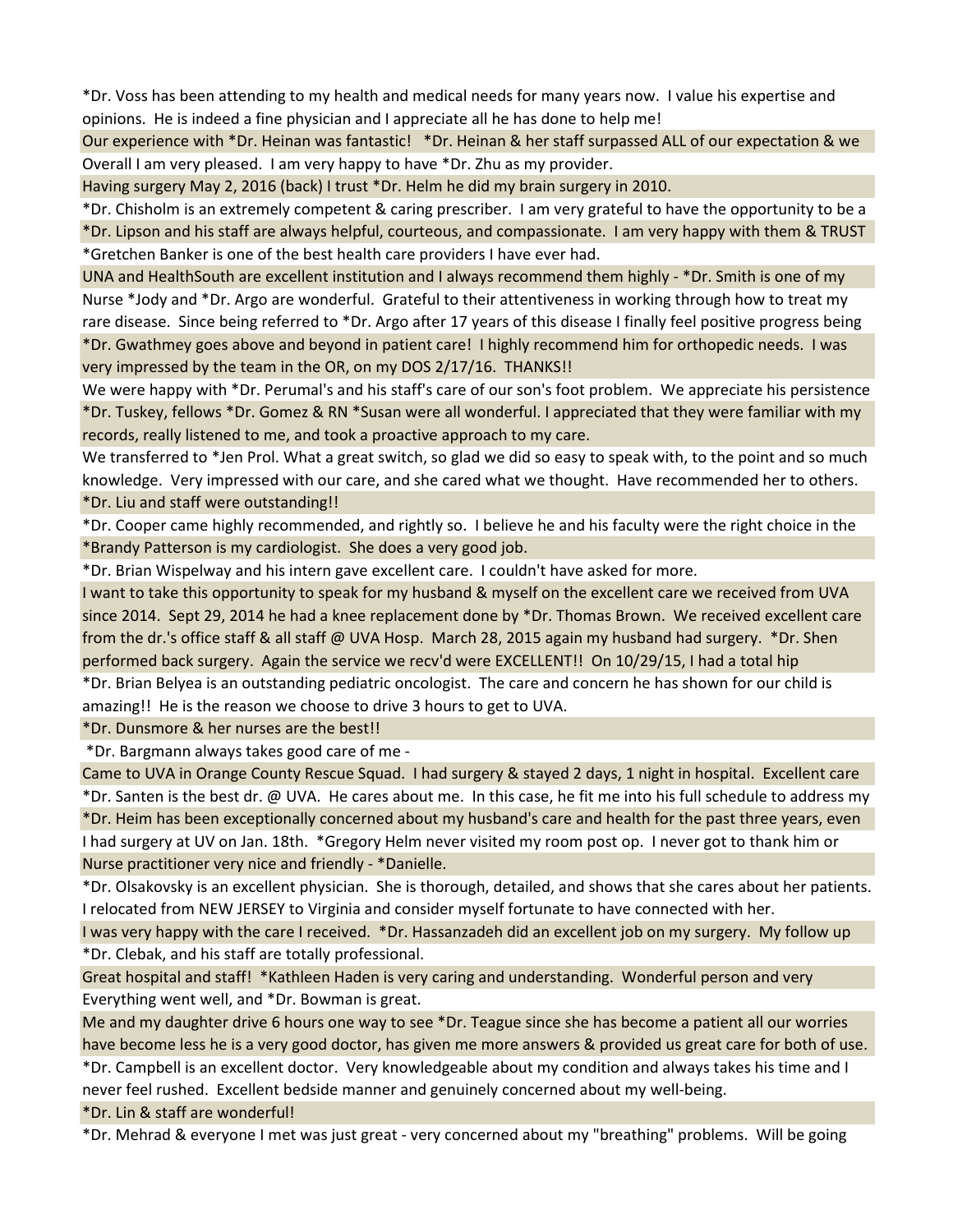*Dr. Voss has been attending to my health and medical needs for many years now. I value his expertise and opinions. He is indeed a fine physician and I appreciate all he has done to help me!

Our experience with *Dr. Heinan was fantastic! *Dr. Heinan & her staff surpassed ALL of our expectation & we

Overall I am very pleased. I am very happy to have *Dr. Zhu as my provider.

Having surgery May 2, 2016 (back) I trust *Dr. Helm he did my brain surgery in 2010.

*Dr. Chisholm is an extremely competent & caring prescriber. I am very grateful to have the opportunity to be a

*Dr. Lipson and his staff are always helpful, courteous, and compassionate. I am very happy with them & TRUST

*Gretchen Banker is one of the best health care providers I have ever had.

UNA and HealthSouth are excellent institution and I always recommend them highly - *Dr. Smith is one of my

Nurse *Jody and *Dr. Argo are wonderful. Grateful to their attentiveness in working through how to treat my rare disease. Since being referred to *Dr. Argo after 17 years of this disease I finally feel positive progress being

*Dr. Gwathmey goes above and beyond in patient care! I highly recommend him for orthopedic needs. I was very impressed by the team in the OR, on my DOS 2/17/16. THANKS!!

We were happy with *Dr. Perumal's and his staff's care of our son's foot problem. We appreciate his persistence

*Dr. Tuskey, fellows *Dr. Gomez & RN *Susan were all wonderful. I appreciated that they were familiar with my records, really listened to me, and took a proactive approach to my care.

We transferred to *Jen Prol. What a great switch, so glad we did so easy to speak with, to the point and so much knowledge. Very impressed with our care, and she cared what we thought. Have recommended her to others.

*Dr. Liu and staff were outstanding!!

*Dr. Cooper came highly recommended, and rightly so. I believe he and his faculty were the right choice in the

*Brandy Patterson is my cardiologist. She does a very good job.

*Dr. Brian Wispelway and his intern gave excellent care. I couldn't have asked for more.

I want to take this opportunity to speak for my husband & myself on the excellent care we received from UVA since 2014. Sept 29, 2014 he had a knee replacement done by *Dr. Thomas Brown. We received excellent care from the dr.'s office staff & all staff @ UVA Hosp. March 28, 2015 again my husband had surgery. *Dr. Shen performed back surgery. Again the service we recv'd were EXCELLENT!! On 10/29/15, I had a total hip

*Dr. Brian Belyea is an outstanding pediatric oncologist. The care and concern he has shown for our child is amazing!! He is the reason we choose to drive 3 hours to get to UVA.

*Dr. Dunsmore & her nurses are the best!!

*Dr. Bargmann always takes good care of me -

Came to UVA in Orange County Rescue Squad. I had surgery & stayed 2 days, 1 night in hospital. Excellent care

*Dr. Santen is the best dr. @ UVA. He cares about me. In this case, he fit me into his full schedule to address my

*Dr. Heim has been exceptionally concerned about my husband's care and health for the past three years, even

I had surgery at UV on Jan. 18th. *Gregory Helm never visited my room post op. I never got to thank him or

Nurse practitioner very nice and friendly - *Danielle.

*Dr. Olsakovsky is an excellent physician. She is thorough, detailed, and shows that she cares about her patients. I relocated from NEW JERSEY to Virginia and consider myself fortunate to have connected with her.

I was very happy with the care I received. *Dr. Hassanzadeh did an excellent job on my surgery. My follow up

*Dr. Clebak, and his staff are totally professional.

Great hospital and staff! *Kathleen Haden is very caring and understanding. Wonderful person and very

Everything went well, and *Dr. Bowman is great.

Me and my daughter drive 6 hours one way to see *Dr. Teague since she has become a patient all our worries have become less he is a very good doctor, has given me more answers & provided us great care for both of use.

*Dr. Campbell is an excellent doctor. Very knowledgeable about my condition and always takes his time and I never feel rushed. Excellent bedside manner and genuinely concerned about my well-being.

*Dr. Lin & staff are wonderful!

*Dr. Mehrad & everyone I met was just great - very concerned about my "breathing" problems. Will be going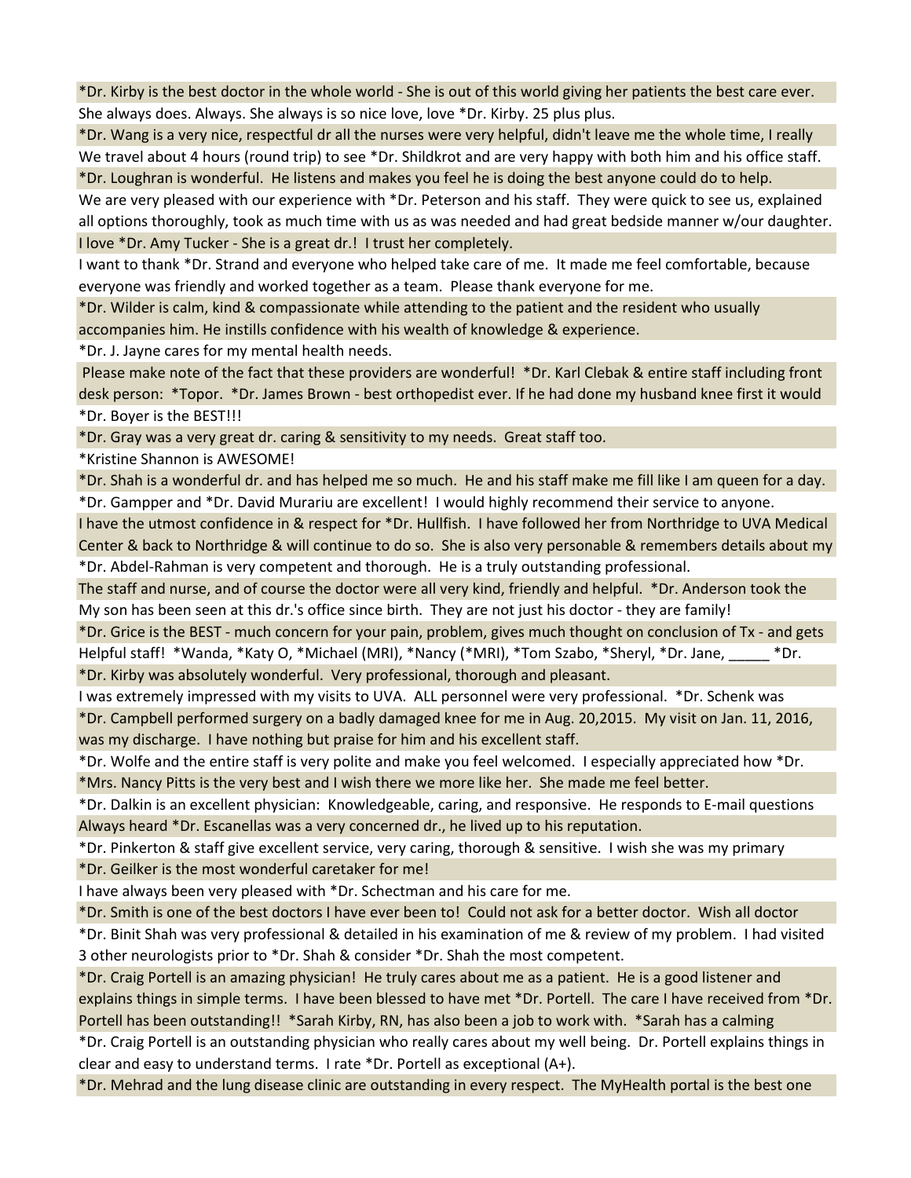*Dr. Kirby is the best doctor in the whole world - She is out of this world giving her patients the best care ever. She always does. Always. She always is so nice love, love *Dr. Kirby. 25 plus plus.

*Dr. Wang is a very nice, respectful dr all the nurses were very helpful, didn't leave me the whole time, I really

We travel about 4 hours (round trip) to see *Dr. Shildkrot and are very happy with both him and his office staff.

*Dr. Loughran is wonderful. He listens and makes you feel he is doing the best anyone could do to help.

We are very pleased with our experience with *Dr. Peterson and his staff. They were quick to see us, explained all options thoroughly, took as much time with us as was needed and had great bedside manner w/our daughter.

I love *Dr. Amy Tucker - She is a great dr.! I trust her completely.

I want to thank *Dr. Strand and everyone who helped take care of me. It made me feel comfortable, because everyone was friendly and worked together as a team. Please thank everyone for me.

*Dr. Wilder is calm, kind & compassionate while attending to the patient and the resident who usually accompanies him. He instills confidence with his wealth of knowledge & experience.

*Dr. J. Jayne cares for my mental health needs.

Please make note of the fact that these providers are wonderful! *Dr. Karl Clebak & entire staff including front desk person: *Topor. *Dr. James Brown - best orthopedist ever. If he had done my husband knee first it would

*Dr. Boyer is the BEST!!!

*Dr. Gray was a very great dr. caring & sensitivity to my needs. Great staff too.

*Kristine Shannon is AWESOME!

*Dr. Shah is a wonderful dr. and has helped me so much. He and his staff make me fill like I am queen for a day.

*Dr. Gampper and *Dr. David Murariu are excellent! I would highly recommend their service to anyone.

I have the utmost confidence in & respect for *Dr. Hullfish. I have followed her from Northridge to UVA Medical Center & back to Northridge & will continue to do so. She is also very personable & remembers details about my

*Dr. Abdel-Rahman is very competent and thorough. He is a truly outstanding professional.

The staff and nurse, and of course the doctor were all very kind, friendly and helpful. *Dr. Anderson took the

My son has been seen at this dr.'s office since birth. They are not just his doctor - they are family!

*Dr. Grice is the BEST - much concern for your pain, problem, gives much thought on conclusion of Tx - and gets

Helpful staff! *Wanda, *Katy O, *Michael (MRI), *Nancy (*MRI), *Tom Szabo, *Sheryl, *Dr. Jane, _____ *Dr.

*Dr. Kirby was absolutely wonderful. Very professional, thorough and pleasant.

I was extremely impressed with my visits to UVA. ALL personnel were very professional. *Dr. Schenk was

*Dr. Campbell performed surgery on a badly damaged knee for me in Aug. 20,2015. My visit on Jan. 11, 2016, was my discharge. I have nothing but praise for him and his excellent staff.

*Dr. Wolfe and the entire staff is very polite and make you feel welcomed. I especially appreciated how *Dr.

*Mrs. Nancy Pitts is the very best and I wish there we more like her. She made me feel better.

*Dr. Dalkin is an excellent physician: Knowledgeable, caring, and responsive. He responds to E-mail questions

Always heard *Dr. Escanellas was a very concerned dr., he lived up to his reputation.

*Dr. Pinkerton & staff give excellent service, very caring, thorough & sensitive. I wish she was my primary

*Dr. Geilker is the most wonderful caretaker for me!

I have always been very pleased with *Dr. Schectman and his care for me.

*Dr. Smith is one of the best doctors I have ever been to! Could not ask for a better doctor. Wish all doctor

*Dr. Binit Shah was very professional & detailed in his examination of me & review of my problem. I had visited 3 other neurologists prior to *Dr. Shah & consider *Dr. Shah the most competent.

*Dr. Craig Portell is an amazing physician! He truly cares about me as a patient. He is a good listener and explains things in simple terms. I have been blessed to have met *Dr. Portell. The care I have received from *Dr. Portell has been outstanding!! *Sarah Kirby, RN, has also been a job to work with. *Sarah has a calming

*Dr. Craig Portell is an outstanding physician who really cares about my well being. Dr. Portell explains things in clear and easy to understand terms. I rate *Dr. Portell as exceptional (A+).

*Dr. Mehrad and the lung disease clinic are outstanding in every respect. The MyHealth portal is the best one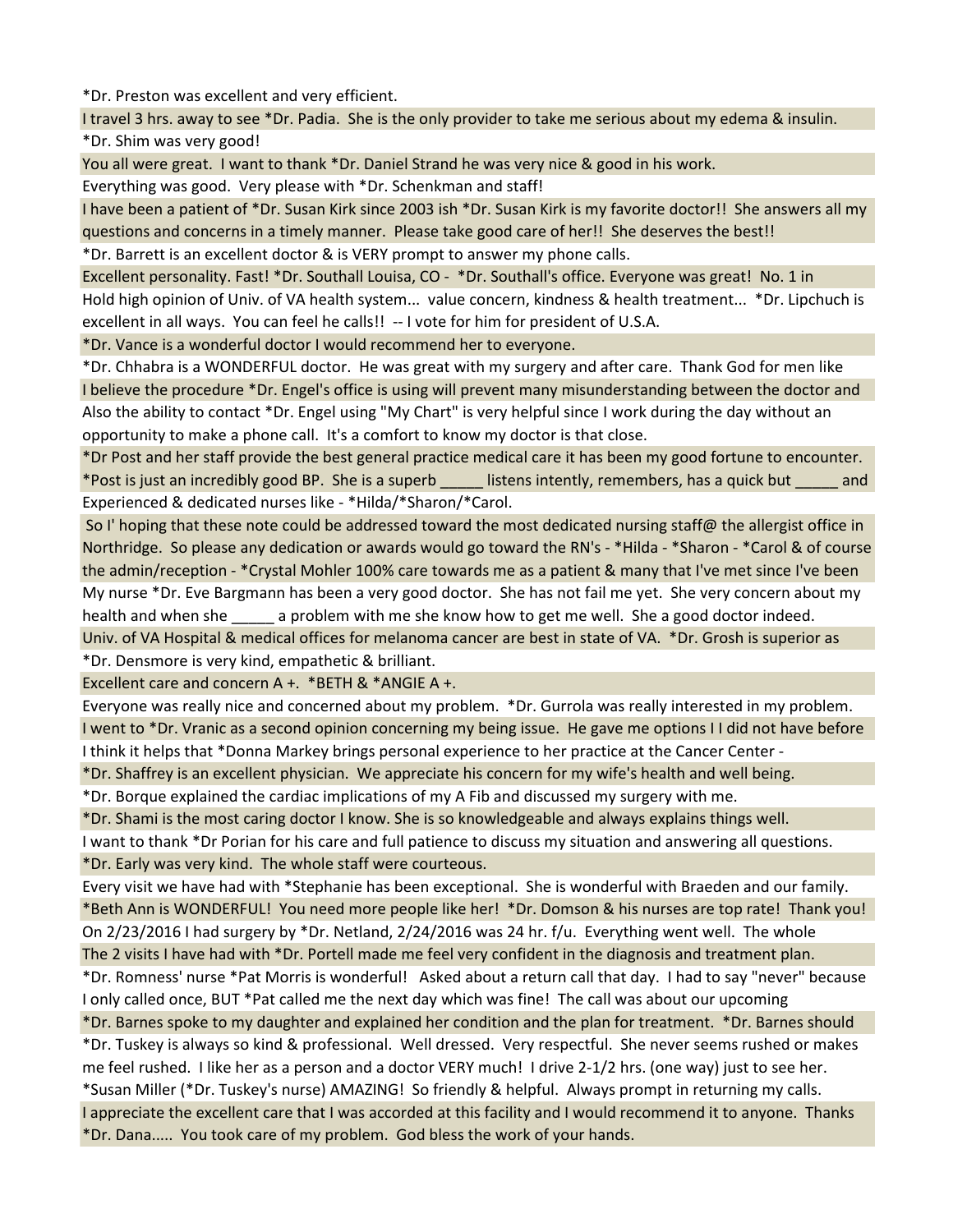*Dr. Preston was excellent and very efficient.

I travel 3 hrs. away to see *Dr. Padia. She is the only provider to take me serious about my edema & insulin.

*Dr. Shim was very good!

You all were great. I want to thank *Dr. Daniel Strand he was very nice & good in his work.

Everything was good. Very please with *Dr. Schenkman and staff!

I have been a patient of *Dr. Susan Kirk since 2003 ish *Dr. Susan Kirk is my favorite doctor!! She answers all my questions and concerns in a timely manner. Please take good care of her!! She deserves the best!!

*Dr. Barrett is an excellent doctor & is VERY prompt to answer my phone calls.

Excellent personality. Fast! *Dr. Southall Louisa, CO - *Dr. Southall's office. Everyone was great! No. 1 in

Hold high opinion of Univ. of VA health system... value concern, kindness & health treatment... *Dr. Lipchuch is excellent in all ways. You can feel he calls!! -- I vote for him for president of U.S.A.

*Dr. Vance is a wonderful doctor I would recommend her to everyone.

*Dr. Chhabra is a WONDERFUL doctor. He was great with my surgery and after care. Thank God for men like

I believe the procedure *Dr. Engel's office is using will prevent many misunderstanding between the doctor and

Also the ability to contact *Dr. Engel using "My Chart" is very helpful since I work during the day without an opportunity to make a phone call. It's a comfort to know my doctor is that close.

*Dr Post and her staff provide the best general practice medical care it has been my good fortune to encounter.

*Post is just an incredibly good BP. She is a superb _____ listens intently, remembers, has a quick but _____ and

Experienced & dedicated nurses like - *Hilda/*Sharon/*Carol.

So I' hoping that these note could be addressed toward the most dedicated nursing staff@ the allergist office in Northridge. So please any dedication or awards would go toward the RN's - *Hilda - *Sharon - *Carol & of course the admin/reception - *Crystal Mohler 100% care towards me as a patient & many that I've met since I've been

My nurse *Dr. Eve Bargmann has been a very good doctor. She has not fail me yet. She very concern about my health and when she _____ a problem with me she know how to get me well. She a good doctor indeed.

Univ. of VA Hospital & medical offices for melanoma cancer are best in state of VA. *Dr. Grosh is superior as

*Dr. Densmore is very kind, empathetic & brilliant.

Excellent care and concern A +. *BETH & *ANGIE A +.

Everyone was really nice and concerned about my problem. *Dr. Gurrola was really interested in my problem.

I went to *Dr. Vranic as a second opinion concerning my being issue. He gave me options I I did not have before

I think it helps that *Donna Markey brings personal experience to her practice at the Cancer Center -

*Dr. Shaffrey is an excellent physician. We appreciate his concern for my wife's health and well being.

*Dr. Borque explained the cardiac implications of my A Fib and discussed my surgery with me.

*Dr. Shami is the most caring doctor I know. She is so knowledgeable and always explains things well.

I want to thank *Dr Porian for his care and full patience to discuss my situation and answering all questions.

*Dr. Early was very kind. The whole staff were courteous.

Every visit we have had with *Stephanie has been exceptional. She is wonderful with Braeden and our family.

*Beth Ann is WONDERFUL! You need more people like her! *Dr. Domson & his nurses are top rate! Thank you!

On 2/23/2016 I had surgery by *Dr. Netland, 2/24/2016 was 24 hr. f/u. Everything went well. The whole

The 2 visits I have had with *Dr. Portell made me feel very confident in the diagnosis and treatment plan.

*Dr. Romness' nurse *Pat Morris is wonderful! Asked about a return call that day. I had to say "never" because I only called once, BUT *Pat called me the next day which was fine! The call was about our upcoming

*Dr. Barnes spoke to my daughter and explained her condition and the plan for treatment. *Dr. Barnes should

*Dr. Tuskey is always so kind & professional. Well dressed. Very respectful. She never seems rushed or makes me feel rushed. I like her as a person and a doctor VERY much! I drive 2-1/2 hrs. (one way) just to see her.

*Susan Miller (*Dr. Tuskey's nurse) AMAZING! So friendly & helpful. Always prompt in returning my calls.

I appreciate the excellent care that I was accorded at this facility and I would recommend it to anyone. Thanks

*Dr. Dana..... You took care of my problem. God bless the work of your hands.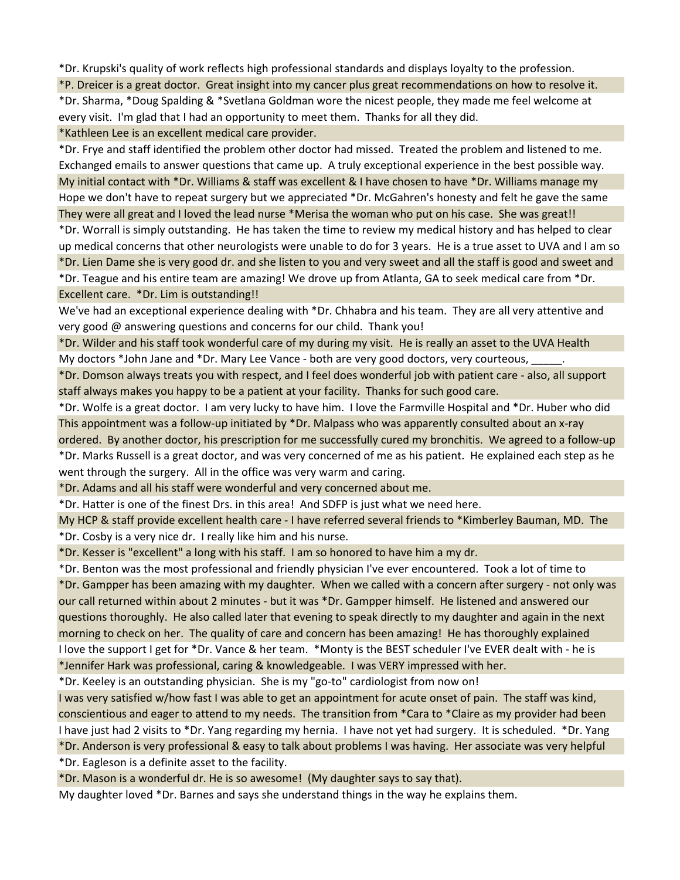*Dr. Krupski's quality of work reflects high professional standards and displays loyalty to the profession.

*P. Dreicer is a great doctor.  Great insight into my cancer plus great recommendations on how to resolve it.

*Dr. Sharma, *Doug Spalding & *Svetlana Goldman wore the nicest people, they made me feel welcome at every visit.  I'm glad that I had an opportunity to meet them.  Thanks for all they did.

*Kathleen Lee is an excellent medical care provider.

*Dr. Frye and staff identified the problem other doctor had missed.  Treated the problem and listened to me.  Exchanged emails to answer questions that came up.  A truly exceptional experience in the best possible way.

My initial contact with *Dr. Williams & staff was excellent & I have chosen to have *Dr. Williams manage my

Hope we don't have to repeat surgery but we appreciated *Dr. McGahren's honesty and felt he gave the same

They were all great and I loved the lead nurse *Merisa the woman who put on his case.  She was great!!

*Dr. Worrall is simply outstanding.  He has taken the time to review my medical history and has helped to clear up medical concerns that other neurologists were unable to do for 3 years.  He is a true asset to UVA and I am so

*Dr. Lien Dame she is very good dr. and she listen to you and very sweet and all the staff is good and sweet and

*Dr. Teague and his entire team are amazing! We drove up from Atlanta, GA to seek medical care from *Dr.

Excellent care.  *Dr. Lim is outstanding!!

We've had an exceptional experience dealing with *Dr. Chhabra and his team.  They are all very attentive and very good @ answering questions and concerns for our child.  Thank you!

*Dr. Wilder and his staff took wonderful care of my during my visit.  He is really an asset to the UVA Health

My doctors *John Jane and *Dr. Mary Lee Vance - both are very good doctors, very courteous, _____.

*Dr. Domson always treats you with respect, and I feel does wonderful job with patient care - also, all support staff always makes you happy to be a patient at your facility.  Thanks for such good care.

*Dr. Wolfe is a great doctor.  I am very lucky to have him.  I love the Farmville Hospital and *Dr. Huber who did

This appointment was a follow-up initiated by *Dr. Malpass who was apparently consulted about an x-ray ordered.  By another doctor, his prescription for me successfully cured my bronchitis.  We agreed to a follow-up

*Dr. Marks Russell is a great doctor, and was very concerned of me as his patient.  He explained each step as he went through the surgery.  All in the office was very warm and caring.

*Dr. Adams and all his staff were wonderful and very concerned about me.

*Dr. Hatter is one of the finest Drs. in this area!  And SDFP is just what we need here.

My HCP & staff provide excellent health care - I have referred several friends to *Kimberley Bauman, MD.  The

*Dr. Cosby is a very nice dr.  I really like him and his nurse.

*Dr. Kesser is "excellent" a long with his staff.  I am so honored to have him a my dr.

*Dr. Benton was the most professional and friendly physician I've ever encountered.  Took a lot of time to

*Dr. Gampper has been amazing with my daughter.  When we called with a concern after surgery - not only was our call returned within about 2 minutes - but it was *Dr. Gampper himself.  He listened and answered our questions thoroughly.  He also called later that evening to speak directly to my daughter and again in the next morning to check on her.  The quality of care and concern has been amazing!  He has thoroughly explained

I love the support I get for *Dr. Vance & her team.  *Monty is the BEST scheduler I've EVER dealt with - he is

*Jennifer Hark was professional, caring & knowledgeable.  I was VERY impressed with her.

*Dr. Keeley is an outstanding physician.  She is my "go-to" cardiologist from now on!

I was very satisfied w/how fast I was able to get an appointment for acute onset of pain.  The staff was kind, conscientious and eager to attend to my needs.  The transition from *Cara to *Claire as my provider had been

I have just had 2 visits to *Dr. Yang regarding my hernia.  I have not yet had surgery.  It is scheduled.  *Dr. Yang

*Dr. Anderson is very professional & easy to talk about problems I was having.  Her associate was very helpful

*Dr. Eagleson is a definite asset to the facility.

*Dr. Mason is a wonderful dr. He is so awesome!  (My daughter says to say that).

My daughter loved *Dr. Barnes and says she understand things in the way he explains them.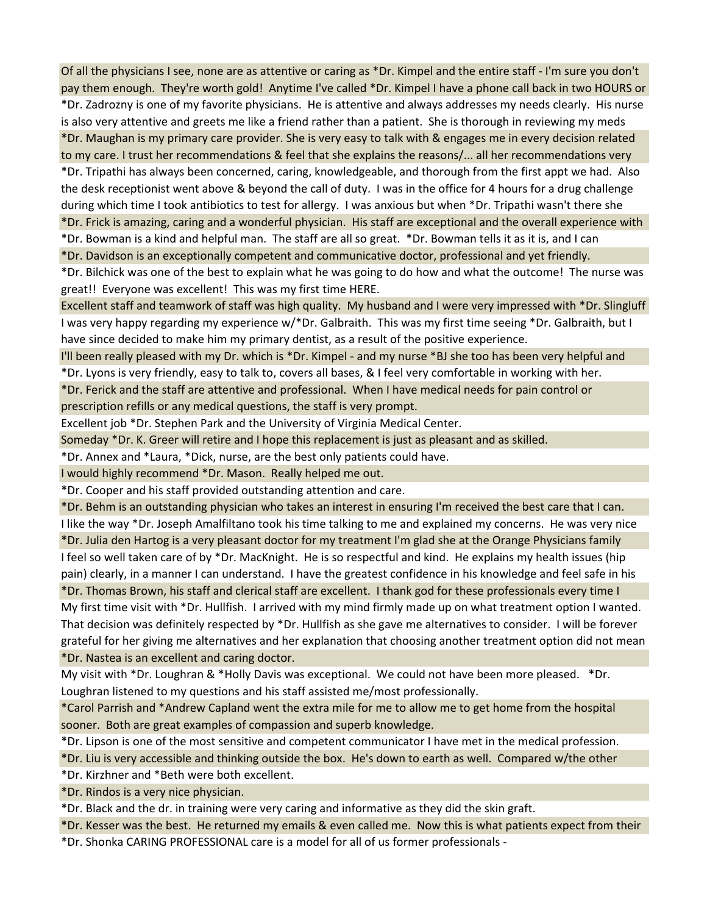Of all the physicians I see, none are as attentive or caring as *Dr. Kimpel and the entire staff - I'm sure you don't pay them enough. They're worth gold! Anytime I've called *Dr. Kimpel I have a phone call back in two HOURS or

*Dr. Zadrozny is one of my favorite physicians. He is attentive and always addresses my needs clearly. His nurse is also very attentive and greets me like a friend rather than a patient. She is thorough in reviewing my meds

*Dr. Maughan is my primary care provider. She is very easy to talk with & engages me in every decision related to my care. I trust her recommendations & feel that she explains the reasons/... all her recommendations very

*Dr. Tripathi has always been concerned, caring, knowledgeable, and thorough from the first appt we had. Also the desk receptionist went above & beyond the call of duty. I was in the office for 4 hours for a drug challenge during which time I took antibiotics to test for allergy. I was anxious but when *Dr. Tripathi wasn't there she

*Dr. Frick is amazing, caring and a wonderful physician. His staff are exceptional and the overall experience with

*Dr. Bowman is a kind and helpful man. The staff are all so great. *Dr. Bowman tells it as it is, and I can

*Dr. Davidson is an exceptionally competent and communicative doctor, professional and yet friendly.

*Dr. Bilchick was one of the best to explain what he was going to do how and what the outcome! The nurse was great!! Everyone was excellent! This was my first time HERE.

Excellent staff and teamwork of staff was high quality. My husband and I were very impressed with *Dr. Slingluff

I was very happy regarding my experience w/*Dr. Galbraith. This was my first time seeing *Dr. Galbraith, but I have since decided to make him my primary dentist, as a result of the positive experience.

I'll been really pleased with my Dr. which is *Dr. Kimpel - and my nurse *BJ she too has been very helpful and

*Dr. Lyons is very friendly, easy to talk to, covers all bases, & I feel very comfortable in working with her.

*Dr. Ferick and the staff are attentive and professional. When I have medical needs for pain control or prescription refills or any medical questions, the staff is very prompt.

Excellent job *Dr. Stephen Park and the University of Virginia Medical Center.

Someday *Dr. K. Greer will retire and I hope this replacement is just as pleasant and as skilled.

*Dr. Annex and *Laura, *Dick, nurse, are the best only patients could have.

I would highly recommend *Dr. Mason. Really helped me out.

*Dr. Cooper and his staff provided outstanding attention and care.

*Dr. Behm is an outstanding physician who takes an interest in ensuring I'm received the best care that I can.

I like the way *Dr. Joseph Amalfiltano took his time talking to me and explained my concerns. He was very nice

*Dr. Julia den Hartog is a very pleasant doctor for my treatment I'm glad she at the Orange Physicians family

I feel so well taken care of by *Dr. MacKnight. He is so respectful and kind. He explains my health issues (hip pain) clearly, in a manner I can understand. I have the greatest confidence in his knowledge and feel safe in his

*Dr. Thomas Brown, his staff and clerical staff are excellent. I thank god for these professionals every time I

My first time visit with *Dr. Hullfish. I arrived with my mind firmly made up on what treatment option I wanted. That decision was definitely respected by *Dr. Hullfish as she gave me alternatives to consider. I will be forever grateful for her giving me alternatives and her explanation that choosing another treatment option did not mean

*Dr. Nastea is an excellent and caring doctor.

My visit with *Dr. Loughran & *Holly Davis was exceptional. We could not have been more pleased. *Dr. Loughran listened to my questions and his staff assisted me/most professionally.

*Carol Parrish and *Andrew Capland went the extra mile for me to allow me to get home from the hospital sooner. Both are great examples of compassion and superb knowledge.

*Dr. Lipson is one of the most sensitive and competent communicator I have met in the medical profession.

*Dr. Liu is very accessible and thinking outside the box. He's down to earth as well. Compared w/the other

*Dr. Kirzhner and *Beth were both excellent.

*Dr. Rindos is a very nice physician.

*Dr. Black and the dr. in training were very caring and informative as they did the skin graft.

*Dr. Kesser was the best. He returned my emails & even called me. Now this is what patients expect from their

*Dr. Shonka CARING PROFESSIONAL care is a model for all of us former professionals -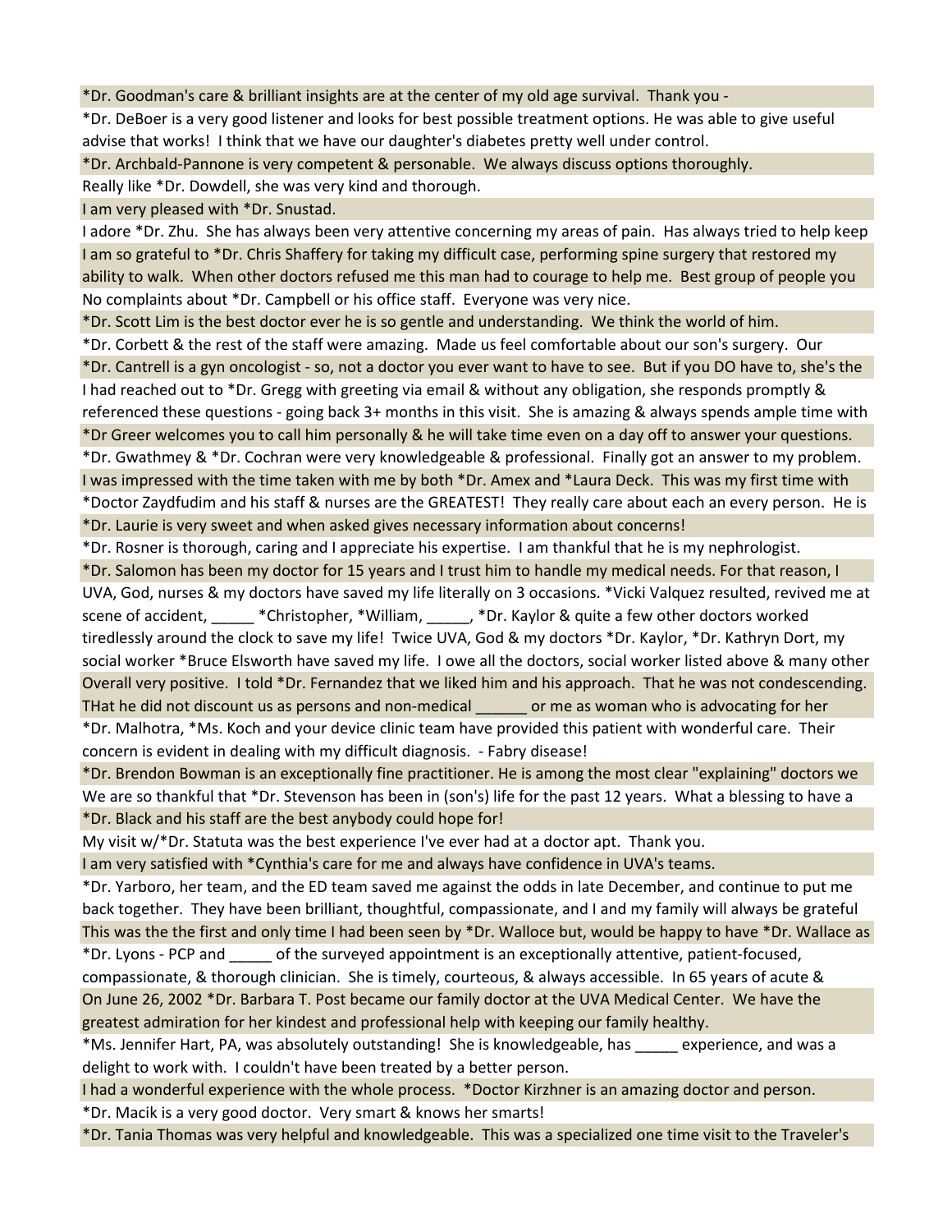*Dr. Goodman's care & brilliant insights are at the center of my old age survival. Thank you -

*Dr. DeBoer is a very good listener and looks for best possible treatment options. He was able to give useful advise that works! I think that we have our daughter's diabetes pretty well under control.

*Dr. Archbald-Pannone is very competent & personable. We always discuss options thoroughly.

Really like *Dr. Dowdell, she was very kind and thorough.

I am very pleased with *Dr. Snustad.

I adore *Dr. Zhu. She has always been very attentive concerning my areas of pain. Has always tried to help keep

I am so grateful to *Dr. Chris Shaffery for taking my difficult case, performing spine surgery that restored my ability to walk. When other doctors refused me this man had to courage to help me. Best group of people you

No complaints about *Dr. Campbell or his office staff. Everyone was very nice.

*Dr. Scott Lim is the best doctor ever he is so gentle and understanding. We think the world of him.

*Dr. Corbett & the rest of the staff were amazing. Made us feel comfortable about our son's surgery. Our

*Dr. Cantrell is a gyn oncologist - so, not a doctor you ever want to have to see. But if you DO have to, she's the

I had reached out to *Dr. Gregg with greeting via email & without any obligation, she responds promptly & referenced these questions - going back 3+ months in this visit. She is amazing & always spends ample time with

*Dr Greer welcomes you to call him personally & he will take time even on a day off to answer your questions.

*Dr. Gwathmey & *Dr. Cochran were very knowledgeable & professional. Finally got an answer to my problem.

I was impressed with the time taken with me by both *Dr. Amex and *Laura Deck. This was my first time with

*Doctor Zaydfudim and his staff & nurses are the GREATEST! They really care about each an every person. He is

*Dr. Laurie is very sweet and when asked gives necessary information about concerns!

*Dr. Rosner is thorough, caring and I appreciate his expertise. I am thankful that he is my nephrologist.

*Dr. Salomon has been my doctor for 15 years and I trust him to handle my medical needs. For that reason, I

UVA, God, nurses & my doctors have saved my life literally on 3 occasions. *Vicki Valquez resulted, revived me at scene of accident, _____ *Christopher, *William, _____, *Dr. Kaylor & quite a few other doctors worked tirelessly around the clock to save my life! Twice UVA, God & my doctors *Dr. Kaylor, *Dr. Kathryn Dort, my social worker *Bruce Elsworth have saved my life. I owe all the doctors, social worker listed above & many other

Overall very positive. I told *Dr. Fernandez that we liked him and his approach. That he was not condescending. THat he did not discount us as persons and non-medical ______ or me as woman who is advocating for her

*Dr. Malhotra, *Ms. Koch and your device clinic team have provided this patient with wonderful care. Their concern is evident in dealing with my difficult diagnosis. - Fabry disease!

*Dr. Brendon Bowman is an exceptionally fine practitioner. He is among the most clear "explaining" doctors we

We are so thankful that *Dr. Stevenson has been in (son's) life for the past 12 years. What a blessing to have a

*Dr. Black and his staff are the best anybody could hope for!

My visit w/*Dr. Statuta was the best experience I've ever had at a doctor apt. Thank you.

I am very satisfied with *Cynthia's care for me and always have confidence in UVA's teams.

*Dr. Yarboro, her team, and the ED team saved me against the odds in late December, and continue to put me back together. They have been brilliant, thoughtful, compassionate, and I and my family will always be grateful

This was the the first and only time I had been seen by *Dr. Walloce but, would be happy to have *Dr. Wallace as

*Dr. Lyons - PCP and _____ of the surveyed appointment is an exceptionally attentive, patient-focused, compassionate, & thorough clinician. She is timely, courteous, & always accessible. In 65 years of acute &

On June 26, 2002 *Dr. Barbara T. Post became our family doctor at the UVA Medical Center. We have the greatest admiration for her kindest and professional help with keeping our family healthy.

*Ms. Jennifer Hart, PA, was absolutely outstanding! She is knowledgeable, has _____ experience, and was a delight to work with. I couldn't have been treated by a better person.

I had a wonderful experience with the whole process. *Doctor Kirzhner is an amazing doctor and person.

*Dr. Macik is a very good doctor. Very smart & knows her smarts!

*Dr. Tania Thomas was very helpful and knowledgeable. This was a specialized one time visit to the Traveler's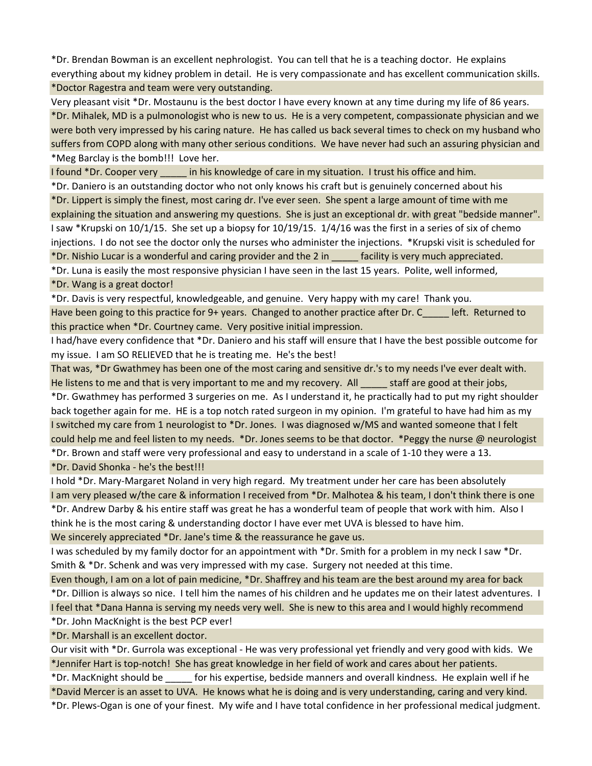*Dr. Brendan Bowman is an excellent nephrologist.  You can tell that he is a teaching doctor.  He explains everything about my kidney problem in detail.  He is very compassionate and has excellent communication skills.

*Doctor Ragestra and team were very outstanding.

Very pleasant visit *Dr. Mostaunu is the best doctor I have every known at any time during my life of 86 years.

*Dr. Mihalek, MD is a pulmonologist who is new to us.  He is a very competent, compassionate physician and we were both very impressed by his caring nature.  He has called us back several times to check on my husband who suffers from COPD along with many other serious conditions.  We have never had such an assuring physician and

*Meg Barclay is the bomb!!!  Love her.

I found *Dr. Cooper very _____ in his knowledge of care in my situation.  I trust his office and him.

*Dr. Daniero is an outstanding doctor who not only knows his craft but is genuinely concerned about his

*Dr. Lippert is simply the finest, most caring dr. I've ever seen.  She spent a large amount of time with me explaining the situation and answering my questions.  She is just an exceptional dr. with great "bedside manner".

I saw *Krupski on 10/1/15.  She set up a biopsy for 10/19/15.  1/4/16 was the first in a series of six of chemo injections.  I do not see the doctor only the nurses who administer the injections.  *Krupski visit is scheduled for

*Dr. Nishio Lucar is a wonderful and caring provider and the 2 in _____ facility is very much appreciated.

*Dr. Luna is easily the most responsive physician I have seen in the last 15 years.  Polite, well informed,

*Dr. Wang is a great doctor!

*Dr. Davis is very respectful, knowledgeable, and genuine.  Very happy with my care!  Thank you.

Have been going to this practice for 9+ years.  Changed to another practice after Dr. C_____ left.  Returned to this practice when *Dr. Courtney came.  Very positive initial impression.

I had/have every confidence that *Dr. Daniero and his staff will ensure that I have the best possible outcome for my issue.  I am SO RELIEVED that he is treating me.  He's the best!

That was, *Dr Gwathmey has been one of the most caring and sensitive dr.'s to my needs I've ever dealt with.  He listens to me and that is very important to me and my recovery.  All _____ staff are good at their jobs,

*Dr. Gwathmey has performed 3 surgeries on me.  As I understand it, he practically had to put my right shoulder back together again for me.  HE is a top notch rated surgeon in my opinion.  I'm grateful to have had him as my

I switched my care from 1 neurologist to *Dr. Jones.  I was diagnosed w/MS and wanted someone that I felt could help me and feel listen to my needs.  *Dr. Jones seems to be that doctor.  *Peggy the nurse @ neurologist

*Dr. Brown and staff were very professional and easy to understand in a scale of 1-10 they were a 13.

*Dr. David Shonka - he's the best!!!

I hold *Dr. Mary-Margaret Noland in very high regard.  My treatment under her care has been absolutely

I am very pleased w/the care & information I received from *Dr. Malhotea & his team, I don't think there is one

*Dr. Andrew Darby & his entire staff was great he has a wonderful team of people that work with him.  Also I think he is the most caring & understanding doctor I have ever met UVA is blessed to have him.

We sincerely appreciated *Dr. Jane's time & the reassurance he gave us.

I was scheduled by my family doctor for an appointment with *Dr. Smith for a problem in my neck I saw *Dr. Smith & *Dr. Schenk and was very impressed with my case.  Surgery not needed at this time.

Even though, I am on a lot of pain medicine, *Dr. Shaffrey and his team are the best around my area for back

*Dr. Dillion is always so nice.  I tell him the names of his children and he updates me on their latest adventures.  I

I feel that *Dana Hanna is serving my needs very well.  She is new to this area and I would highly recommend

*Dr. John MacKnight is the best PCP ever!

*Dr. Marshall is an excellent doctor.

Our visit with *Dr. Gurrola was exceptional - He was very professional yet friendly and very good with kids.  We

*Jennifer Hart is top-notch!  She has great knowledge in her field of work and cares about her patients.

*Dr. MacKnight should be _____ for his expertise, bedside manners and overall kindness.  He explain well if he

*David Mercer is an asset to UVA.  He knows what he is doing and is very understanding, caring and very kind.

*Dr. Plews-Ogan is one of your finest.  My wife and I have total confidence in her professional medical judgment.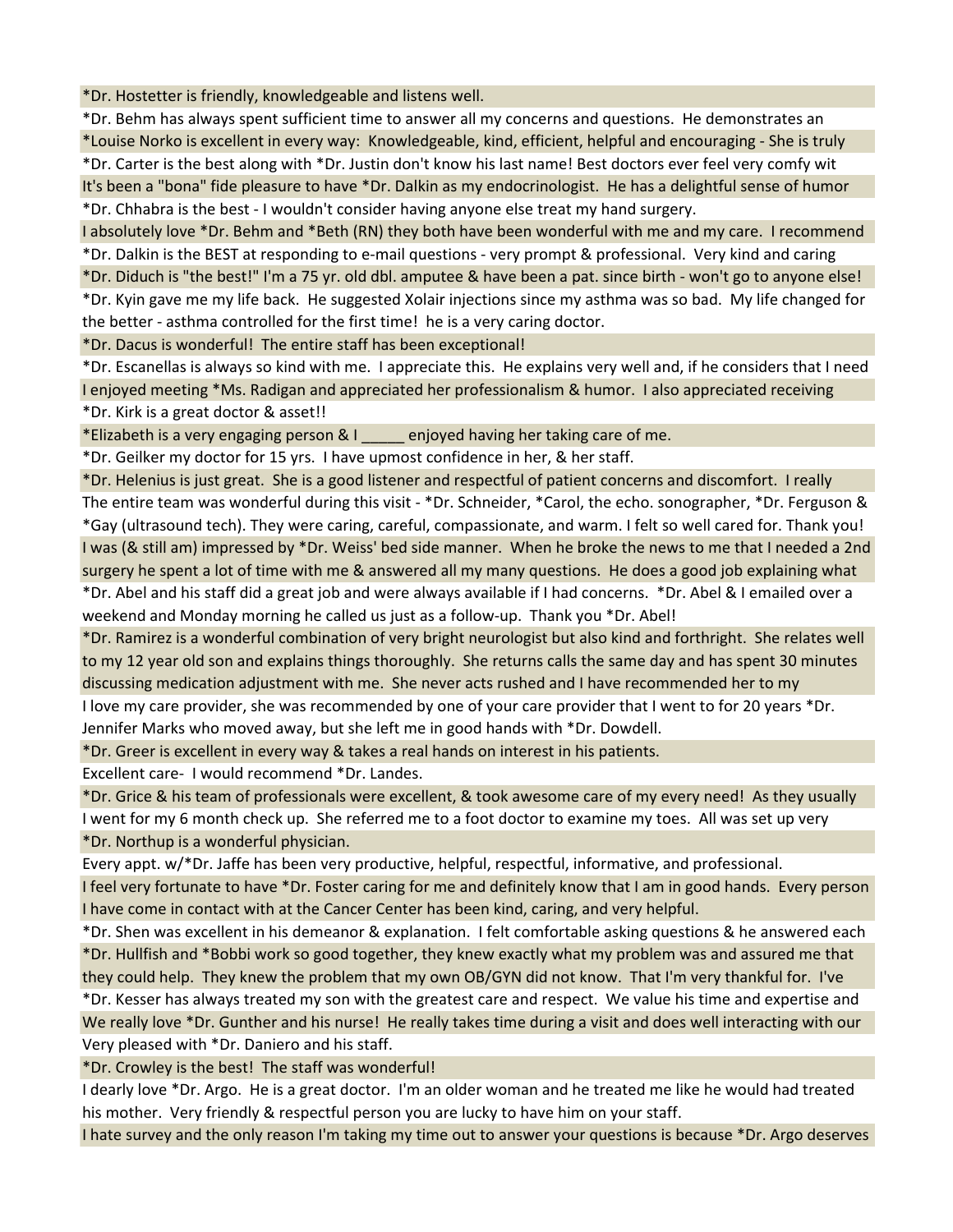*Dr. Hostetter is friendly, knowledgeable and listens well.

*Dr. Behm has always spent sufficient time to answer all my concerns and questions. He demonstrates an

*Louise Norko is excellent in every way: Knowledgeable, kind, efficient, helpful and encouraging - She is truly

*Dr. Carter is the best along with *Dr. Justin don't know his last name! Best doctors ever feel very comfy wit

It's been a "bona" fide pleasure to have *Dr. Dalkin as my endocrinologist. He has a delightful sense of humor

*Dr. Chhabra is the best - I wouldn't consider having anyone else treat my hand surgery.

I absolutely love *Dr. Behm and *Beth (RN) they both have been wonderful with me and my care. I recommend

*Dr. Dalkin is the BEST at responding to e-mail questions - very prompt & professional. Very kind and caring

*Dr. Diduch is "the best!" I'm a 75 yr. old dbl. amputee & have been a pat. since birth - won't go to anyone else!

*Dr. Kyin gave me my life back. He suggested Xolair injections since my asthma was so bad. My life changed for the better - asthma controlled for the first time! he is a very caring doctor.

*Dr. Dacus is wonderful! The entire staff has been exceptional!

*Dr. Escanellas is always so kind with me. I appreciate this. He explains very well and, if he considers that I need

I enjoyed meeting *Ms. Radigan and appreciated her professionalism & humor. I also appreciated receiving

*Dr. Kirk is a great doctor & asset!!

*Elizabeth is a very engaging person & I _____ enjoyed having her taking care of me.

*Dr. Geilker my doctor for 15 yrs. I have upmost confidence in her, & her staff.

*Dr. Helenius is just great. She is a good listener and respectful of patient concerns and discomfort. I really

The entire team was wonderful during this visit - *Dr. Schneider, *Carol, the echo. sonographer, *Dr. Ferguson & *Gay (ultrasound tech). They were caring, careful, compassionate, and warm. I felt so well cared for. Thank you!

I was (& still am) impressed by *Dr. Weiss' bed side manner. When he broke the news to me that I needed a 2nd surgery he spent a lot of time with me & answered all my many questions. He does a good job explaining what

*Dr. Abel and his staff did a great job and were always available if I had concerns. *Dr. Abel & I emailed over a weekend and Monday morning he called us just as a follow-up. Thank you *Dr. Abel!

*Dr. Ramirez is a wonderful combination of very bright neurologist but also kind and forthright. She relates well to my 12 year old son and explains things thoroughly. She returns calls the same day and has spent 30 minutes discussing medication adjustment with me. She never acts rushed and I have recommended her to my

I love my care provider, she was recommended by one of your care provider that I went to for 20 years *Dr. Jennifer Marks who moved away, but she left me in good hands with *Dr. Dowdell.

*Dr. Greer is excellent in every way & takes a real hands on interest in his patients.

Excellent care- I would recommend *Dr. Landes.

*Dr. Grice & his team of professionals were excellent, & took awesome care of my every need! As they usually

I went for my 6 month check up. She referred me to a foot doctor to examine my toes. All was set up very

*Dr. Northup is a wonderful physician.

Every appt. w/*Dr. Jaffe has been very productive, helpful, respectful, informative, and professional.

I feel very fortunate to have *Dr. Foster caring for me and definitely know that I am in good hands. Every person I have come in contact with at the Cancer Center has been kind, caring, and very helpful.

*Dr. Shen was excellent in his demeanor & explanation. I felt comfortable asking questions & he answered each

*Dr. Hullfish and *Bobbi work so good together, they knew exactly what my problem was and assured me that they could help. They knew the problem that my own OB/GYN did not know. That I'm very thankful for. I've

*Dr. Kesser has always treated my son with the greatest care and respect. We value his time and expertise and

We really love *Dr. Gunther and his nurse! He really takes time during a visit and does well interacting with our

Very pleased with *Dr. Daniero and his staff.

*Dr. Crowley is the best! The staff was wonderful!

I dearly love *Dr. Argo. He is a great doctor. I'm an older woman and he treated me like he would had treated his mother. Very friendly & respectful person you are lucky to have him on your staff.

I hate survey and the only reason I'm taking my time out to answer your questions is because *Dr. Argo deserves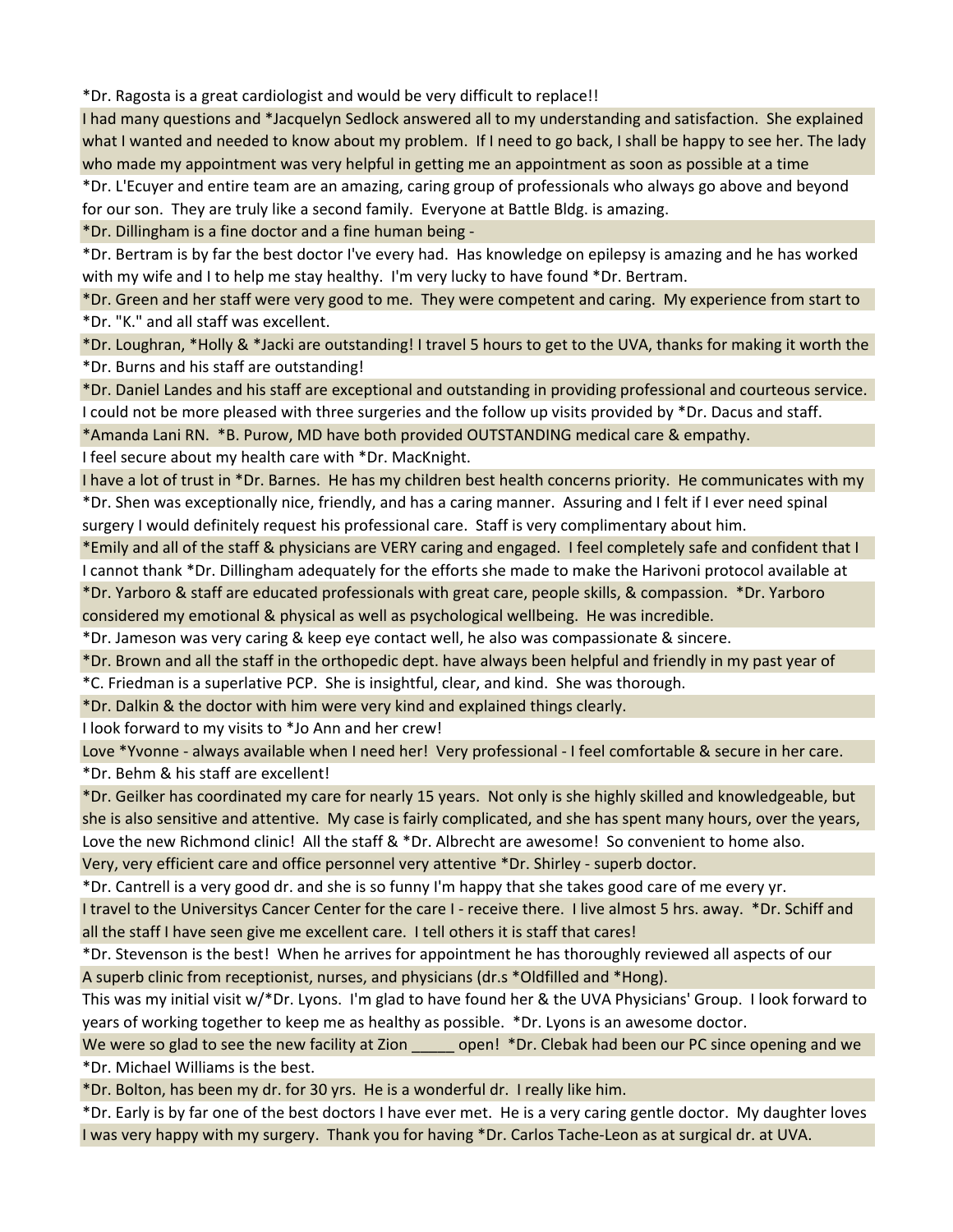*Dr. Ragosta is a great cardiologist and would be very difficult to replace!!

I had many questions and *Jacquelyn Sedlock answered all to my understanding and satisfaction. She explained what I wanted and needed to know about my problem. If I need to go back, I shall be happy to see her. The lady who made my appointment was very helpful in getting me an appointment as soon as possible at a time

*Dr. L'Ecuyer and entire team are an amazing, caring group of professionals who always go above and beyond for our son. They are truly like a second family. Everyone at Battle Bldg. is amazing.

*Dr. Dillingham is a fine doctor and a fine human being -

*Dr. Bertram is by far the best doctor I've every had. Has knowledge on epilepsy is amazing and he has worked with my wife and I to help me stay healthy. I'm very lucky to have found *Dr. Bertram.

*Dr. Green and her staff were very good to me. They were competent and caring. My experience from start to

*Dr. "K." and all staff was excellent.

*Dr. Loughran, *Holly & *Jacki are outstanding! I travel 5 hours to get to the UVA, thanks for making it worth the

*Dr. Burns and his staff are outstanding!

*Dr. Daniel Landes and his staff are exceptional and outstanding in providing professional and courteous service.

I could not be more pleased with three surgeries and the follow up visits provided by *Dr. Dacus and staff.

*Amanda Lani RN. *B. Purow, MD have both provided OUTSTANDING medical care & empathy.

I feel secure about my health care with *Dr. MacKnight.

I have a lot of trust in *Dr. Barnes. He has my children best health concerns priority. He communicates with my

*Dr. Shen was exceptionally nice, friendly, and has a caring manner. Assuring and I felt if I ever need spinal surgery I would definitely request his professional care. Staff is very complimentary about him.

*Emily and all of the staff & physicians are VERY caring and engaged. I feel completely safe and confident that I

I cannot thank *Dr. Dillingham adequately for the efforts she made to make the Harivoni protocol available at

*Dr. Yarboro & staff are educated professionals with great care, people skills, & compassion. *Dr. Yarboro considered my emotional & physical as well as psychological wellbeing. He was incredible.

*Dr. Jameson was very caring & keep eye contact well, he also was compassionate & sincere.

*Dr. Brown and all the staff in the orthopedic dept. have always been helpful and friendly in my past year of

*C. Friedman is a superlative PCP. She is insightful, clear, and kind. She was thorough.

*Dr. Dalkin & the doctor with him were very kind and explained things clearly.

I look forward to my visits to *Jo Ann and her crew!

Love *Yvonne - always available when I need her! Very professional - I feel comfortable & secure in her care.

*Dr. Behm & his staff are excellent!

*Dr. Geilker has coordinated my care for nearly 15 years. Not only is she highly skilled and knowledgeable, but she is also sensitive and attentive. My case is fairly complicated, and she has spent many hours, over the years,

Love the new Richmond clinic! All the staff & *Dr. Albrecht are awesome! So convenient to home also.

Very, very efficient care and office personnel very attentive *Dr. Shirley - superb doctor.

*Dr. Cantrell is a very good dr. and she is so funny I'm happy that she takes good care of me every yr.

I travel to the Universitys Cancer Center for the care I - receive there. I live almost 5 hrs. away. *Dr. Schiff and all the staff I have seen give me excellent care. I tell others it is staff that cares!

*Dr. Stevenson is the best! When he arrives for appointment he has thoroughly reviewed all aspects of our

A superb clinic from receptionist, nurses, and physicians (dr.s *Oldfilled and *Hong).

This was my initial visit w/*Dr. Lyons. I'm glad to have found her & the UVA Physicians' Group. I look forward to years of working together to keep me as healthy as possible. *Dr. Lyons is an awesome doctor.

We were so glad to see the new facility at Zion _____ open! *Dr. Clebak had been our PC since opening and we

*Dr. Michael Williams is the best.

*Dr. Bolton, has been my dr. for 30 yrs. He is a wonderful dr. I really like him.

*Dr. Early is by far one of the best doctors I have ever met. He is a very caring gentle doctor. My daughter loves

I was very happy with my surgery. Thank you for having *Dr. Carlos Tache-Leon as at surgical dr. at UVA.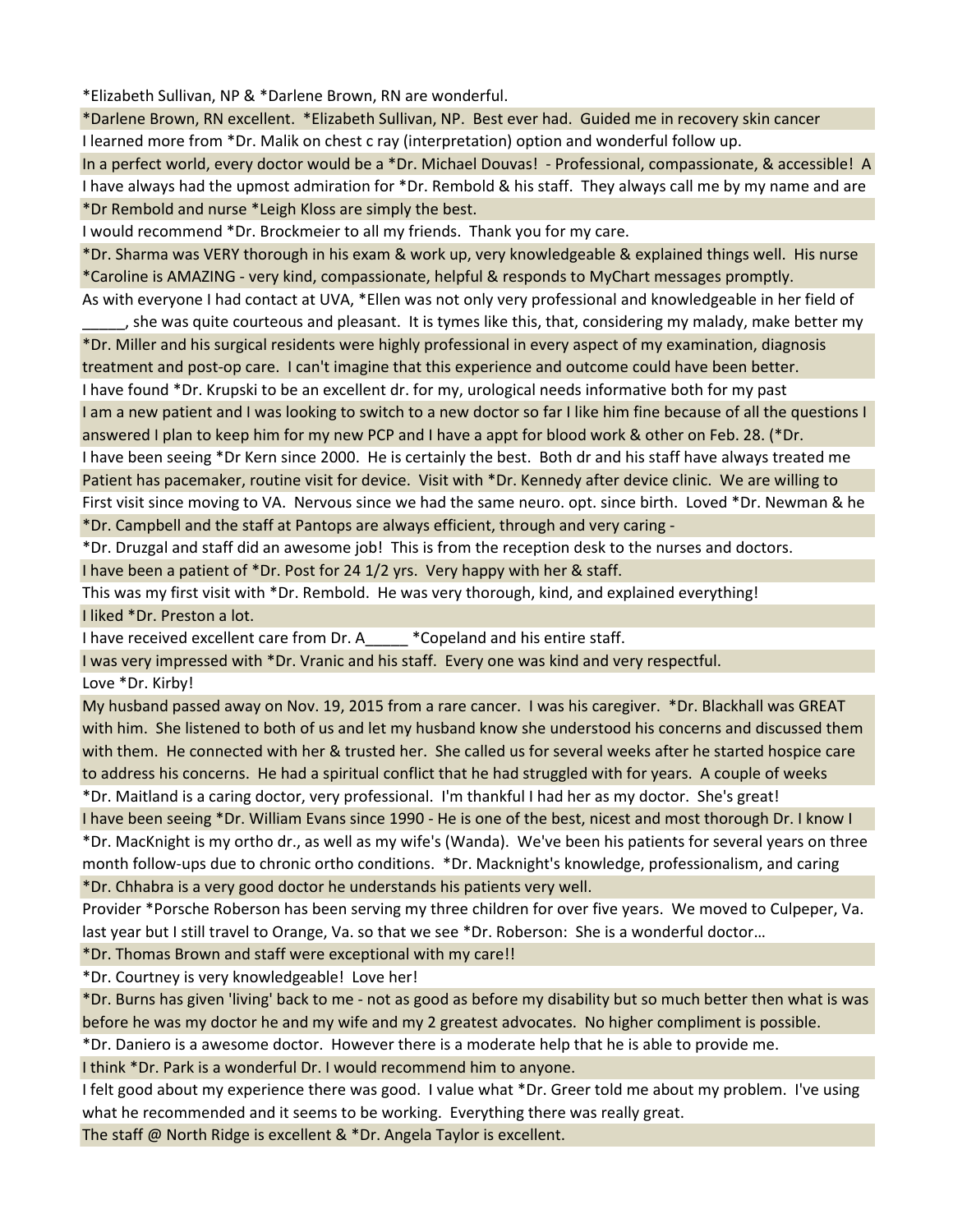*Elizabeth Sullivan, NP & *Darlene Brown, RN are wonderful.

*Darlene Brown, RN excellent. *Elizabeth Sullivan, NP. Best ever had. Guided me in recovery skin cancer

I learned more from *Dr. Malik on chest c ray (interpretation) option and wonderful follow up.

In a perfect world, every doctor would be a *Dr. Michael Douvas! - Professional, compassionate, & accessible! A

I have always had the upmost admiration for *Dr. Rembold & his staff. They always call me by my name and are

*Dr Rembold and nurse *Leigh Kloss are simply the best.

I would recommend *Dr. Brockmeier to all my friends. Thank you for my care.

*Dr. Sharma was VERY thorough in his exam & work up, very knowledgeable & explained things well. His nurse *Caroline is AMAZING - very kind, compassionate, helpful & responds to MyChart messages promptly.

As with everyone I had contact at UVA, *Ellen was not only very professional and knowledgeable in her field of _____, she was quite courteous and pleasant. It is tymes like this, that, considering my malady, make better my

*Dr. Miller and his surgical residents were highly professional in every aspect of my examination, diagnosis treatment and post-op care. I can't imagine that this experience and outcome could have been better.

I have found *Dr. Krupski to be an excellent dr. for my, urological needs informative both for my past

I am a new patient and I was looking to switch to a new doctor so far I like him fine because of all the questions I answered I plan to keep him for my new PCP and I have a appt for blood work & other on Feb. 28. (*Dr.

I have been seeing *Dr Kern since 2000. He is certainly the best. Both dr and his staff have always treated me

Patient has pacemaker, routine visit for device. Visit with *Dr. Kennedy after device clinic. We are willing to

First visit since moving to VA. Nervous since we had the same neuro. opt. since birth. Loved *Dr. Newman & he

*Dr. Campbell and the staff at Pantops are always efficient, through and very caring -

*Dr. Druzgal and staff did an awesome job! This is from the reception desk to the nurses and doctors.

I have been a patient of *Dr. Post for 24 1/2 yrs. Very happy with her & staff.

This was my first visit with *Dr. Rembold. He was very thorough, kind, and explained everything!

I liked *Dr. Preston a lot.

I have received excellent care from Dr. A_____ *Copeland and his entire staff.

I was very impressed with *Dr. Vranic and his staff. Every one was kind and very respectful.

Love *Dr. Kirby!

My husband passed away on Nov. 19, 2015 from a rare cancer. I was his caregiver. *Dr. Blackhall was GREAT with him. She listened to both of us and let my husband know she understood his concerns and discussed them with them. He connected with her & trusted her. She called us for several weeks after he started hospice care to address his concerns. He had a spiritual conflict that he had struggled with for years. A couple of weeks

*Dr. Maitland is a caring doctor, very professional. I'm thankful I had her as my doctor. She's great!

I have been seeing *Dr. William Evans since 1990 - He is one of the best, nicest and most thorough Dr. I know I

*Dr. MacKnight is my ortho dr., as well as my wife's (Wanda). We've been his patients for several years on three month follow-ups due to chronic ortho conditions. *Dr. Macknight's knowledge, professionalism, and caring

*Dr. Chhabra is a very good doctor he understands his patients very well.

Provider *Porsche Roberson has been serving my three children for over five years. We moved to Culpeper, Va. last year but I still travel to Orange, Va. so that we see *Dr. Roberson: She is a wonderful doctor…

*Dr. Thomas Brown and staff were exceptional with my care!!

*Dr. Courtney is very knowledgeable! Love her!

*Dr. Burns has given 'living' back to me - not as good as before my disability but so much better then what is was before he was my doctor he and my wife and my 2 greatest advocates. No higher compliment is possible.

*Dr. Daniero is a awesome doctor. However there is a moderate help that he is able to provide me.

I think *Dr. Park is a wonderful Dr. I would recommend him to anyone.

I felt good about my experience there was good. I value what *Dr. Greer told me about my problem. I've using what he recommended and it seems to be working. Everything there was really great.

The staff @ North Ridge is excellent & *Dr. Angela Taylor is excellent.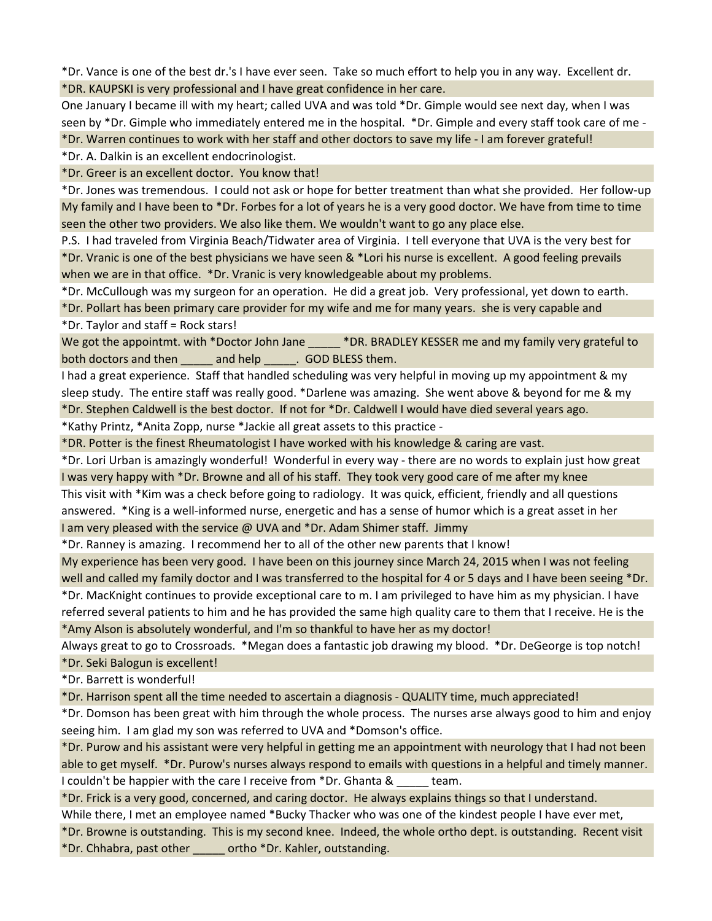*Dr. Vance is one of the best dr.'s I have ever seen. Take so much effort to help you in any way. Excellent dr.

*DR. KAUPSKI is very professional and I have great confidence in her care.

One January I became ill with my heart; called UVA and was told *Dr. Gimple would see next day, when I was seen by *Dr. Gimple who immediately entered me in the hospital. *Dr. Gimple and every staff took care of me -

*Dr. Warren continues to work with her staff and other doctors to save my life - I am forever grateful!

*Dr. A. Dalkin is an excellent endocrinologist.

*Dr. Greer is an excellent doctor. You know that!

*Dr. Jones was tremendous. I could not ask or hope for better treatment than what she provided. Her follow-up

My family and I have been to *Dr. Forbes for a lot of years he is a very good doctor. We have from time to time seen the other two providers. We also like them. We wouldn't want to go any place else.

P.S. I had traveled from Virginia Beach/Tidwater area of Virginia. I tell everyone that UVA is the very best for

*Dr. Vranic is one of the best physicians we have seen & *Lori his nurse is excellent. A good feeling prevails when we are in that office. *Dr. Vranic is very knowledgeable about my problems.

*Dr. McCullough was my surgeon for an operation. He did a great job. Very professional, yet down to earth.

*Dr. Pollart has been primary care provider for my wife and me for many years. she is very capable and

*Dr. Taylor and staff = Rock stars!

We got the appointmt. with *Doctor John Jane _____ *DR. BRADLEY KESSER me and my family very grateful to both doctors and then _____ and help _____. GOD BLESS them.

I had a great experience. Staff that handled scheduling was very helpful in moving up my appointment & my sleep study. The entire staff was really good. *Darlene was amazing. She went above & beyond for me & my

*Dr. Stephen Caldwell is the best doctor. If not for *Dr. Caldwell I would have died several years ago.

*Kathy Printz, *Anita Zopp, nurse *Jackie all great assets to this practice -

*DR. Potter is the finest Rheumatologist I have worked with his knowledge & caring are vast.

*Dr. Lori Urban is amazingly wonderful! Wonderful in every way - there are no words to explain just how great

I was very happy with *Dr. Browne and all of his staff. They took very good care of me after my knee

This visit with *Kim was a check before going to radiology. It was quick, efficient, friendly and all questions answered. *King is a well-informed nurse, energetic and has a sense of humor which is a great asset in her

I am very pleased with the service @ UVA and *Dr. Adam Shimer staff. Jimmy

*Dr. Ranney is amazing. I recommend her to all of the other new parents that I know!

My experience has been very good. I have been on this journey since March 24, 2015 when I was not feeling well and called my family doctor and I was transferred to the hospital for 4 or 5 days and I have been seeing *Dr.

*Dr. MacKnight continues to provide exceptional care to m. I am privileged to have him as my physician. I have referred several patients to him and he has provided the same high quality care to them that I receive. He is the

*Amy Alson is absolutely wonderful, and I'm so thankful to have her as my doctor!

Always great to go to Crossroads. *Megan does a fantastic job drawing my blood. *Dr. DeGeorge is top notch!

*Dr. Seki Balogun is excellent!

*Dr. Barrett is wonderful!

*Dr. Harrison spent all the time needed to ascertain a diagnosis - QUALITY time, much appreciated!

*Dr. Domson has been great with him through the whole process. The nurses arse always good to him and enjoy seeing him. I am glad my son was referred to UVA and *Domson's office.

*Dr. Purow and his assistant were very helpful in getting me an appointment with neurology that I had not been able to get myself. *Dr. Purow's nurses always respond to emails with questions in a helpful and timely manner.

I couldn't be happier with the care I receive from *Dr. Ghanta & _____ team.

*Dr. Frick is a very good, concerned, and caring doctor. He always explains things so that I understand.

While there, I met an employee named *Bucky Thacker who was one of the kindest people I have ever met,

*Dr. Browne is outstanding. This is my second knee. Indeed, the whole ortho dept. is outstanding. Recent visit *Dr. Chhabra, past other _____ ortho *Dr. Kahler, outstanding.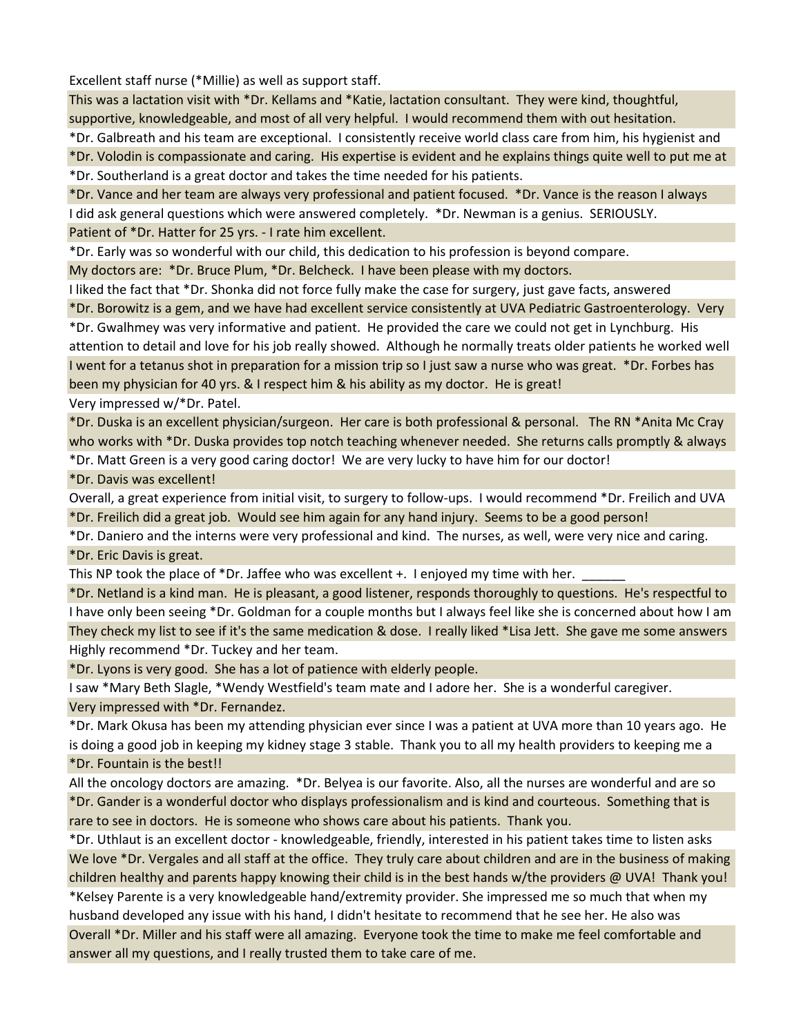Excellent staff nurse (*Millie) as well as support staff.

This was a lactation visit with *Dr. Kellams and *Katie, lactation consultant. They were kind, thoughtful, supportive, knowledgeable, and most of all very helpful. I would recommend them with out hesitation.

*Dr. Galbreath and his team are exceptional. I consistently receive world class care from him, his hygienist and

*Dr. Volodin is compassionate and caring. His expertise is evident and he explains things quite well to put me at

*Dr. Southerland is a great doctor and takes the time needed for his patients.

*Dr. Vance and her team are always very professional and patient focused. *Dr. Vance is the reason I always

I did ask general questions which were answered completely. *Dr. Newman is a genius. SERIOUSLY.

Patient of *Dr. Hatter for 25 yrs. - I rate him excellent.

*Dr. Early was so wonderful with our child, this dedication to his profession is beyond compare.

My doctors are: *Dr. Bruce Plum, *Dr. Belcheck. I have been please with my doctors.

I liked the fact that *Dr. Shonka did not force fully make the case for surgery, just gave facts, answered

*Dr. Borowitz is a gem, and we have had excellent service consistently at UVA Pediatric Gastroenterology. Very

*Dr. Gwalhmey was very informative and patient. He provided the care we could not get in Lynchburg. His attention to detail and love for his job really showed. Although he normally treats older patients he worked well

I went for a tetanus shot in preparation for a mission trip so I just saw a nurse who was great. *Dr. Forbes has been my physician for 40 yrs. & I respect him & his ability as my doctor. He is great!

Very impressed w/*Dr. Patel.

*Dr. Duska is an excellent physician/surgeon. Her care is both professional & personal. The RN *Anita Mc Cray who works with *Dr. Duska provides top notch teaching whenever needed. She returns calls promptly & always

*Dr. Matt Green is a very good caring doctor! We are very lucky to have him for our doctor!

*Dr. Davis was excellent!

Overall, a great experience from initial visit, to surgery to follow-ups. I would recommend *Dr. Freilich and UVA

*Dr. Freilich did a great job. Would see him again for any hand injury. Seems to be a good person!

*Dr. Daniero and the interns were very professional and kind. The nurses, as well, were very nice and caring.

*Dr. Eric Davis is great.

This NP took the place of *Dr. Jaffee who was excellent +. I enjoyed my time with her. ______

*Dr. Netland is a kind man. He is pleasant, a good listener, responds thoroughly to questions. He's respectful to

I have only been seeing *Dr. Goldman for a couple months but I always feel like she is concerned about how I am

They check my list to see if it's the same medication & dose. I really liked *Lisa Jett. She gave me some answers

Highly recommend *Dr. Tuckey and her team.

*Dr. Lyons is very good. She has a lot of patience with elderly people.

I saw *Mary Beth Slagle, *Wendy Westfield's team mate and I adore her. She is a wonderful caregiver.

Very impressed with *Dr. Fernandez.

*Dr. Mark Okusa has been my attending physician ever since I was a patient at UVA more than 10 years ago. He is doing a good job in keeping my kidney stage 3 stable. Thank you to all my health providers to keeping me a

*Dr. Fountain is the best!!

All the oncology doctors are amazing. *Dr. Belyea is our favorite. Also, all the nurses are wonderful and are so

*Dr. Gander is a wonderful doctor who displays professionalism and is kind and courteous. Something that is rare to see in doctors. He is someone who shows care about his patients. Thank you.

*Dr. Uthlaut is an excellent doctor - knowledgeable, friendly, interested in his patient takes time to listen asks

We love *Dr. Vergales and all staff at the office. They truly care about children and are in the business of making children healthy and parents happy knowing their child is in the best hands w/the providers @ UVA! Thank you!

*Kelsey Parente is a very knowledgeable hand/extremity provider. She impressed me so much that when my husband developed any issue with his hand, I didn't hesitate to recommend that he see her. He also was

Overall *Dr. Miller and his staff were all amazing. Everyone took the time to make me feel comfortable and answer all my questions, and I really trusted them to take care of me.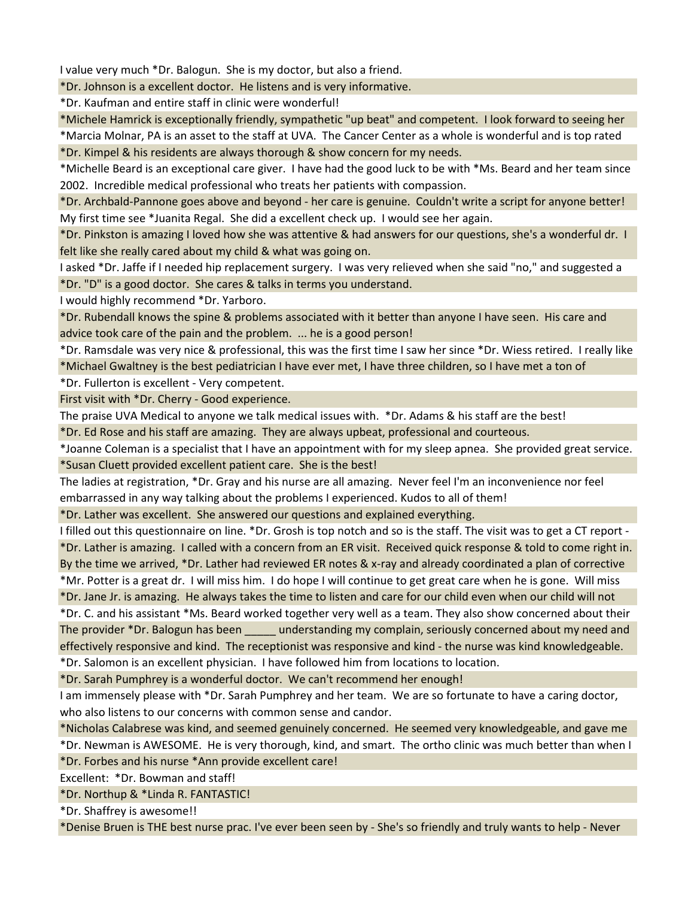I value very much *Dr. Balogun. She is my doctor, but also a friend.

*Dr. Johnson is a excellent doctor. He listens and is very informative.

*Dr. Kaufman and entire staff in clinic were wonderful!

*Michele Hamrick is exceptionally friendly, sympathetic "up beat" and competent. I look forward to seeing her

*Marcia Molnar, PA is an asset to the staff at UVA. The Cancer Center as a whole is wonderful and is top rated

*Dr. Kimpel & his residents are always thorough & show concern for my needs.

*Michelle Beard is an exceptional care giver. I have had the good luck to be with *Ms. Beard and her team since 2002. Incredible medical professional who treats her patients with compassion.

*Dr. Archbald-Pannone goes above and beyond - her care is genuine. Couldn't write a script for anyone better!

My first time see *Juanita Regal. She did a excellent check up. I would see her again.

*Dr. Pinkston is amazing I loved how she was attentive & had answers for our questions, she's a wonderful dr. I felt like she really cared about my child & what was going on.

I asked *Dr. Jaffe if I needed hip replacement surgery. I was very relieved when she said "no," and suggested a

*Dr. "D" is a good doctor. She cares & talks in terms you understand.

I would highly recommend *Dr. Yarboro.

*Dr. Rubendall knows the spine & problems associated with it better than anyone I have seen. His care and advice took care of the pain and the problem. ... he is a good person!

*Dr. Ramsdale was very nice & professional, this was the first time I saw her since *Dr. Wiess retired. I really like

*Michael Gwaltney is the best pediatrician I have ever met, I have three children, so I have met a ton of

*Dr. Fullerton is excellent - Very competent.

First visit with *Dr. Cherry - Good experience.

The praise UVA Medical to anyone we talk medical issues with. *Dr. Adams & his staff are the best!

*Dr. Ed Rose and his staff are amazing. They are always upbeat, professional and courteous.

*Joanne Coleman is a specialist that I have an appointment with for my sleep apnea. She provided great service.

*Susan Cluett provided excellent patient care. She is the best!

The ladies at registration, *Dr. Gray and his nurse are all amazing. Never feel I'm an inconvenience nor feel embarrassed in any way talking about the problems I experienced. Kudos to all of them!

*Dr. Lather was excellent. She answered our questions and explained everything.

I filled out this questionnaire on line. *Dr. Grosh is top notch and so is the staff. The visit was to get a CT report -

*Dr. Lather is amazing. I called with a concern from an ER visit. Received quick response & told to come right in. By the time we arrived, *Dr. Lather had reviewed ER notes & x-ray and already coordinated a plan of corrective

*Mr. Potter is a great dr. I will miss him. I do hope I will continue to get great care when he is gone. Will miss

*Dr. Jane Jr. is amazing. He always takes the time to listen and care for our child even when our child will not

*Dr. C. and his assistant *Ms. Beard worked together very well as a team. They also show concerned about their

The provider *Dr. Balogun has been _____ understanding my complain, seriously concerned about my need and effectively responsive and kind. The receptionist was responsive and kind - the nurse was kind knowledgeable.

*Dr. Salomon is an excellent physician. I have followed him from locations to location.

*Dr. Sarah Pumphrey is a wonderful doctor. We can't recommend her enough!

I am immensely please with *Dr. Sarah Pumphrey and her team. We are so fortunate to have a caring doctor, who also listens to our concerns with common sense and candor.

*Nicholas Calabrese was kind, and seemed genuinely concerned. He seemed very knowledgeable, and gave me

*Dr. Newman is AWESOME. He is very thorough, kind, and smart. The ortho clinic was much better than when I

*Dr. Forbes and his nurse *Ann provide excellent care!

Excellent: *Dr. Bowman and staff!

*Dr. Northup & *Linda R. FANTASTIC!

*Dr. Shaffrey is awesome!!

*Denise Bruen is THE best nurse prac. I've ever been seen by - She's so friendly and truly wants to help - Never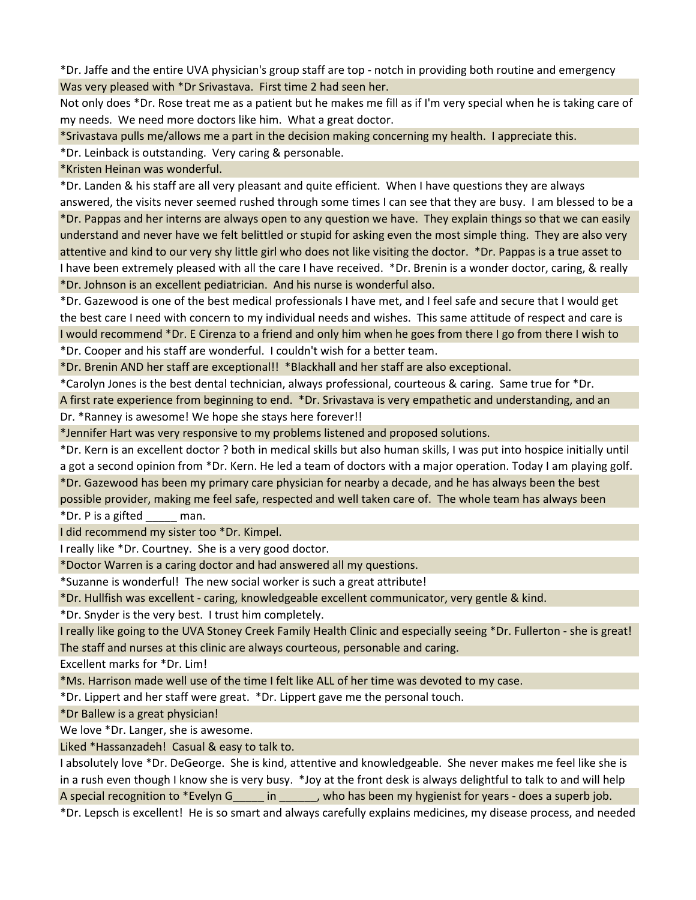*Dr. Jaffe and the entire UVA physician's group staff are top - notch in providing both routine and emergency

Was very pleased with *Dr Srivastava. First time 2 had seen her.

Not only does *Dr. Rose treat me as a patient but he makes me fill as if I'm very special when he is taking care of my needs. We need more doctors like him. What a great doctor.

*Srivastava pulls me/allows me a part in the decision making concerning my health. I appreciate this.

*Dr. Leinback is outstanding. Very caring & personable.

*Kristen Heinan was wonderful.

*Dr. Landen & his staff are all very pleasant and quite efficient. When I have questions they are always answered, the visits never seemed rushed through some times I can see that they are busy. I am blessed to be a

*Dr. Pappas and her interns are always open to any question we have. They explain things so that we can easily understand and never have we felt belittled or stupid for asking even the most simple thing. They are also very attentive and kind to our very shy little girl who does not like visiting the doctor. *Dr. Pappas is a true asset to

I have been extremely pleased with all the care I have received. *Dr. Brenin is a wonder doctor, caring, & really

*Dr. Johnson is an excellent pediatrician. And his nurse is wonderful also.

*Dr. Gazewood is one of the best medical professionals I have met, and I feel safe and secure that I would get the best care I need with concern to my individual needs and wishes. This same attitude of respect and care is

I would recommend *Dr. E Cirenza to a friend and only him when he goes from there I go from there I wish to

*Dr. Cooper and his staff are wonderful. I couldn't wish for a better team.

*Dr. Brenin AND her staff are exceptional!! *Blackhall and her staff are also exceptional.

*Carolyn Jones is the best dental technician, always professional, courteous & caring. Same true for *Dr.

A first rate experience from beginning to end. *Dr. Srivastava is very empathetic and understanding, and an

Dr. *Ranney is awesome! We hope she stays here forever!!

*Jennifer Hart was very responsive to my problems listened and proposed solutions.

*Dr. Kern is an excellent doctor ? both in medical skills but also human skills, I was put into hospice initially until a got a second opinion from *Dr. Kern. He led a team of doctors with a major operation. Today I am playing golf.

*Dr. Gazewood has been my primary care physician for nearby a decade, and he has always been the best possible provider, making me feel safe, respected and well taken care of. The whole team has always been

*Dr. P is a gifted _____ man.

I did recommend my sister too *Dr. Kimpel.

I really like *Dr. Courtney. She is a very good doctor.

*Doctor Warren is a caring doctor and had answered all my questions.

*Suzanne is wonderful! The new social worker is such a great attribute!

*Dr. Hullfish was excellent - caring, knowledgeable excellent communicator, very gentle & kind.

*Dr. Snyder is the very best. I trust him completely.

I really like going to the UVA Stoney Creek Family Health Clinic and especially seeing *Dr. Fullerton - she is great! The staff and nurses at this clinic are always courteous, personable and caring.

Excellent marks for *Dr. Lim!

*Ms. Harrison made well use of the time I felt like ALL of her time was devoted to my case.

*Dr. Lippert and her staff were great. *Dr. Lippert gave me the personal touch.

*Dr Ballew is a great physician!

We love *Dr. Langer, she is awesome.

Liked *Hassanzadeh! Casual & easy to talk to.

I absolutely love *Dr. DeGeorge. She is kind, attentive and knowledgeable. She never makes me feel like she is in a rush even though I know she is very busy. *Joy at the front desk is always delightful to talk to and will help

A special recognition to *Evelyn G_____ in ______, who has been my hygienist for years - does a superb job.

*Dr. Lepsch is excellent! He is so smart and always carefully explains medicines, my disease process, and needed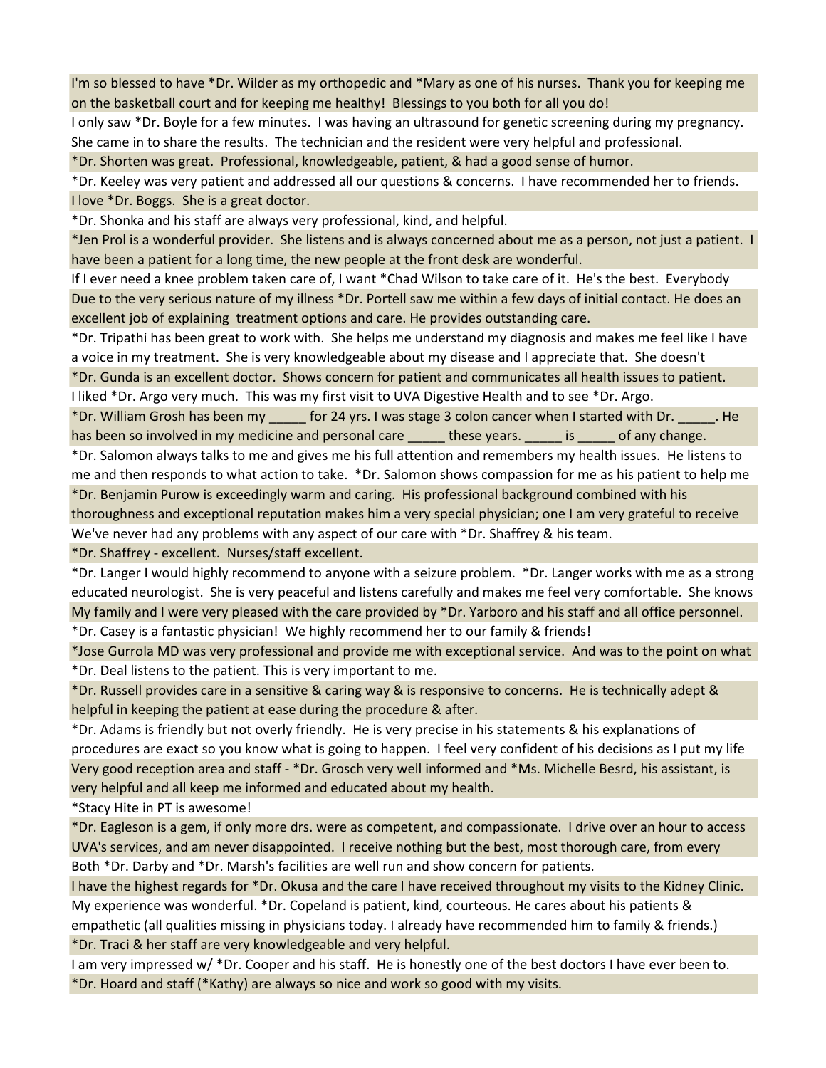I'm so blessed to have *Dr. Wilder as my orthopedic and *Mary as one of his nurses. Thank you for keeping me on the basketball court and for keeping me healthy! Blessings to you both for all you do!

I only saw *Dr. Boyle for a few minutes. I was having an ultrasound for genetic screening during my pregnancy. She came in to share the results. The technician and the resident were very helpful and professional.

*Dr. Shorten was great. Professional, knowledgeable, patient, & had a good sense of humor.

*Dr. Keeley was very patient and addressed all our questions & concerns. I have recommended her to friends.

I love *Dr. Boggs. She is a great doctor.

*Dr. Shonka and his staff are always very professional, kind, and helpful.

*Jen Prol is a wonderful provider. She listens and is always concerned about me as a person, not just a patient. I have been a patient for a long time, the new people at the front desk are wonderful.

If I ever need a knee problem taken care of, I want *Chad Wilson to take care of it. He's the best. Everybody

Due to the very serious nature of my illness *Dr. Portell saw me within a few days of initial contact. He does an excellent job of explaining treatment options and care. He provides outstanding care.

*Dr. Tripathi has been great to work with. She helps me understand my diagnosis and makes me feel like I have a voice in my treatment. She is very knowledgeable about my disease and I appreciate that. She doesn't

*Dr. Gunda is an excellent doctor. Shows concern for patient and communicates all health issues to patient.

I liked *Dr. Argo very much. This was my first visit to UVA Digestive Health and to see *Dr. Argo.

*Dr. William Grosh has been my _____ for 24 yrs. I was stage 3 colon cancer when I started with Dr. _____. He has been so involved in my medicine and personal care _____ these years. _____ is _____ of any change.

*Dr. Salomon always talks to me and gives me his full attention and remembers my health issues. He listens to me and then responds to what action to take. *Dr. Salomon shows compassion for me as his patient to help me

*Dr. Benjamin Purow is exceedingly warm and caring. His professional background combined with his thoroughness and exceptional reputation makes him a very special physician; one I am very grateful to receive

We've never had any problems with any aspect of our care with *Dr. Shaffrey & his team.

*Dr. Shaffrey - excellent. Nurses/staff excellent.

*Dr. Langer I would highly recommend to anyone with a seizure problem. *Dr. Langer works with me as a strong educated neurologist. She is very peaceful and listens carefully and makes me feel very comfortable. She knows

My family and I were very pleased with the care provided by *Dr. Yarboro and his staff and all office personnel.

*Dr. Casey is a fantastic physician! We highly recommend her to our family & friends!

*Jose Gurrola MD was very professional and provide me with exceptional service. And was to the point on what

*Dr. Deal listens to the patient. This is very important to me.

*Dr. Russell provides care in a sensitive & caring way & is responsive to concerns. He is technically adept & helpful in keeping the patient at ease during the procedure & after.

*Dr. Adams is friendly but not overly friendly. He is very precise in his statements & his explanations of procedures are exact so you know what is going to happen. I feel very confident of his decisions as I put my life

Very good reception area and staff - *Dr. Grosch very well informed and *Ms. Michelle Besrd, his assistant, is very helpful and all keep me informed and educated about my health.

*Stacy Hite in PT is awesome!

*Dr. Eagleson is a gem, if only more drs. were as competent, and compassionate. I drive over an hour to access UVA's services, and am never disappointed. I receive nothing but the best, most thorough care, from every

Both *Dr. Darby and *Dr. Marsh's facilities are well run and show concern for patients.

I have the highest regards for *Dr. Okusa and the care I have received throughout my visits to the Kidney Clinic.

My experience was wonderful. *Dr. Copeland is patient, kind, courteous. He cares about his patients & empathetic (all qualities missing in physicians today. I already have recommended him to family & friends.)

*Dr. Traci & her staff are very knowledgeable and very helpful.

I am very impressed w/ *Dr. Cooper and his staff. He is honestly one of the best doctors I have ever been to.

*Dr. Hoard and staff (*Kathy) are always so nice and work so good with my visits.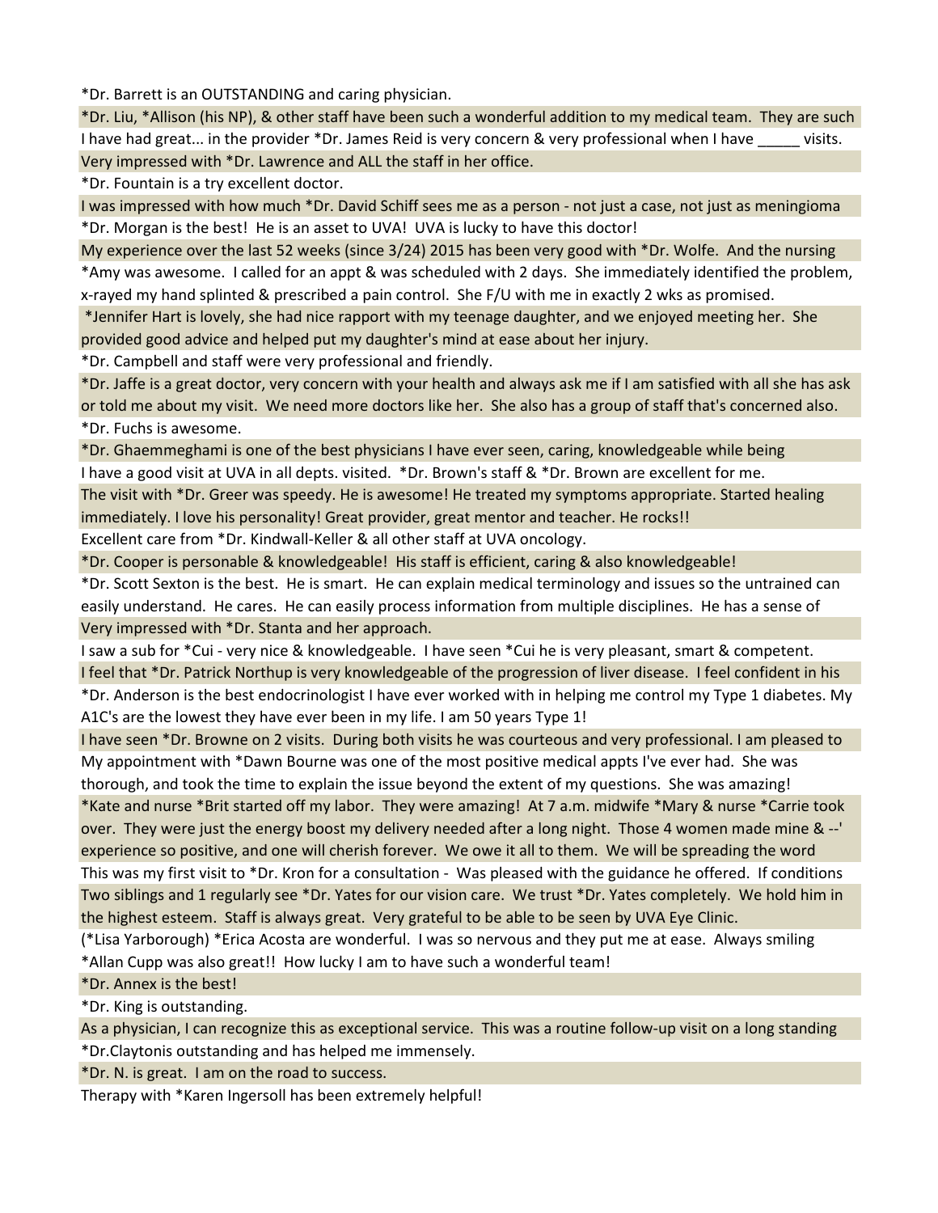*Dr. Barrett is an OUTSTANDING and caring physician.

*Dr. Liu, *Allison (his NP), & other staff have been such a wonderful addition to my medical team. They are such

I have had great... in the provider *Dr. James Reid is very concern & very professional when I have _____ visits.

Very impressed with *Dr. Lawrence and ALL the staff in her office.

*Dr. Fountain is a try excellent doctor.

I was impressed with how much *Dr. David Schiff sees me as a person - not just a case, not just as meningioma

*Dr. Morgan is the best! He is an asset to UVA! UVA is lucky to have this doctor!

My experience over the last 52 weeks (since 3/24) 2015 has been very good with *Dr. Wolfe. And the nursing

*Amy was awesome. I called for an appt & was scheduled with 2 days. She immediately identified the problem, x-rayed my hand splinted & prescribed a pain control. She F/U with me in exactly 2 wks as promised.

*Jennifer Hart is lovely, she had nice rapport with my teenage daughter, and we enjoyed meeting her. She provided good advice and helped put my daughter's mind at ease about her injury.

*Dr. Campbell and staff were very professional and friendly.

*Dr. Jaffe is a great doctor, very concern with your health and always ask me if I am satisfied with all she has ask or told me about my visit. We need more doctors like her. She also has a group of staff that's concerned also.

*Dr. Fuchs is awesome.

*Dr. Ghaemmeghami is one of the best physicians I have ever seen, caring, knowledgeable while being

I have a good visit at UVA in all depts. visited. *Dr. Brown's staff & *Dr. Brown are excellent for me.

The visit with *Dr. Greer was speedy. He is awesome! He treated my symptoms appropriate. Started healing immediately. I love his personality! Great provider, great mentor and teacher. He rocks!!

Excellent care from *Dr. Kindwall-Keller & all other staff at UVA oncology.

*Dr. Cooper is personable & knowledgeable! His staff is efficient, caring & also knowledgeable!

*Dr. Scott Sexton is the best. He is smart. He can explain medical terminology and issues so the untrained can easily understand. He cares. He can easily process information from multiple disciplines. He has a sense of

Very impressed with *Dr. Stanta and her approach.

I saw a sub for *Cui - very nice & knowledgeable. I have seen *Cui he is very pleasant, smart & competent.

I feel that *Dr. Patrick Northup is very knowledgeable of the progression of liver disease. I feel confident in his

*Dr. Anderson is the best endocrinologist I have ever worked with in helping me control my Type 1 diabetes. My A1C's are the lowest they have ever been in my life. I am 50 years Type 1!

I have seen *Dr. Browne on 2 visits. During both visits he was courteous and very professional. I am pleased to

My appointment with *Dawn Bourne was one of the most positive medical appts I've ever had. She was thorough, and took the time to explain the issue beyond the extent of my questions. She was amazing!

*Kate and nurse *Brit started off my labor. They were amazing! At 7 a.m. midwife *Mary & nurse *Carrie took over. They were just the energy boost my delivery needed after a long night. Those 4 women made mine & --' experience so positive, and one will cherish forever. We owe it all to them. We will be spreading the word

This was my first visit to *Dr. Kron for a consultation - Was pleased with the guidance he offered. If conditions

Two siblings and 1 regularly see *Dr. Yates for our vision care. We trust *Dr. Yates completely. We hold him in the highest esteem. Staff is always great. Very grateful to be able to be seen by UVA Eye Clinic.

(*Lisa Yarborough) *Erica Acosta are wonderful. I was so nervous and they put me at ease. Always smiling *Allan Cupp was also great!! How lucky I am to have such a wonderful team!

*Dr. Annex is the best!

*Dr. King is outstanding.

As a physician, I can recognize this as exceptional service. This was a routine follow-up visit on a long standing

*Dr.Claytonis outstanding and has helped me immensely.

*Dr. N. is great. I am on the road to success.

Therapy with *Karen Ingersoll has been extremely helpful!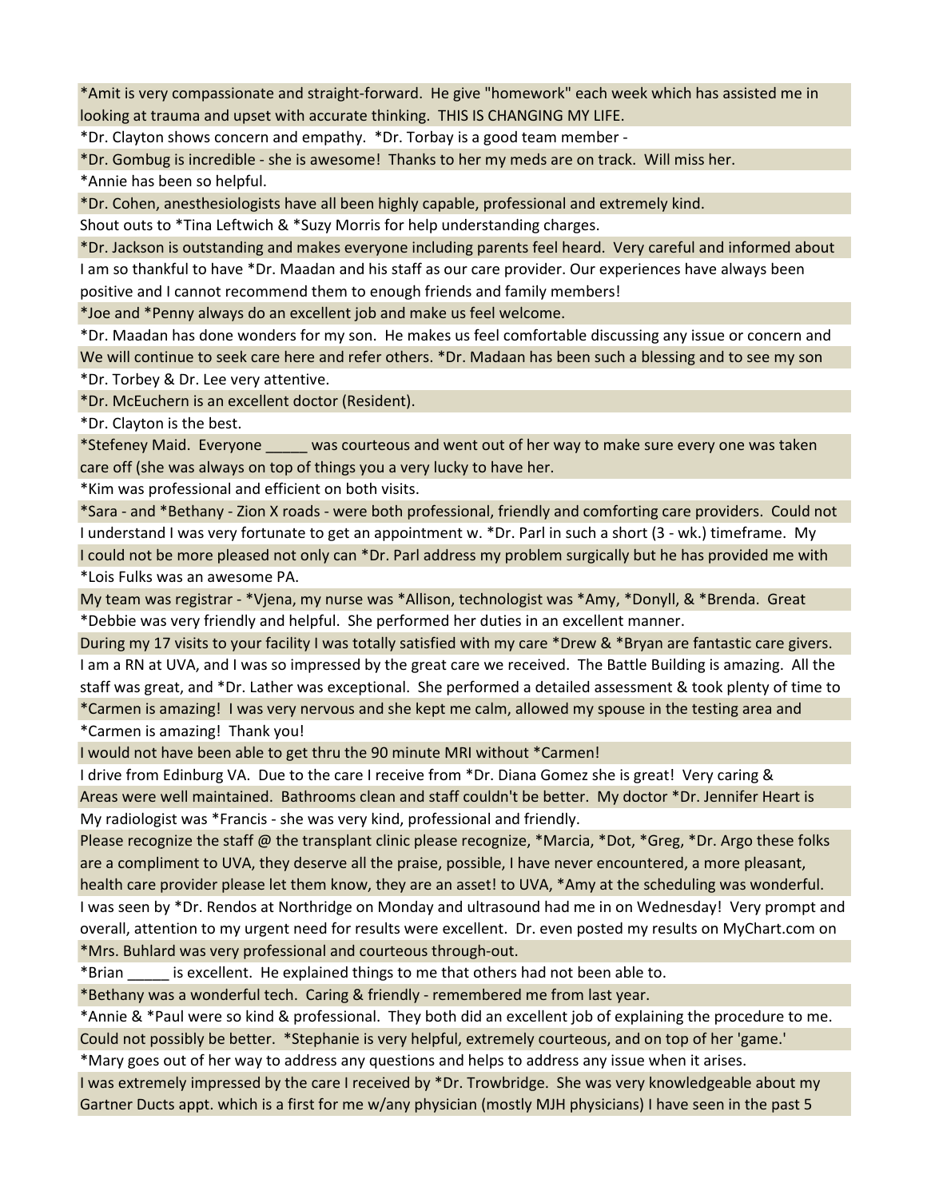*Amit is very compassionate and straight-forward. He give "homework" each week which has assisted me in looking at trauma and upset with accurate thinking. THIS IS CHANGING MY LIFE.

*Dr. Clayton shows concern and empathy. *Dr. Torbay is a good team member -

*Dr. Gombug is incredible - she is awesome! Thanks to her my meds are on track. Will miss her.

*Annie has been so helpful.

*Dr. Cohen, anesthesiologists have all been highly capable, professional and extremely kind.

Shout outs to *Tina Leftwich & *Suzy Morris for help understanding charges.

*Dr. Jackson is outstanding and makes everyone including parents feel heard. Very careful and informed about

I am so thankful to have *Dr. Maadan and his staff as our care provider. Our experiences have always been positive and I cannot recommend them to enough friends and family members!

*Joe and *Penny always do an excellent job and make us feel welcome.

*Dr. Maadan has done wonders for my son. He makes us feel comfortable discussing any issue or concern and

We will continue to seek care here and refer others. *Dr. Madaan has been such a blessing and to see my son

*Dr. Torbey & Dr. Lee very attentive.

*Dr. McEuchern is an excellent doctor (Resident).

*Dr. Clayton is the best.

*Stefeney Maid. Everyone _____ was courteous and went out of her way to make sure every one was taken care off (she was always on top of things you a very lucky to have her.

*Kim was professional and efficient on both visits.

*Sara - and *Bethany - Zion X roads - were both professional, friendly and comforting care providers. Could not

I understand I was very fortunate to get an appointment w. *Dr. Parl in such a short (3 - wk.) timeframe. My

I could not be more pleased not only can *Dr. Parl address my problem surgically but he has provided me with

*Lois Fulks was an awesome PA.

My team was registrar - *Vjena, my nurse was *Allison, technologist was *Amy, *Donyll, & *Brenda. Great

*Debbie was very friendly and helpful. She performed her duties in an excellent manner.

During my 17 visits to your facility I was totally satisfied with my care *Drew & *Bryan are fantastic care givers.

I am a RN at UVA, and I was so impressed by the great care we received. The Battle Building is amazing. All the staff was great, and *Dr. Lather was exceptional. She performed a detailed assessment & took plenty of time to

*Carmen is amazing! I was very nervous and she kept me calm, allowed my spouse in the testing area and

*Carmen is amazing! Thank you!

I would not have been able to get thru the 90 minute MRI without *Carmen!

I drive from Edinburg VA. Due to the care I receive from *Dr. Diana Gomez she is great! Very caring &

Areas were well maintained. Bathrooms clean and staff couldn't be better. My doctor *Dr. Jennifer Heart is

My radiologist was *Francis - she was very kind, professional and friendly.

Please recognize the staff @ the transplant clinic please recognize, *Marcia, *Dot, *Greg, *Dr. Argo these folks are a compliment to UVA, they deserve all the praise, possible, I have never encountered, a more pleasant, health care provider please let them know, they are an asset! to UVA, *Amy at the scheduling was wonderful.

I was seen by *Dr. Rendos at Northridge on Monday and ultrasound had me in on Wednesday! Very prompt and overall, attention to my urgent need for results were excellent. Dr. even posted my results on MyChart.com on

*Mrs. Buhlard was very professional and courteous through-out.

*Brian _____ is excellent. He explained things to me that others had not been able to.

*Bethany was a wonderful tech. Caring & friendly - remembered me from last year.

*Annie & *Paul were so kind & professional. They both did an excellent job of explaining the procedure to me.

Could not possibly be better. *Stephanie is very helpful, extremely courteous, and on top of her 'game.'

*Mary goes out of her way to address any questions and helps to address any issue when it arises.

I was extremely impressed by the care I received by *Dr. Trowbridge. She was very knowledgeable about my Gartner Ducts appt. which is a first for me w/any physician (mostly MJH physicians) I have seen in the past 5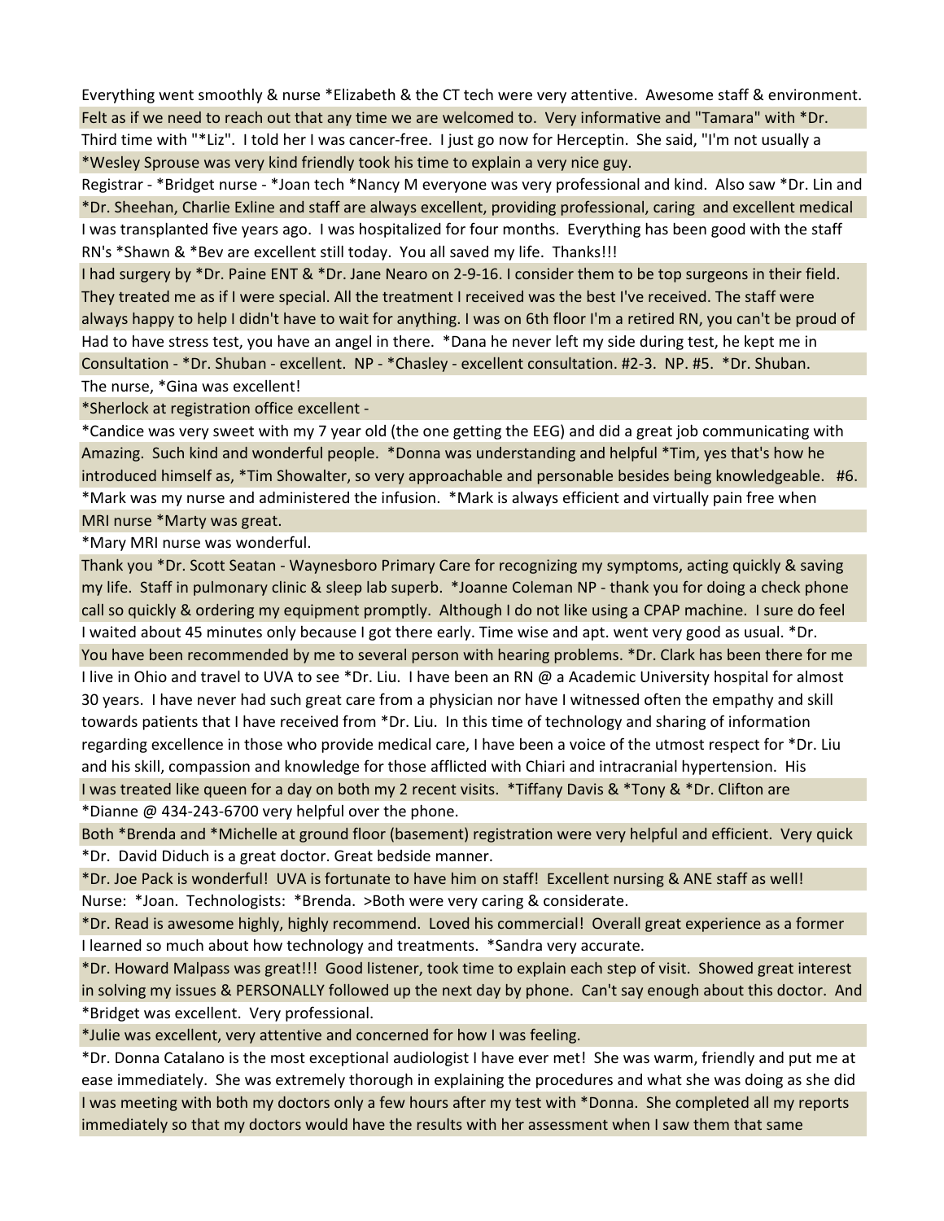Everything went smoothly & nurse *Elizabeth & the CT tech were very attentive. Awesome staff & environment.

Felt as if we need to reach out that any time we are welcomed to. Very informative and "Tamara" with *Dr.

Third time with "*Liz". I told her I was cancer-free. I just go now for Herceptin. She said, "I'm not usually a

*Wesley Sprouse was very kind friendly took his time to explain a very nice guy.

Registrar - *Bridget nurse - *Joan tech *Nancy M everyone was very professional and kind. Also saw *Dr. Lin and

*Dr. Sheehan, Charlie Exline and staff are always excellent, providing professional, caring and excellent medical

I was transplanted five years ago. I was hospitalized for four months. Everything has been good with the staff RN's *Shawn & *Bev are excellent still today. You all saved my life. Thanks!!!

I had surgery by *Dr. Paine ENT & *Dr. Jane Nearo on 2-9-16. I consider them to be top surgeons in their field. They treated me as if I were special. All the treatment I received was the best I've received. The staff were always happy to help I didn't have to wait for anything. I was on 6th floor I'm a retired RN, you can't be proud of

Had to have stress test, you have an angel in there. *Dana he never left my side during test, he kept me in

Consultation - *Dr. Shuban - excellent. NP - *Chasley - excellent consultation. #2-3. NP. #5. *Dr. Shuban.

The nurse, *Gina was excellent!

*Sherlock at registration office excellent -

*Candice was very sweet with my 7 year old (the one getting the EEG) and did a great job communicating with

Amazing. Such kind and wonderful people. *Donna was understanding and helpful *Tim, yes that's how he introduced himself as, *Tim Showalter, so very approachable and personable besides being knowledgeable. #6.

*Mark was my nurse and administered the infusion. *Mark is always efficient and virtually pain free when

MRI nurse *Marty was great.

*Mary MRI nurse was wonderful.

Thank you *Dr. Scott Seatan - Waynesboro Primary Care for recognizing my symptoms, acting quickly & saving my life. Staff in pulmonary clinic & sleep lab superb. *Joanne Coleman NP - thank you for doing a check phone call so quickly & ordering my equipment promptly. Although I do not like using a CPAP machine. I sure do feel

I waited about 45 minutes only because I got there early. Time wise and apt. went very good as usual. *Dr.

You have been recommended by me to several person with hearing problems. *Dr. Clark has been there for me

I live in Ohio and travel to UVA to see *Dr. Liu. I have been an RN @ a Academic University hospital for almost 30 years. I have never had such great care from a physician nor have I witnessed often the empathy and skill towards patients that I have received from *Dr. Liu. In this time of technology and sharing of information regarding excellence in those who provide medical care, I have been a voice of the utmost respect for *Dr. Liu and his skill, compassion and knowledge for those afflicted with Chiari and intracranial hypertension. His

I was treated like queen for a day on both my 2 recent visits. *Tiffany Davis & *Tony & *Dr. Clifton are

*Dianne @ 434-243-6700 very helpful over the phone.

Both *Brenda and *Michelle at ground floor (basement) registration were very helpful and efficient. Very quick

*Dr. David Diduch is a great doctor. Great bedside manner.

*Dr. Joe Pack is wonderful! UVA is fortunate to have him on staff! Excellent nursing & ANE staff as well!

Nurse: *Joan. Technologists: *Brenda. >Both were very caring & considerate.

*Dr. Read is awesome highly, highly recommend. Loved his commercial! Overall great experience as a former

I learned so much about how technology and treatments. *Sandra very accurate.

*Dr. Howard Malpass was great!!! Good listener, took time to explain each step of visit. Showed great interest in solving my issues & PERSONALLY followed up the next day by phone. Can't say enough about this doctor. And

*Bridget was excellent. Very professional.

*Julie was excellent, very attentive and concerned for how I was feeling.

*Dr. Donna Catalano is the most exceptional audiologist I have ever met! She was warm, friendly and put me at ease immediately. She was extremely thorough in explaining the procedures and what she was doing as she did

I was meeting with both my doctors only a few hours after my test with *Donna. She completed all my reports immediately so that my doctors would have the results with her assessment when I saw them that same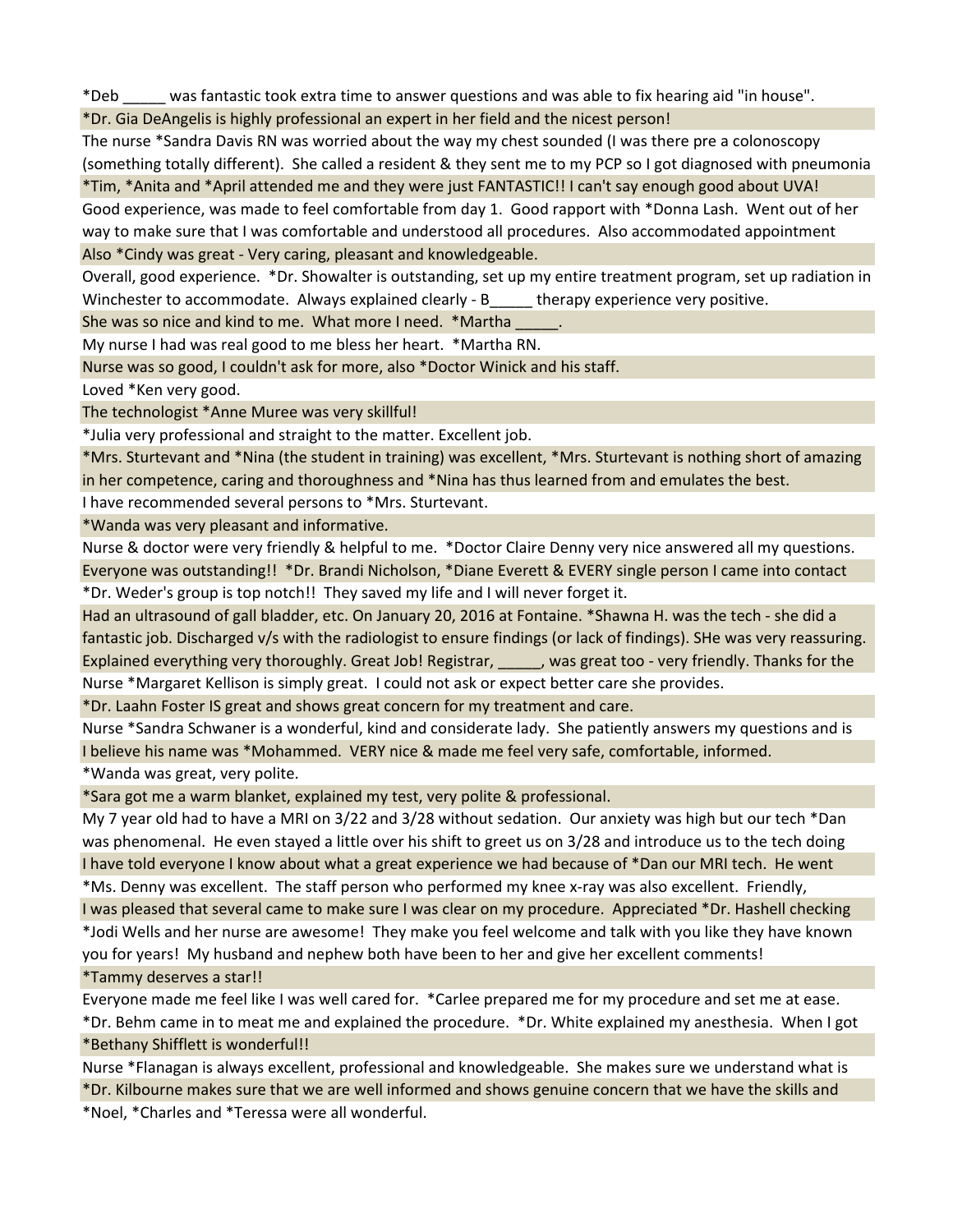*Deb _____ was fantastic took extra time to answer questions and was able to fix hearing aid "in house".

*Dr. Gia DeAngelis is highly professional an expert in her field and the nicest person!

The nurse *Sandra Davis RN was worried about the way my chest sounded (I was there pre a colonoscopy (something totally different). She called a resident & they sent me to my PCP so I got diagnosed with pneumonia

*Tim, *Anita and *April attended me and they were just FANTASTIC!! I can't say enough good about UVA!

Good experience, was made to feel comfortable from day 1. Good rapport with *Donna Lash. Went out of her way to make sure that I was comfortable and understood all procedures. Also accommodated appointment

Also *Cindy was great - Very caring, pleasant and knowledgeable.

Overall, good experience. *Dr. Showalter is outstanding, set up my entire treatment program, set up radiation in Winchester to accommodate. Always explained clearly - B_____ therapy experience very positive.

She was so nice and kind to me. What more I need. *Martha _____.

My nurse I had was real good to me bless her heart. *Martha RN.

Nurse was so good, I couldn't ask for more, also *Doctor Winick and his staff.

Loved *Ken very good.

The technologist *Anne Muree was very skillful!

*Julia very professional and straight to the matter. Excellent job.

*Mrs. Sturtevant and *Nina (the student in training) was excellent, *Mrs. Sturtevant is nothing short of amazing in her competence, caring and thoroughness and *Nina has thus learned from and emulates the best.

I have recommended several persons to *Mrs. Sturtevant.

*Wanda was very pleasant and informative.

Nurse & doctor were very friendly & helpful to me. *Doctor Claire Denny very nice answered all my questions.

Everyone was outstanding!! *Dr. Brandi Nicholson, *Diane Everett & EVERY single person I came into contact

*Dr. Weder's group is top notch!! They saved my life and I will never forget it.

Had an ultrasound of gall bladder, etc. On January 20, 2016 at Fontaine. *Shawna H. was the tech - she did a fantastic job. Discharged v/s with the radiologist to ensure findings (or lack of findings). SHe was very reassuring. Explained everything very thoroughly. Great Job! Registrar, _____, was great too - very friendly. Thanks for the

Nurse *Margaret Kellison is simply great. I could not ask or expect better care she provides.

*Dr. Laahn Foster IS great and shows great concern for my treatment and care.

Nurse *Sandra Schwaner is a wonderful, kind and considerate lady. She patiently answers my questions and is

I believe his name was *Mohammed. VERY nice & made me feel very safe, comfortable, informed.

*Wanda was great, very polite.

*Sara got me a warm blanket, explained my test, very polite & professional.

My 7 year old had to have a MRI on 3/22 and 3/28 without sedation. Our anxiety was high but our tech *Dan was phenomenal. He even stayed a little over his shift to greet us on 3/28 and introduce us to the tech doing

I have told everyone I know about what a great experience we had because of *Dan our MRI tech. He went

*Ms. Denny was excellent. The staff person who performed my knee x-ray was also excellent. Friendly,

I was pleased that several came to make sure I was clear on my procedure. Appreciated *Dr. Hashell checking

*Jodi Wells and her nurse are awesome! They make you feel welcome and talk with you like they have known you for years! My husband and nephew both have been to her and give her excellent comments!

*Tammy deserves a star!!

Everyone made me feel like I was well cared for. *Carlee prepared me for my procedure and set me at ease. *Dr. Behm came in to meat me and explained the procedure. *Dr. White explained my anesthesia. When I got

*Bethany Shifflett is wonderful!!

Nurse *Flanagan is always excellent, professional and knowledgeable. She makes sure we understand what is

*Dr. Kilbourne makes sure that we are well informed and shows genuine concern that we have the skills and

*Noel, *Charles and *Teressa were all wonderful.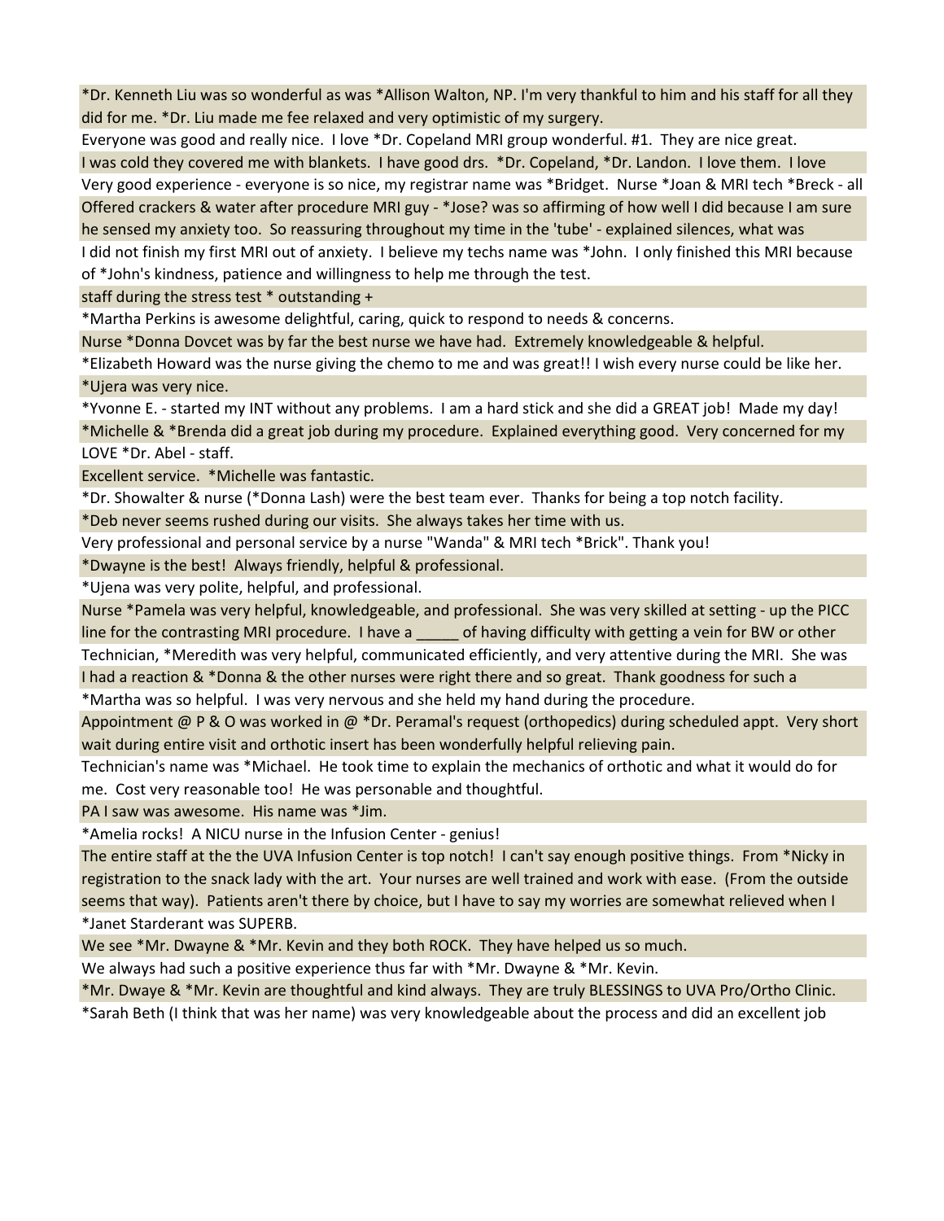*Dr. Kenneth Liu was so wonderful as was *Allison Walton, NP. I'm very thankful to him and his staff for all they did for me. *Dr. Liu made me fee relaxed and very optimistic of my surgery.

Everyone was good and really nice. I love *Dr. Copeland MRI group wonderful. #1. They are nice great.

I was cold they covered me with blankets. I have good drs. *Dr. Copeland, *Dr. Landon. I love them. I love

Very good experience - everyone is so nice, my registrar name was *Bridget. Nurse *Joan & MRI tech *Breck - all

Offered crackers & water after procedure MRI guy - *Jose? was so affirming of how well I did because I am sure he sensed my anxiety too. So reassuring throughout my time in the 'tube' - explained silences, what was

I did not finish my first MRI out of anxiety. I believe my techs name was *John. I only finished this MRI because of *John's kindness, patience and willingness to help me through the test.

staff during the stress test * outstanding +

*Martha Perkins is awesome delightful, caring, quick to respond to needs & concerns.

Nurse *Donna Dovcet was by far the best nurse we have had. Extremely knowledgeable & helpful.

*Elizabeth Howard was the nurse giving the chemo to me and was great!! I wish every nurse could be like her.

*Ujera was very nice.

*Yvonne E. - started my INT without any problems. I am a hard stick and she did a GREAT job! Made my day!

*Michelle & *Brenda did a great job during my procedure. Explained everything good. Very concerned for my

LOVE *Dr. Abel - staff.

Excellent service. *Michelle was fantastic.

*Dr. Showalter & nurse (*Donna Lash) were the best team ever. Thanks for being a top notch facility.

*Deb never seems rushed during our visits. She always takes her time with us.

Very professional and personal service by a nurse "Wanda" & MRI tech *Brick". Thank you!

*Dwayne is the best! Always friendly, helpful & professional.

*Ujena was very polite, helpful, and professional.

Nurse *Pamela was very helpful, knowledgeable, and professional. She was very skilled at setting - up the PICC line for the contrasting MRI procedure. I have a _____ of having difficulty with getting a vein for BW or other

Technician, *Meredith was very helpful, communicated efficiently, and very attentive during the MRI. She was

I had a reaction & *Donna & the other nurses were right there and so great. Thank goodness for such a

*Martha was so helpful. I was very nervous and she held my hand during the procedure.

Appointment @ P & O was worked in @ *Dr. Peramal's request (orthopedics) during scheduled appt. Very short wait during entire visit and orthotic insert has been wonderfully helpful relieving pain.

Technician's name was *Michael. He took time to explain the mechanics of orthotic and what it would do for me. Cost very reasonable too! He was personable and thoughtful.

PA I saw was awesome. His name was *Jim.

*Amelia rocks! A NICU nurse in the Infusion Center - genius!

The entire staff at the the UVA Infusion Center is top notch! I can't say enough positive things. From *Nicky in registration to the snack lady with the art. Your nurses are well trained and work with ease. (From the outside seems that way). Patients aren't there by choice, but I have to say my worries are somewhat relieved when I

*Janet Starderant was SUPERB.

We see *Mr. Dwayne & *Mr. Kevin and they both ROCK. They have helped us so much.

We always had such a positive experience thus far with *Mr. Dwayne & *Mr. Kevin.

*Mr. Dwaye & *Mr. Kevin are thoughtful and kind always. They are truly BLESSINGS to UVA Pro/Ortho Clinic.

*Sarah Beth (I think that was her name) was very knowledgeable about the process and did an excellent job